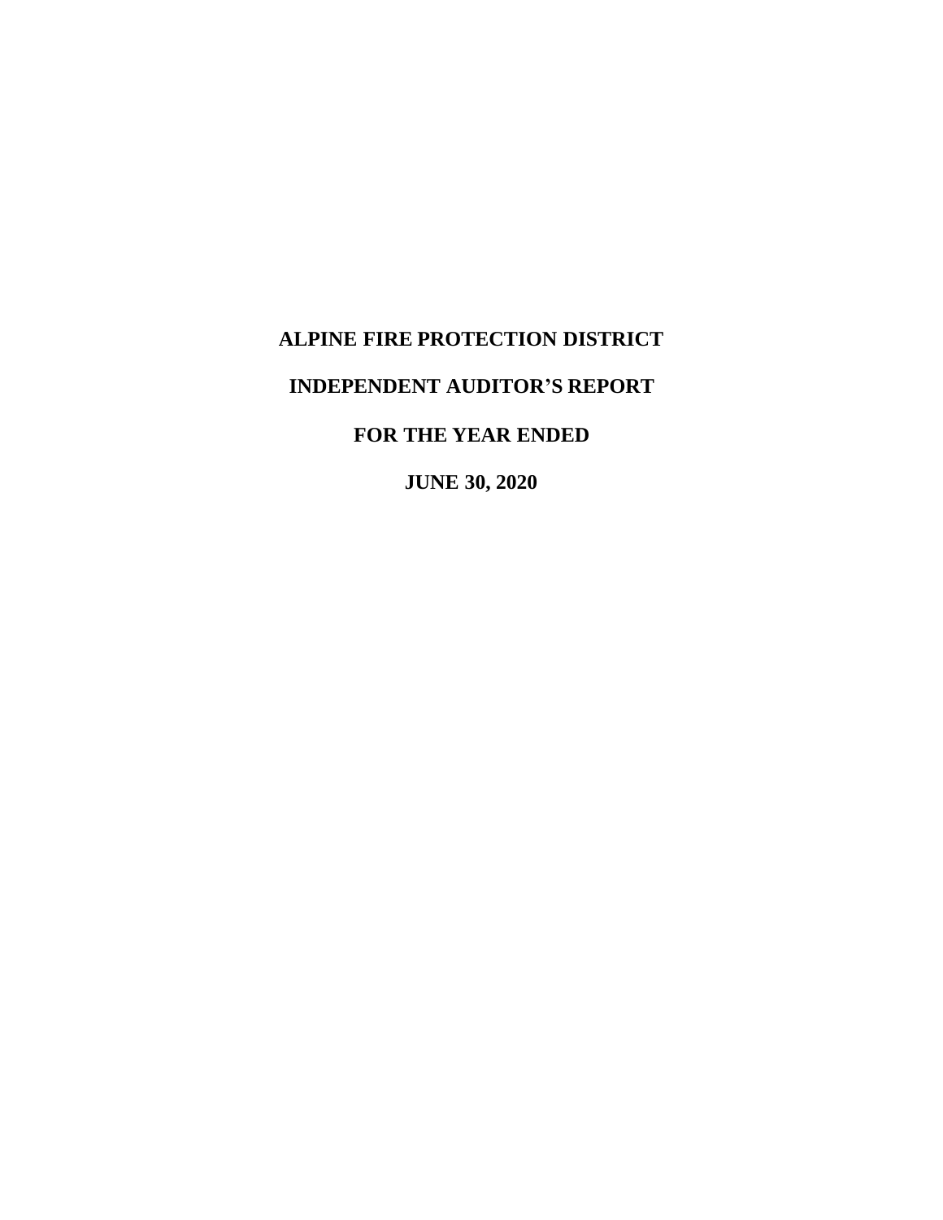# ALPINE FIRE PROTECTION DISTRICT

# INDEPENDENT AUDITOR'S REPORT

# FOR THE YEAR ENDED

# JUNE 30, 2020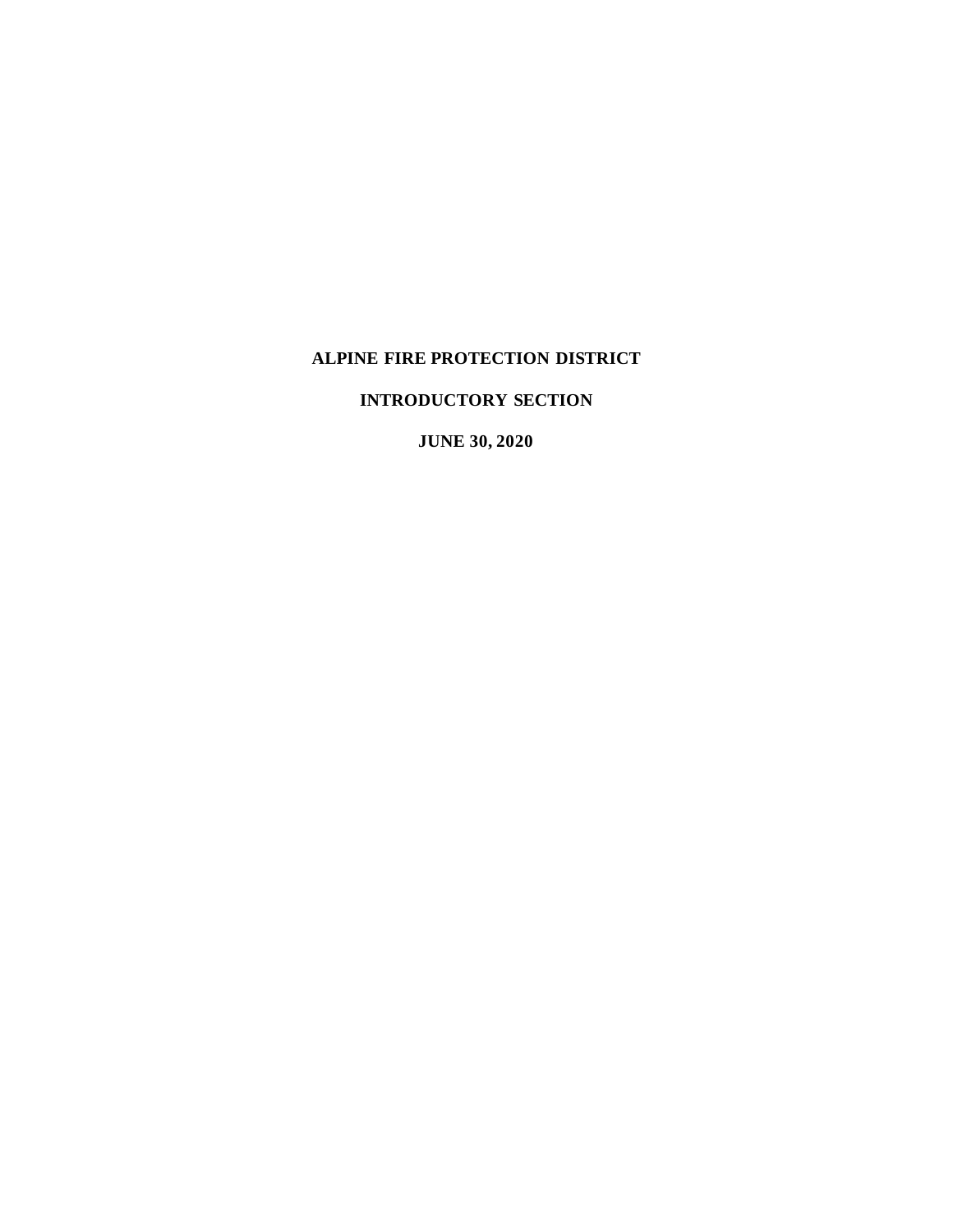**ALPINE FIRE PROTECTION DISTRICT**

**INTRODUCTORY SECTION**

**JUNE 30, 2020**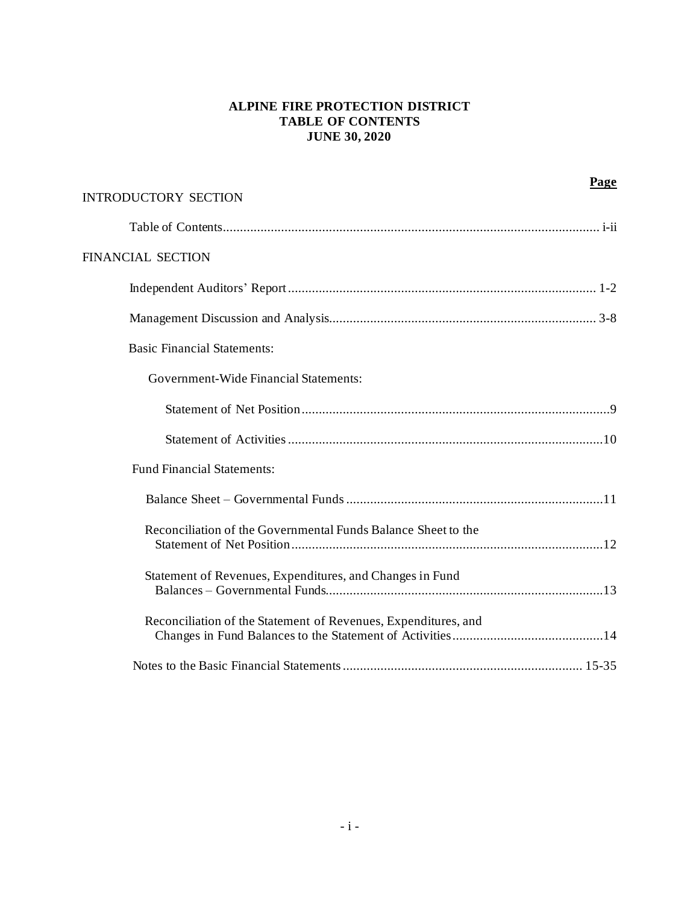**ALPINE FIRE PROTECTION DISTRICT**
**TABLE OF CONTENTS**
**JUNE 30, 2020**

| | **Page** |
|---|---|
| INTRODUCTORY SECTION | |
| Table of Contents | i-ii |
| FINANCIAL SECTION | |
| Independent Auditors' Report | 1-2 |
| Management Discussion and Analysis | 3-8 |
| Basic Financial Statements: | |
| Government-Wide Financial Statements: | |
| Statement of Net Position | 9 |
| Statement of Activities | 10 |
| Fund Financial Statements: | |
| Balance Sheet – Governmental Funds | 11 |
| Reconciliation of the Governmental Funds Balance Sheet to the Statement of Net Position | 12 |
| Statement of Revenues, Expenditures, and Changes in Fund Balances – Governmental Funds | 13 |
| Reconciliation of the Statement of Revenues, Expenditures, and Changes in Fund Balances to the Statement of Activities | 14 |
| Notes to the Basic Financial Statements | 15-35 |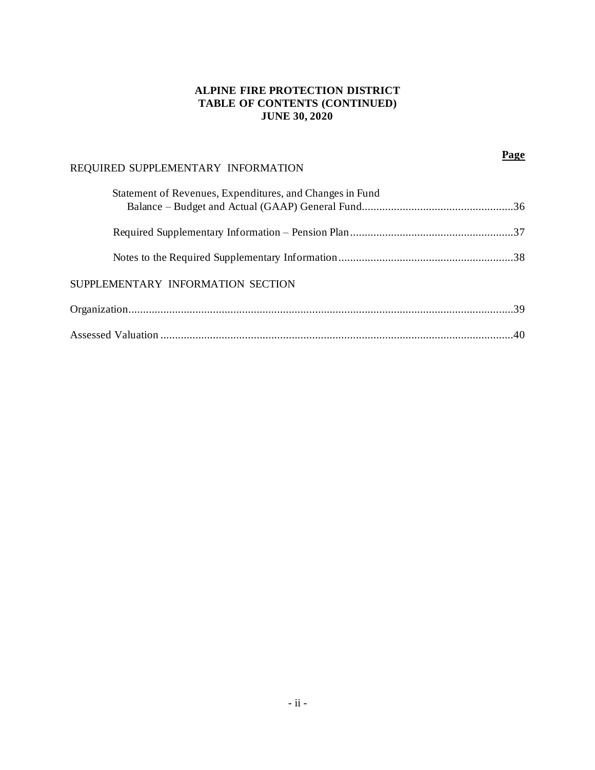**ALPINE FIRE PROTECTION DISTRICT**
**TABLE OF CONTENTS (CONTINUED)**
**JUNE 30, 2020**

| | **Page** |
|---|---|
| REQUIRED SUPPLEMENTARY INFORMATION | |
| Statement of Revenues, Expenditures, and Changes in Fund Balance – Budget and Actual (GAAP) General Fund | 36 |
| Required Supplementary Information – Pension Plan | 37 |
| Notes to the Required Supplementary Information | 38 |
| SUPPLEMENTARY INFORMATION SECTION | |
| Organization | 39 |
| Assessed Valuation | 40 |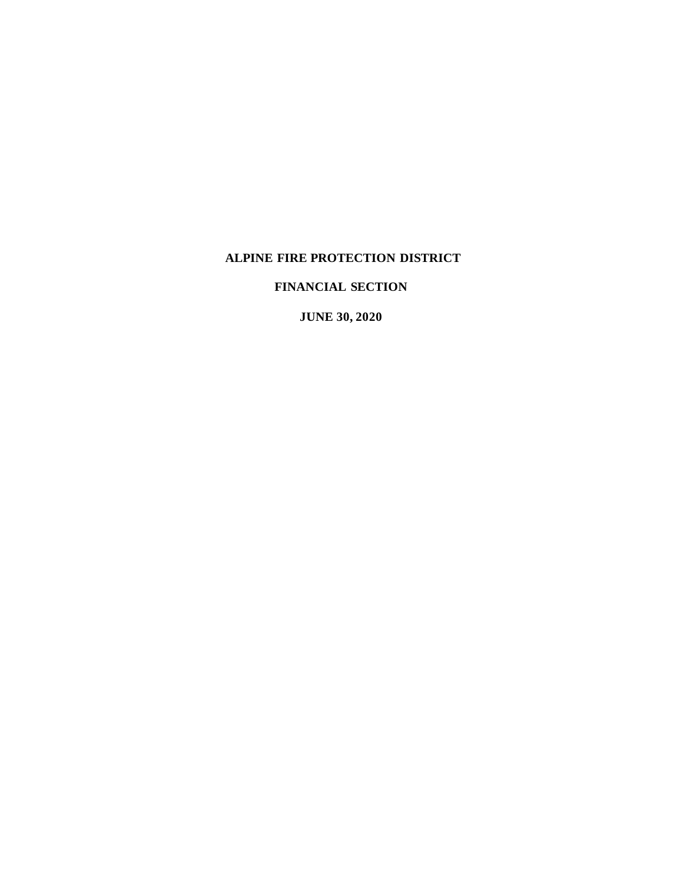# ALPINE FIRE PROTECTION DISTRICT

## FINANCIAL SECTION

### JUNE 30, 2020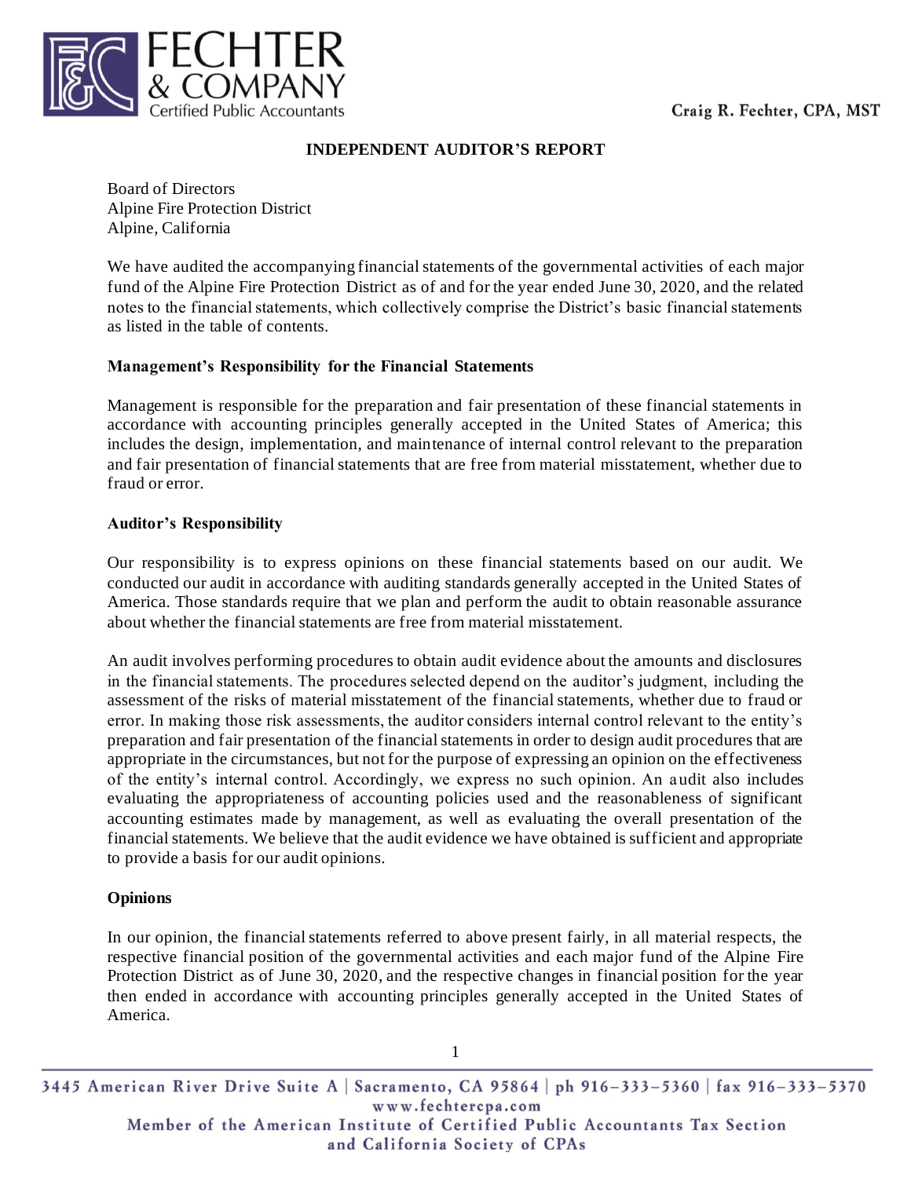FECHTER & COMPANY
Certified Public Accountants

Craig R. Fechter, CPA, MST

## INDEPENDENT AUDITOR'S REPORT

Board of Directors
Alpine Fire Protection District
Alpine, California

We have audited the accompanying financial statements of the governmental activities of each major fund of the Alpine Fire Protection District as of and for the year ended June 30, 2020, and the related notes to the financial statements, which collectively comprise the District's basic financial statements as listed in the table of contents.

### Management's Responsibility for the Financial Statements

Management is responsible for the preparation and fair presentation of these financial statements in accordance with accounting principles generally accepted in the United States of America; this includes the design, implementation, and maintenance of internal control relevant to the preparation and fair presentation of financial statements that are free from material misstatement, whether due to fraud or error.

### Auditor's Responsibility

Our responsibility is to express opinions on these financial statements based on our audit. We conducted our audit in accordance with auditing standards generally accepted in the United States of America. Those standards require that we plan and perform the audit to obtain reasonable assurance about whether the financial statements are free from material misstatement.

An audit involves performing procedures to obtain audit evidence about the amounts and disclosures in the financial statements. The procedures selected depend on the auditor's judgment, including the assessment of the risks of material misstatement of the financial statements, whether due to fraud or error. In making those risk assessments, the auditor considers internal control relevant to the entity's preparation and fair presentation of the financial statements in order to design audit procedures that are appropriate in the circumstances, but not for the purpose of expressing an opinion on the effectiveness of the entity's internal control. Accordingly, we express no such opinion. An audit also includes evaluating the appropriateness of accounting policies used and the reasonableness of significant accounting estimates made by management, as well as evaluating the overall presentation of the financial statements. We believe that the audit evidence we have obtained is sufficient and appropriate to provide a basis for our audit opinions.

### Opinions

In our opinion, the financial statements referred to above present fairly, in all material respects, the respective financial position of the governmental activities and each major fund of the Alpine Fire Protection District as of June 30, 2020, and the respective changes in financial position for the year then ended in accordance with accounting principles generally accepted in the United States of America.

3445 American River Drive Suite A | Sacramento, CA 95864 | ph 916-333-5360 | fax 916-333-5370
www.fechtercpa.com
Member of the American Institute of Certified Public Accountants Tax Section
and California Society of CPAs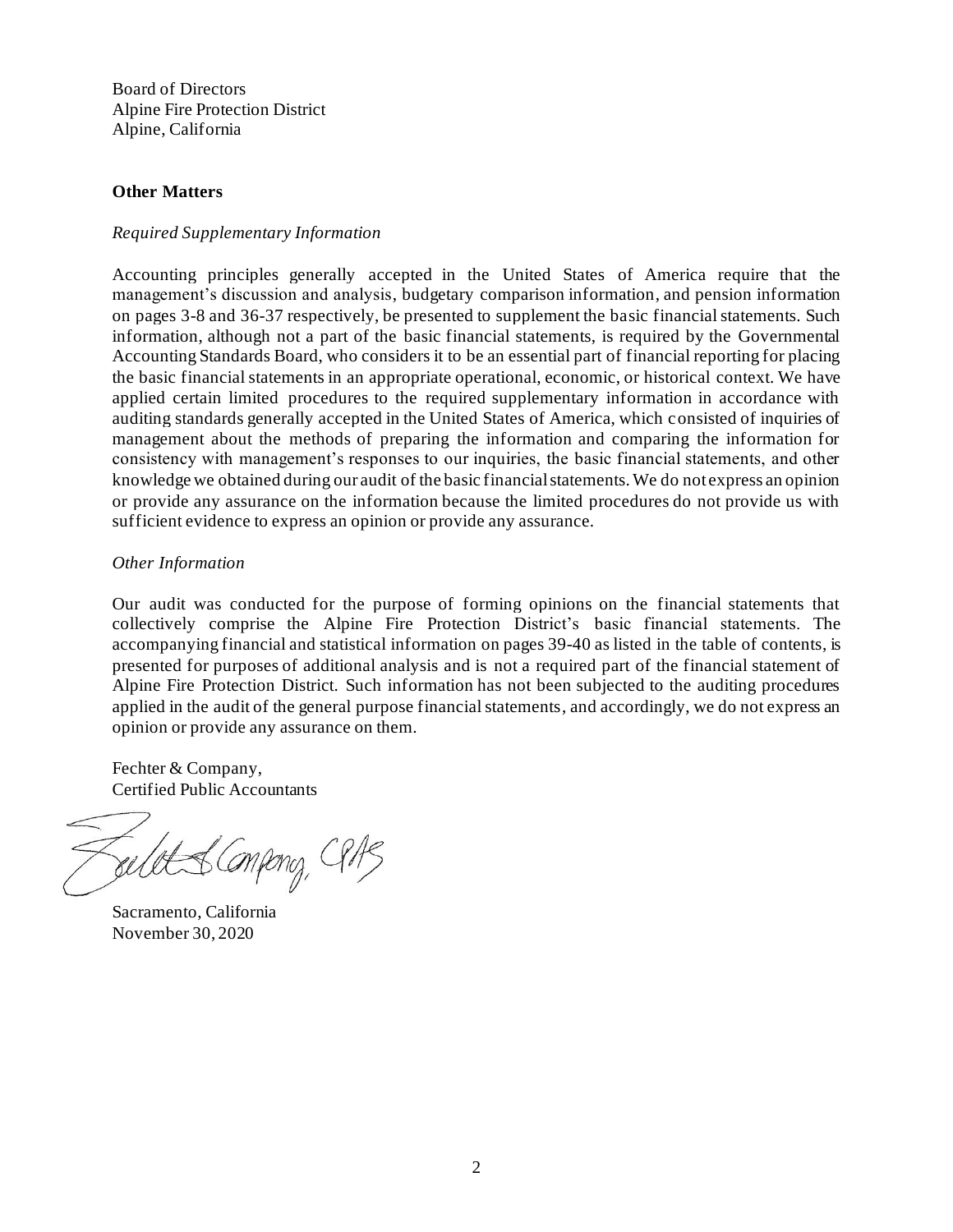Board of Directors
Alpine Fire Protection District
Alpine, California

**Other Matters**

*Required Supplementary Information*

Accounting principles generally accepted in the United States of America require that the management's discussion and analysis, budgetary comparison information, and pension information on pages 3-8 and 36-37 respectively, be presented to supplement the basic financial statements. Such information, although not a part of the basic financial statements, is required by the Governmental Accounting Standards Board, who considers it to be an essential part of financial reporting for placing the basic financial statements in an appropriate operational, economic, or historical context. We have applied certain limited procedures to the required supplementary information in accordance with auditing standards generally accepted in the United States of America, which consisted of inquiries of management about the methods of preparing the information and comparing the information for consistency with management's responses to our inquiries, the basic financial statements, and other knowledge we obtained during our audit of the basic financial statements. We do not express an opinion or provide any assurance on the information because the limited procedures do not provide us with sufficient evidence to express an opinion or provide any assurance.

*Other Information*

Our audit was conducted for the purpose of forming opinions on the financial statements that collectively comprise the Alpine Fire Protection District's basic financial statements. The accompanying financial and statistical information on pages 39-40 as listed in the table of contents, is presented for purposes of additional analysis and is not a required part of the financial statement of Alpine Fire Protection District. Such information has not been subjected to the auditing procedures applied in the audit of the general purpose financial statements, and accordingly, we do not express an opinion or provide any assurance on them.

Fechter & Company,
Certified Public Accountants

Sacramento, California
November 30, 2020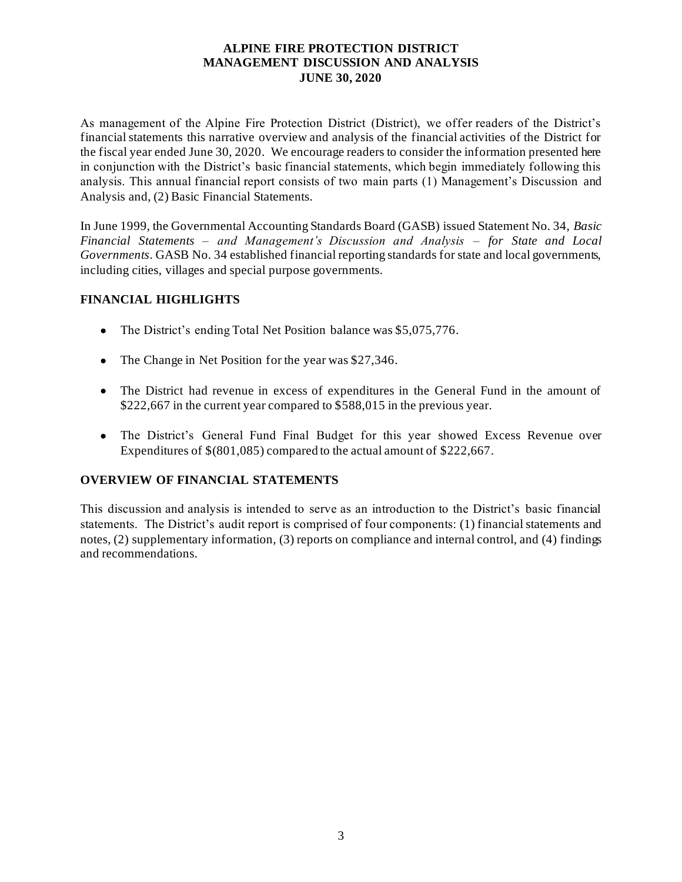# ALPINE FIRE PROTECTION DISTRICT
## MANAGEMENT DISCUSSION AND ANALYSIS
## JUNE 30, 2020

As management of the Alpine Fire Protection District (District), we offer readers of the District's financial statements this narrative overview and analysis of the financial activities of the District for the fiscal year ended June 30, 2020. We encourage readers to consider the information presented here in conjunction with the District's basic financial statements, which begin immediately following this analysis. This annual financial report consists of two main parts (1) Management's Discussion and Analysis and, (2) Basic Financial Statements.

In June 1999, the Governmental Accounting Standards Board (GASB) issued Statement No. 34, *Basic Financial Statements – and Management's Discussion and Analysis – for State and Local Governments*. GASB No. 34 established financial reporting standards for state and local governments, including cities, villages and special purpose governments.

## FINANCIAL HIGHLIGHTS

- The District's ending Total Net Position balance was $5,075,776.
- The Change in Net Position for the year was $27,346.
- The District had revenue in excess of expenditures in the General Fund in the amount of $222,667 in the current year compared to $588,015 in the previous year.
- The District's General Fund Final Budget for this year showed Excess Revenue over Expenditures of $(801,085) compared to the actual amount of $222,667.

## OVERVIEW OF FINANCIAL STATEMENTS

This discussion and analysis is intended to serve as an introduction to the District's basic financial statements. The District's audit report is comprised of four components: (1) financial statements and notes, (2) supplementary information, (3) reports on compliance and internal control, and (4) findings and recommendations.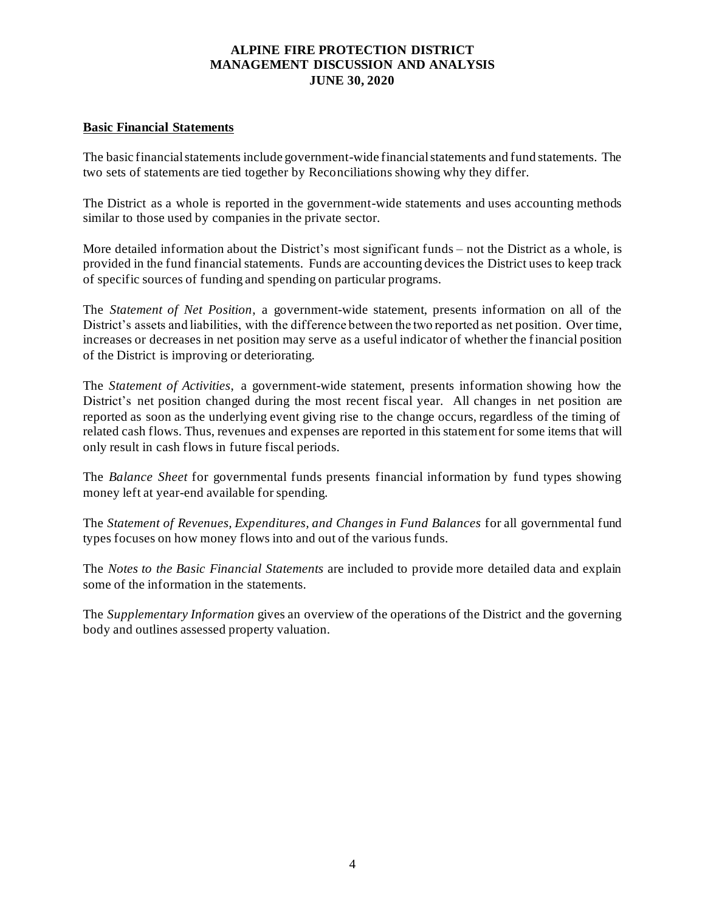**ALPINE FIRE PROTECTION DISTRICT**
**MANAGEMENT DISCUSSION AND ANALYSIS**
**JUNE 30, 2020**

## Basic Financial Statements

The basic financial statements include government-wide financial statements and fund statements. The two sets of statements are tied together by Reconciliations showing why they differ.

The District as a whole is reported in the government-wide statements and uses accounting methods similar to those used by companies in the private sector.

More detailed information about the District's most significant funds – not the District as a whole, is provided in the fund financial statements. Funds are accounting devices the District uses to keep track of specific sources of funding and spending on particular programs.

The *Statement of Net Position*, a government-wide statement, presents information on all of the District's assets and liabilities, with the difference between the two reported as net position. Over time, increases or decreases in net position may serve as a useful indicator of whether the financial position of the District is improving or deteriorating.

The *Statement of Activities*, a government-wide statement, presents information showing how the District's net position changed during the most recent fiscal year. All changes in net position are reported as soon as the underlying event giving rise to the change occurs, regardless of the timing of related cash flows. Thus, revenues and expenses are reported in this statement for some items that will only result in cash flows in future fiscal periods.

The *Balance Sheet* for governmental funds presents financial information by fund types showing money left at year-end available for spending.

The *Statement of Revenues, Expenditures, and Changes in Fund Balances* for all governmental fund types focuses on how money flows into and out of the various funds.

The *Notes to the Basic Financial Statements* are included to provide more detailed data and explain some of the information in the statements.

The *Supplementary Information* gives an overview of the operations of the District and the governing body and outlines assessed property valuation.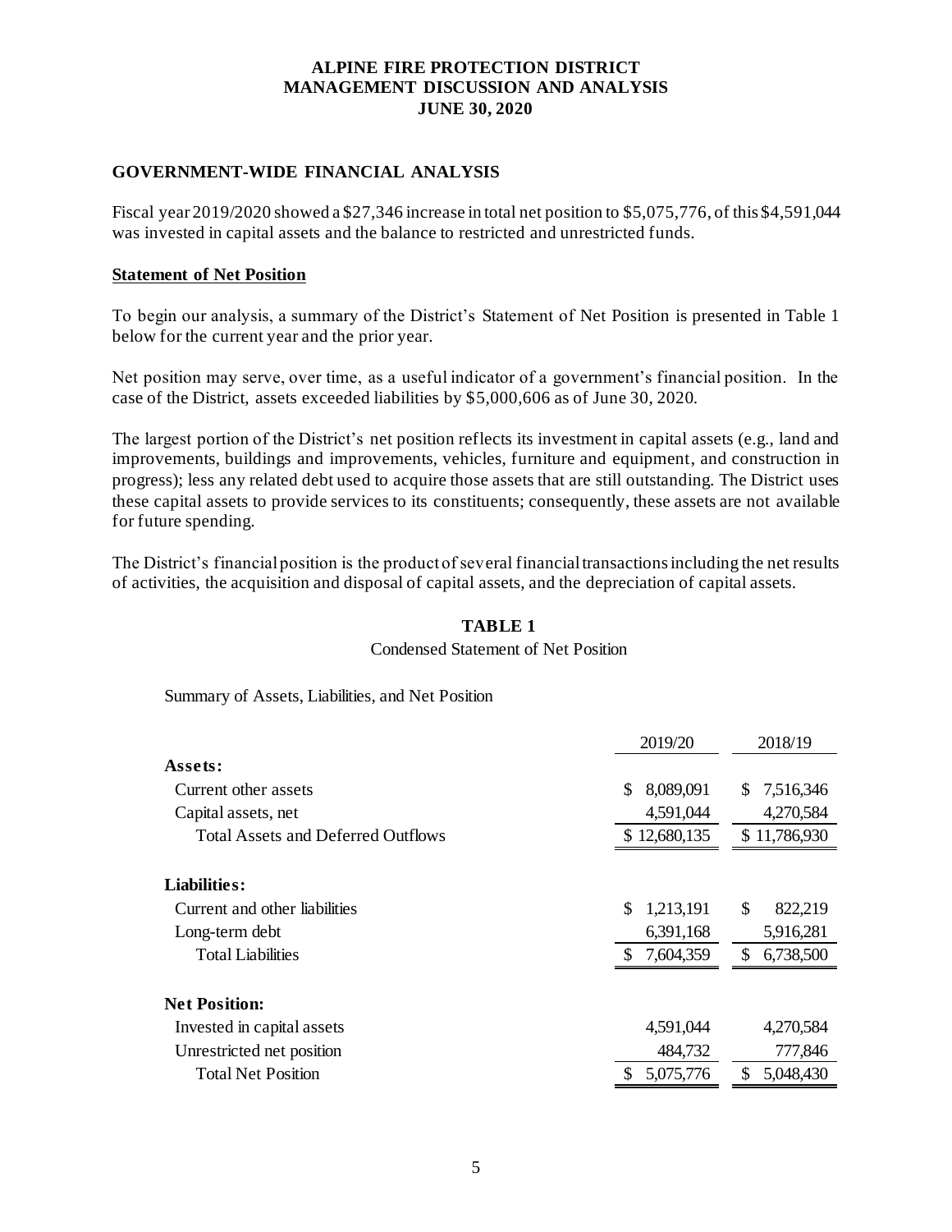**ALPINE FIRE PROTECTION DISTRICT**
**MANAGEMENT DISCUSSION AND ANALYSIS**
**JUNE 30, 2020**

## GOVERNMENT-WIDE FINANCIAL ANALYSIS

Fiscal year 2019/2020 showed a $27,346 increase in total net position to $5,075,776, of this $4,591,044 was invested in capital assets and the balance to restricted and unrestricted funds.

### Statement of Net Position

To begin our analysis, a summary of the District's Statement of Net Position is presented in Table 1 below for the current year and the prior year.

Net position may serve, over time, as a useful indicator of a government's financial position. In the case of the District, assets exceeded liabilities by $5,000,606 as of June 30, 2020.

The largest portion of the District's net position reflects its investment in capital assets (e.g., land and improvements, buildings and improvements, vehicles, furniture and equipment, and construction in progress); less any related debt used to acquire those assets that are still outstanding. The District uses these capital assets to provide services to its constituents; consequently, these assets are not available for future spending.

The District's financial position is the product of several financial transactions including the net results of activities, the acquisition and disposal of capital assets, and the depreciation of capital assets.

**TABLE 1**

Condensed Statement of Net Position

Summary of Assets, Liabilities, and Net Position

| | 2019/20 | 2018/19 |
|---|---|---|
| **Assets:** | | |
| Current other assets | $ 8,089,091 | $ 7,516,346 |
| Capital assets, net | 4,591,044 | 4,270,584 |
| Total Assets and Deferred Outflows | $ 12,680,135 | $ 11,786,930 |
| **Liabilities:** | | |
| Current and other liabilities | $ 1,213,191 | $ 822,219 |
| Long-term debt | 6,391,168 | 5,916,281 |
| Total Liabilities | $ 7,604,359 | $ 6,738,500 |
| **Net Position:** | | |
| Invested in capital assets | 4,591,044 | 4,270,584 |
| Unrestricted net position | 484,732 | 777,846 |
| Total Net Position | $ 5,075,776 | $ 5,048,430 |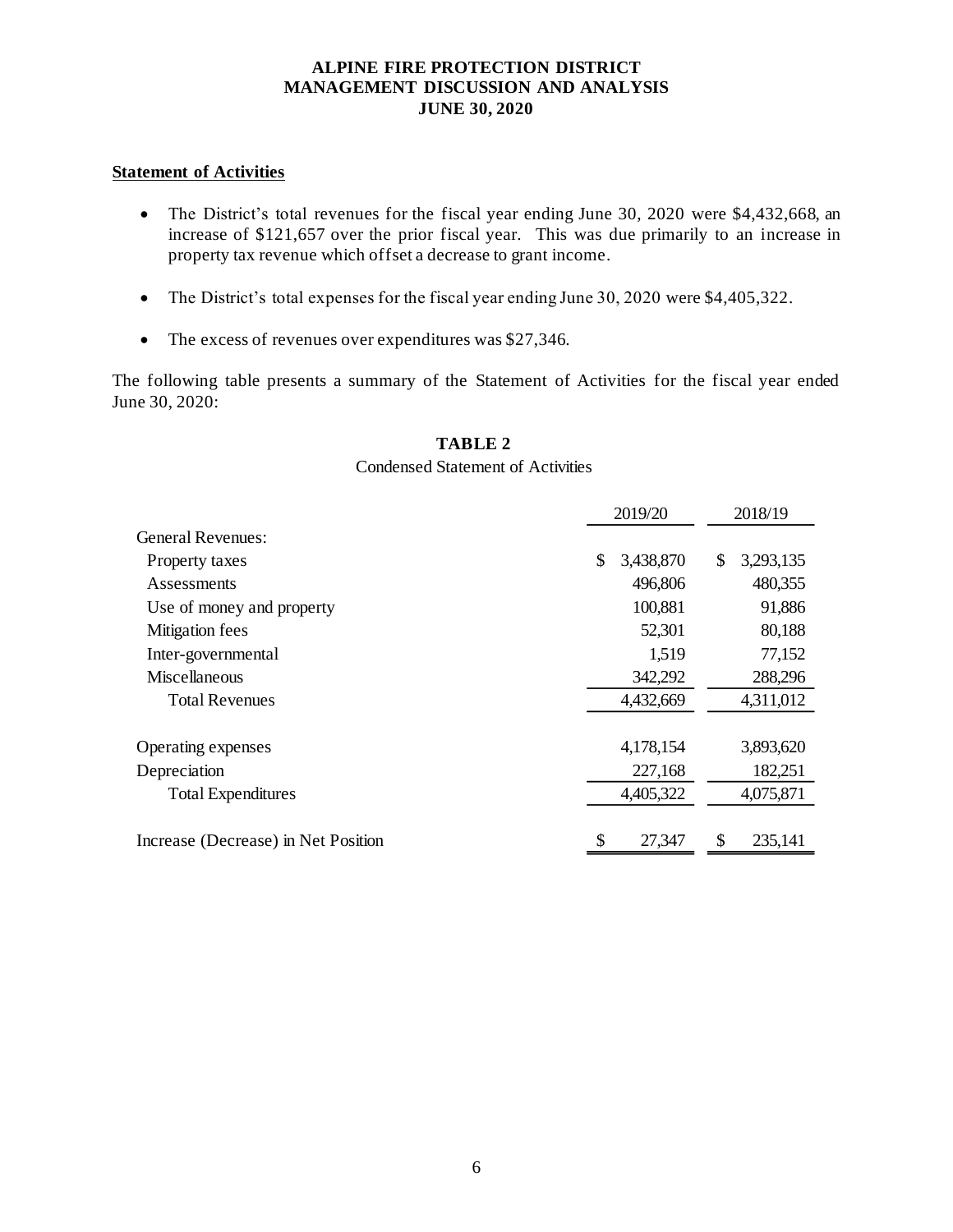**ALPINE FIRE PROTECTION DISTRICT**
**MANAGEMENT DISCUSSION AND ANALYSIS**
**JUNE 30, 2020**

## Statement of Activities

- The District's total revenues for the fiscal year ending June 30, 2020 were $4,432,668, an increase of $121,657 over the prior fiscal year. This was due primarily to an increase in property tax revenue which offset a decrease to grant income.
- The District's total expenses for the fiscal year ending June 30, 2020 were $4,405,322.
- The excess of revenues over expenditures was $27,346.

The following table presents a summary of the Statement of Activities for the fiscal year ended June 30, 2020:

**TABLE 2**

Condensed Statement of Activities

| | 2019/20 | 2018/19 |
|---|---|---|
| General Revenues: | | |
| Property taxes | $ 3,438,870 | $ 3,293,135 |
| Assessments | 496,806 | 480,355 |
| Use of money and property | 100,881 | 91,886 |
| Mitigation fees | 52,301 | 80,188 |
| Inter-governmental | 1,519 | 77,152 |
| Miscellaneous | 342,292 | 288,296 |
| Total Revenues | 4,432,669 | 4,311,012 |
| Operating expenses | 4,178,154 | 3,893,620 |
| Depreciation | 227,168 | 182,251 |
| Total Expenditures | 4,405,322 | 4,075,871 |
| Increase (Decrease) in Net Position | $ 27,347 | $ 235,141 |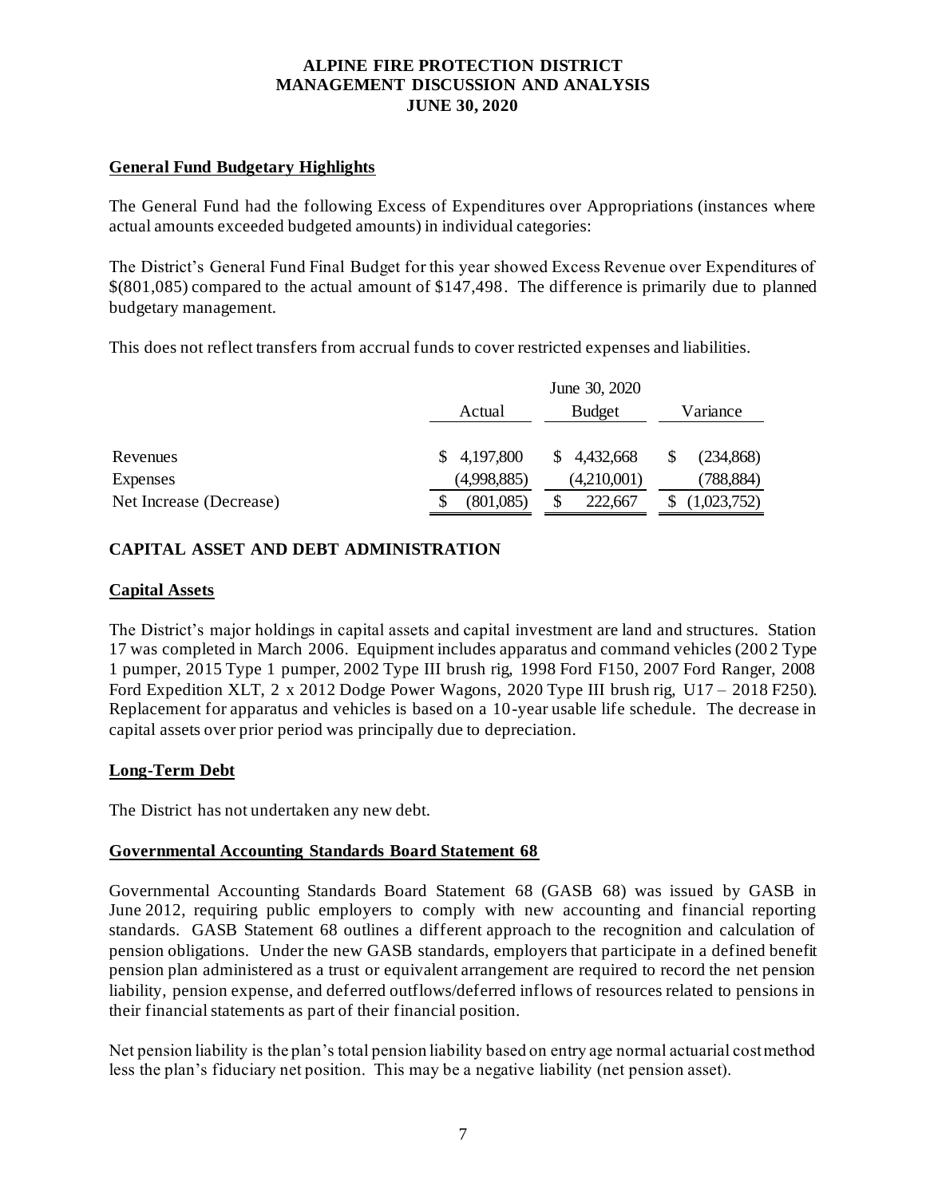# ALPINE FIRE PROTECTION DISTRICT
# MANAGEMENT DISCUSSION AND ANALYSIS
# JUNE 30, 2020

## General Fund Budgetary Highlights

The General Fund had the following Excess of Expenditures over Appropriations (instances where actual amounts exceeded budgeted amounts) in individual categories:

The District's General Fund Final Budget for this year showed Excess Revenue over Expenditures of $(801,085) compared to the actual amount of $147,498. The difference is primarily due to planned budgetary management.

This does not reflect transfers from accrual funds to cover restricted expenses and liabilities.

| | June 30, 2020 | | |
|---|---|---|---|
| | Actual | Budget | Variance |
| Revenues | $ 4,197,800 | $ 4,432,668 | $ (234,868) |
| Expenses | (4,998,885) | (4,210,001) | (788,884) |
| Net Increase (Decrease) | $ (801,085) | $ 222,667 | $ (1,023,752) |

## CAPITAL ASSET AND DEBT ADMINISTRATION

### Capital Assets

The District's major holdings in capital assets and capital investment are land and structures. Station 17 was completed in March 2006. Equipment includes apparatus and command vehicles (2002 Type 1 pumper, 2015 Type 1 pumper, 2002 Type III brush rig, 1998 Ford F150, 2007 Ford Ranger, 2008 Ford Expedition XLT, 2 x 2012 Dodge Power Wagons, 2020 Type III brush rig, U17 – 2018 F250). Replacement for apparatus and vehicles is based on a 10-year usable life schedule. The decrease in capital assets over prior period was principally due to depreciation.

### Long-Term Debt

The District has not undertaken any new debt.

### Governmental Accounting Standards Board Statement 68

Governmental Accounting Standards Board Statement 68 (GASB 68) was issued by GASB in June 2012, requiring public employers to comply with new accounting and financial reporting standards. GASB Statement 68 outlines a different approach to the recognition and calculation of pension obligations. Under the new GASB standards, employers that participate in a defined benefit pension plan administered as a trust or equivalent arrangement are required to record the net pension liability, pension expense, and deferred outflows/deferred inflows of resources related to pensions in their financial statements as part of their financial position.

Net pension liability is the plan's total pension liability based on entry age normal actuarial cost method less the plan's fiduciary net position. This may be a negative liability (net pension asset).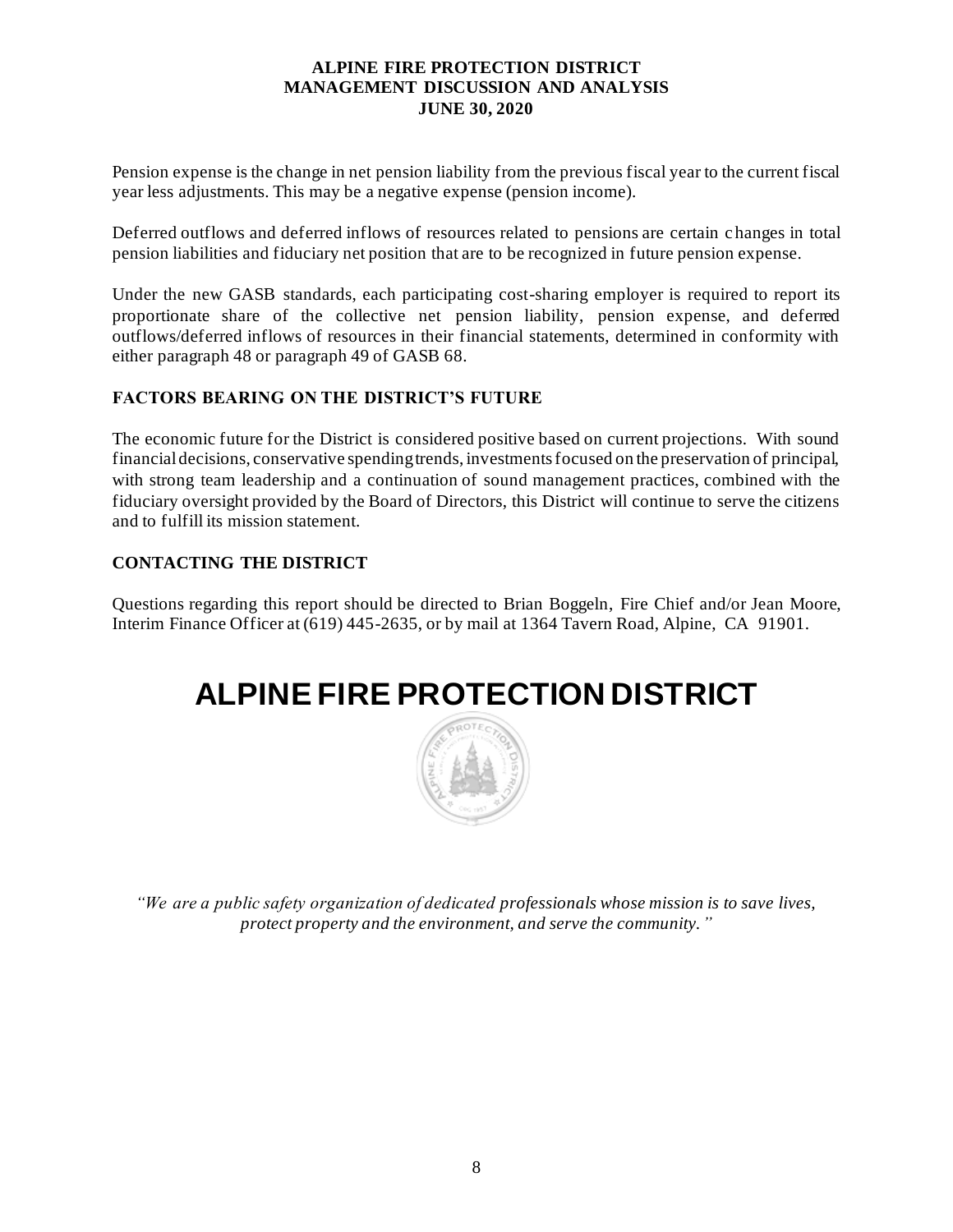Pension expense is the change in net pension liability from the previous fiscal year to the current fiscal year less adjustments. This may be a negative expense (pension income).

Deferred outflows and deferred inflows of resources related to pensions are certain changes in total pension liabilities and fiduciary net position that are to be recognized in future pension expense.

Under the new GASB standards, each participating cost-sharing employer is required to report its proportionate share of the collective net pension liability, pension expense, and deferred outflows/deferred inflows of resources in their financial statements, determined in conformity with either paragraph 48 or paragraph 49 of GASB 68.

## FACTORS BEARING ON THE DISTRICT'S FUTURE

The economic future for the District is considered positive based on current projections. With sound financial decisions, conservative spending trends, investments focused on the preservation of principal, with strong team leadership and a continuation of sound management practices, combined with the fiduciary oversight provided by the Board of Directors, this District will continue to serve the citizens and to fulfill its mission statement.

## CONTACTING THE DISTRICT

Questions regarding this report should be directed to Brian Boggeln, Fire Chief and/or Jean Moore, Interim Finance Officer at (619) 445-2635, or by mail at 1364 Tavern Road, Alpine, CA 91901.

# ALPINE FIRE PROTECTION DISTRICT

*"We are a public safety organization of dedicated professionals whose mission is to save lives, protect property and the environment, and serve the community."*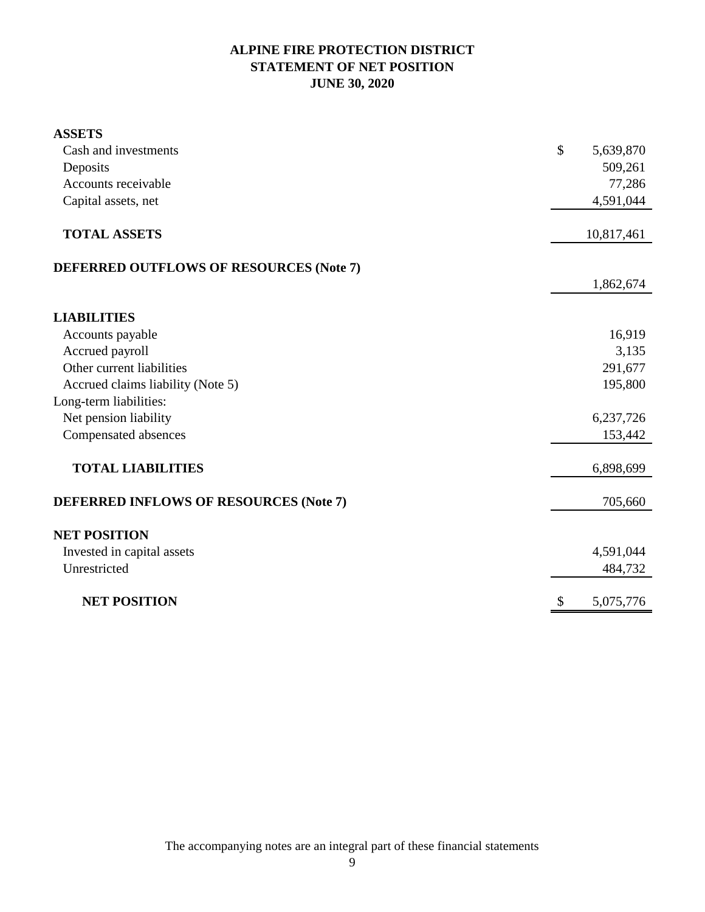# ALPINE FIRE PROTECTION DISTRICT
## STATEMENT OF NET POSITION
### JUNE 30, 2020

| | |
|---|---|
| **ASSETS** | |
| Cash and investments | $ 5,639,870 |
| Deposits | 509,261 |
| Accounts receivable | 77,286 |
| Capital assets, net | 4,591,044 |
| **TOTAL ASSETS** | 10,817,461 |
| **DEFERRED OUTFLOWS OF RESOURCES (Note 7)** | 1,862,674 |
| **LIABILITIES** | |
| Accounts payable | 16,919 |
| Accrued payroll | 3,135 |
| Other current liabilities | 291,677 |
| Accrued claims liability (Note 5) | 195,800 |
| Long-term liabilities: | |
| Net pension liability | 6,237,726 |
| Compensated absences | 153,442 |
| **TOTAL LIABILITIES** | 6,898,699 |
| **DEFERRED INFLOWS OF RESOURCES (Note 7)** | 705,660 |
| **NET POSITION** | |
| Invested in capital assets | 4,591,044 |
| Unrestricted | 484,732 |
| **NET POSITION** | $ 5,075,776 |

The accompanying notes are an integral part of these financial statements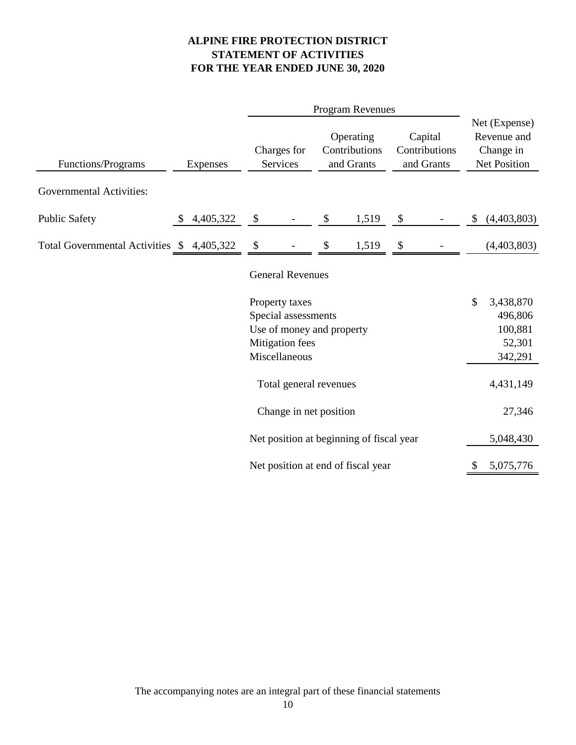# ALPINE FIRE PROTECTION DISTRICT
## STATEMENT OF ACTIVITIES
## FOR THE YEAR ENDED JUNE 30, 2020

| | | Program Revenues | | | |
|---|---|---|---|---|---|
| Functions/Programs | Expenses | Charges for Services | Operating Contributions and Grants | Capital Contributions and Grants | Net (Expense) Revenue and Change in Net Position |
| Governmental Activities: | | | | | |
| Public Safety | $ 4,405,322 | $ - | $ 1,519 | $ - | $ (4,403,803) |
| Total Governmental Activities | $ 4,405,322 | $ - | $ 1,519 | $ - | (4,403,803) |
| | | General Revenues | | | |
| | | Property taxes | | | $ 3,438,870 |
| | | Special assessments | | | 496,806 |
| | | Use of money and property | | | 100,881 |
| | | Mitigation fees | | | 52,301 |
| | | Miscellaneous | | | 342,291 |
| | | Total general revenues | | | 4,431,149 |
| | | Change in net position | | | 27,346 |
| | | Net position at beginning of fiscal year | | | 5,048,430 |
| | | Net position at end of fiscal year | | | $ 5,075,776 |

The accompanying notes are an integral part of these financial statements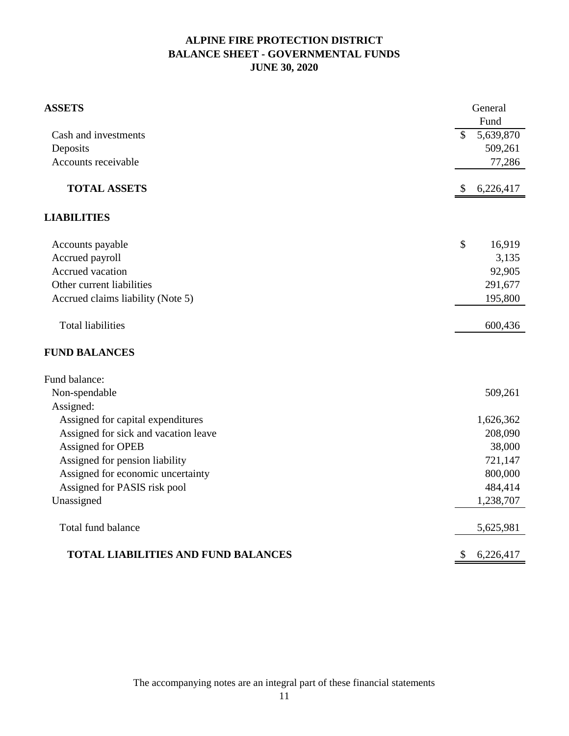# ALPINE FIRE PROTECTION DISTRICT
## BALANCE SHEET - GOVERNMENTAL FUNDS
### JUNE 30, 2020

| | General Fund |
|---|---|
| **ASSETS** | |
| Cash and investments | $ 5,639,870 |
| Deposits | 509,261 |
| Accounts receivable | 77,286 |
| **TOTAL ASSETS** | $ 6,226,417 |
| **LIABILITIES** | |
| Accounts payable | $ 16,919 |
| Accrued payroll | 3,135 |
| Accrued vacation | 92,905 |
| Other current liabilities | 291,677 |
| Accrued claims liability (Note 5) | 195,800 |
| Total liabilities | 600,436 |
| **FUND BALANCES** | |
| Fund balance: | |
| Non-spendable | 509,261 |
| Assigned: | |
| Assigned for capital expenditures | 1,626,362 |
| Assigned for sick and vacation leave | 208,090 |
| Assigned for OPEB | 38,000 |
| Assigned for pension liability | 721,147 |
| Assigned for economic uncertainty | 800,000 |
| Assigned for PASIS risk pool | 484,414 |
| Unassigned | 1,238,707 |
| Total fund balance | 5,625,981 |
| **TOTAL LIABILITIES AND FUND BALANCES** | $ 6,226,417 |

The accompanying notes are an integral part of these financial statements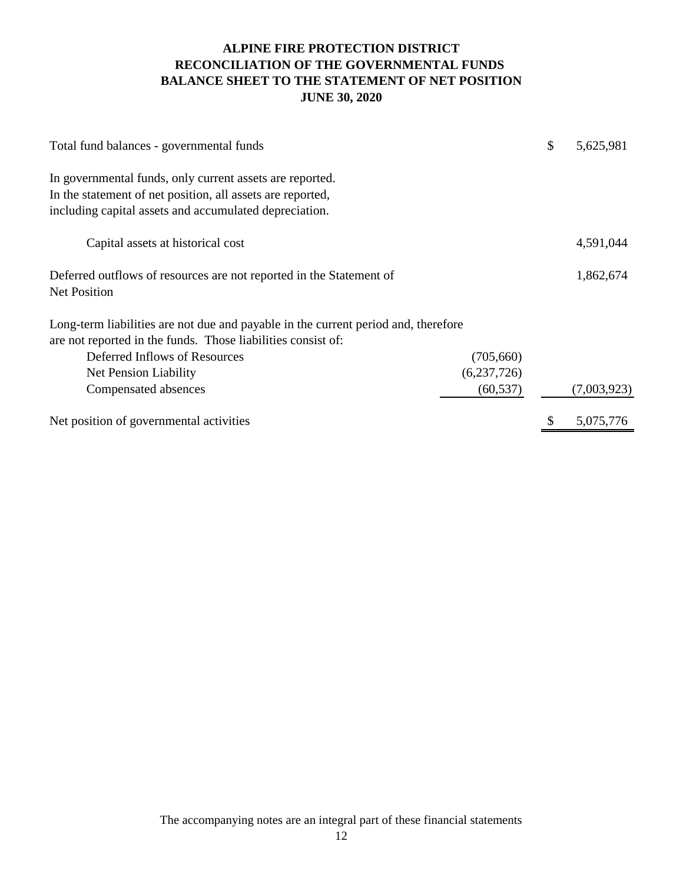# ALPINE FIRE PROTECTION DISTRICT
# RECONCILIATION OF THE GOVERNMENTAL FUNDS BALANCE SHEET TO THE STATEMENT OF NET POSITION
# JUNE 30, 2020

| | | |
|---|---|---|
| Total fund balances - governmental funds | | $ 5,625,981 |
| In governmental funds, only current assets are reported. In the statement of net position, all assets are reported, including capital assets and accumulated depreciation. | | |
| Capital assets at historical cost | | 4,591,044 |
| Deferred outflows of resources are not reported in the Statement of Net Position | | 1,862,674 |
| Long-term liabilities are not due and payable in the current period and, therefore are not reported in the funds. Those liabilities consist of: | | |
| Deferred Inflows of Resources | (705,660) | |
| Net Pension Liability | (6,237,726) | |
| Compensated absences | (60,537) | (7,003,923) |
| Net position of governmental activities | | $ 5,075,776 |

The accompanying notes are an integral part of these financial statements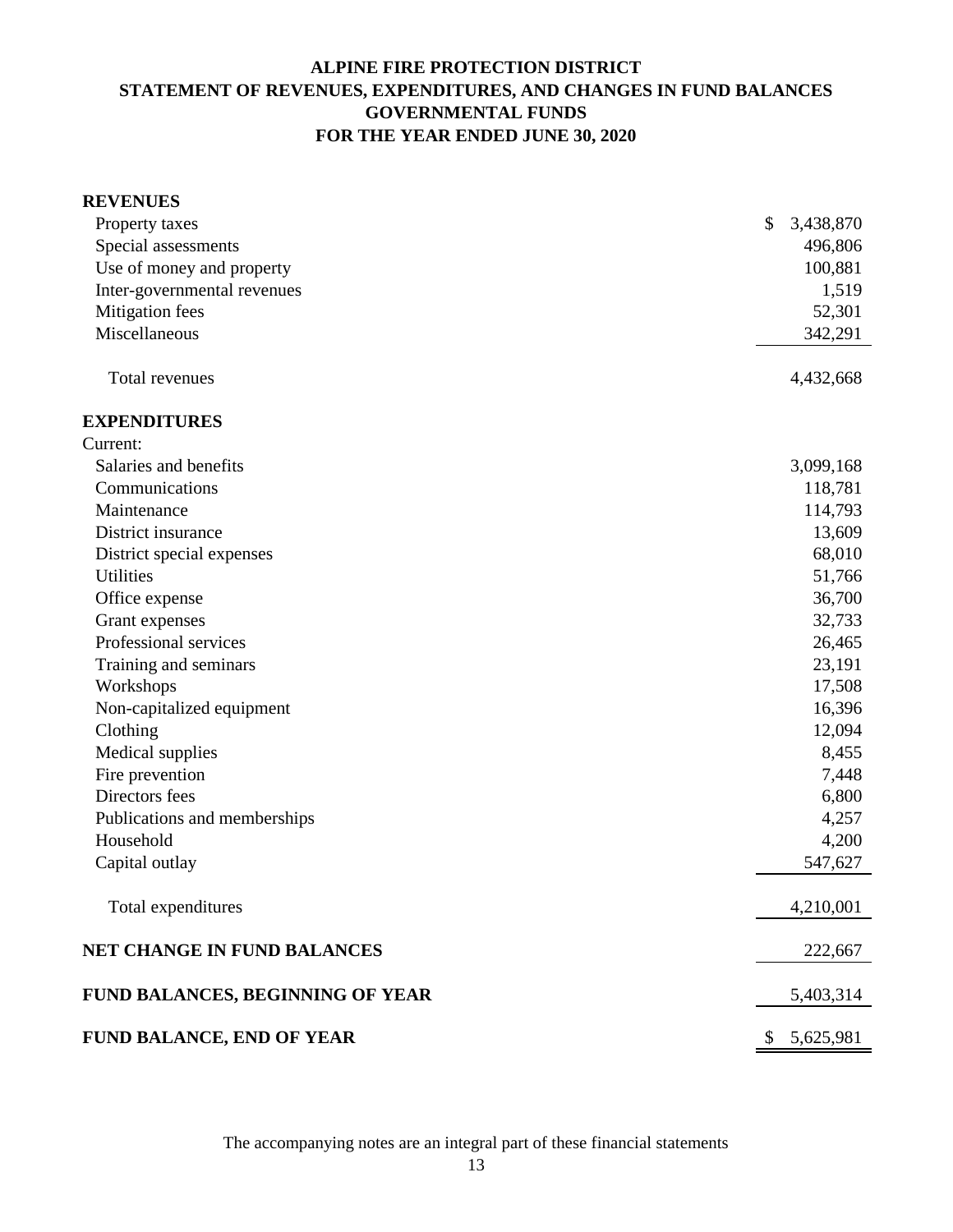# ALPINE FIRE PROTECTION DISTRICT
## STATEMENT OF REVENUES, EXPENDITURES, AND CHANGES IN FUND BALANCES
## GOVERNMENTAL FUNDS
## FOR THE YEAR ENDED JUNE 30, 2020

| | |
|---|---|
| **REVENUES** | |
| Property taxes | $ 3,438,870 |
| Special assessments | 496,806 |
| Use of money and property | 100,881 |
| Inter-governmental revenues | 1,519 |
| Mitigation fees | 52,301 |
| Miscellaneous | 342,291 |
| Total revenues | 4,432,668 |
| **EXPENDITURES** | |
| Current: | |
| Salaries and benefits | 3,099,168 |
| Communications | 118,781 |
| Maintenance | 114,793 |
| District insurance | 13,609 |
| District special expenses | 68,010 |
| Utilities | 51,766 |
| Office expense | 36,700 |
| Grant expenses | 32,733 |
| Professional services | 26,465 |
| Training and seminars | 23,191 |
| Workshops | 17,508 |
| Non-capitalized equipment | 16,396 |
| Clothing | 12,094 |
| Medical supplies | 8,455 |
| Fire prevention | 7,448 |
| Directors fees | 6,800 |
| Publications and memberships | 4,257 |
| Household | 4,200 |
| Capital outlay | 547,627 |
| Total expenditures | 4,210,001 |
| **NET CHANGE IN FUND BALANCES** | 222,667 |
| **FUND BALANCES, BEGINNING OF YEAR** | 5,403,314 |
| **FUND BALANCE, END OF YEAR** | $ 5,625,981 |

The accompanying notes are an integral part of these financial statements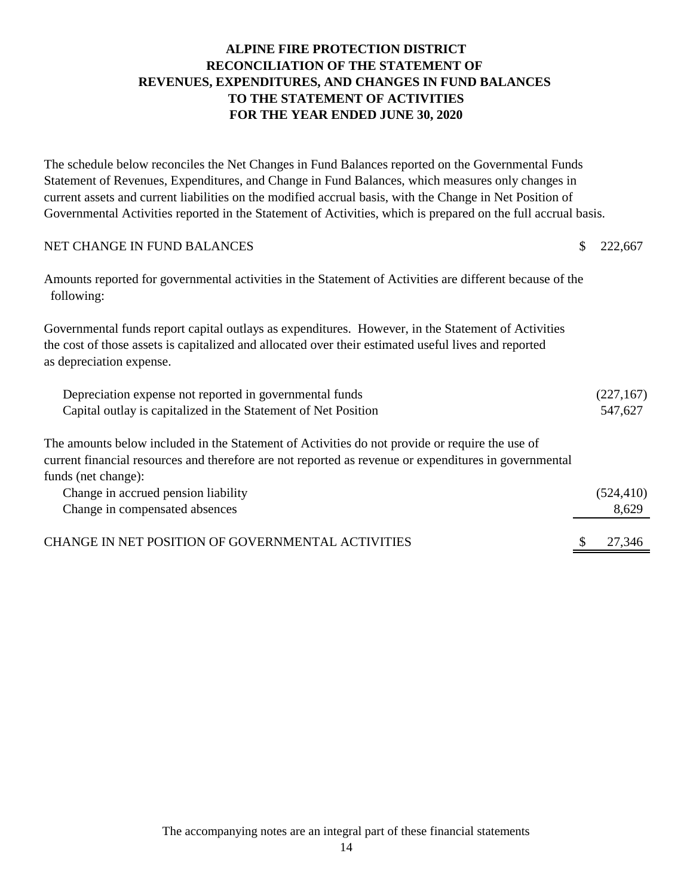# ALPINE FIRE PROTECTION DISTRICT
## RECONCILIATION OF THE STATEMENT OF REVENUES, EXPENDITURES, AND CHANGES IN FUND BALANCES TO THE STATEMENT OF ACTIVITIES
### FOR THE YEAR ENDED JUNE 30, 2020

The schedule below reconciles the Net Changes in Fund Balances reported on the Governmental Funds Statement of Revenues, Expenditures, and Change in Fund Balances, which measures only changes in current assets and current liabilities on the modified accrual basis, with the Change in Net Position of Governmental Activities reported in the Statement of Activities, which is prepared on the full accrual basis.

| | |
|---|---|
| NET CHANGE IN FUND BALANCES | $ 222,667 |
| Amounts reported for governmental activities in the Statement of Activities are different because of the following: | |
| Governmental funds report capital outlays as expenditures. However, in the Statement of Activities the cost of those assets is capitalized and allocated over their estimated useful lives and reported as depreciation expense. | |
| Depreciation expense not reported in governmental funds | (227,167) |
| Capital outlay is capitalized in the Statement of Net Position | 547,627 |
| The amounts below included in the Statement of Activities do not provide or require the use of current financial resources and therefore are not reported as revenue or expenditures in governmental funds (net change): | |
| Change in accrued pension liability | (524,410) |
| Change in compensated absences | 8,629 |
| CHANGE IN NET POSITION OF GOVERNMENTAL ACTIVITIES | $ 27,346 |

The accompanying notes are an integral part of these financial statements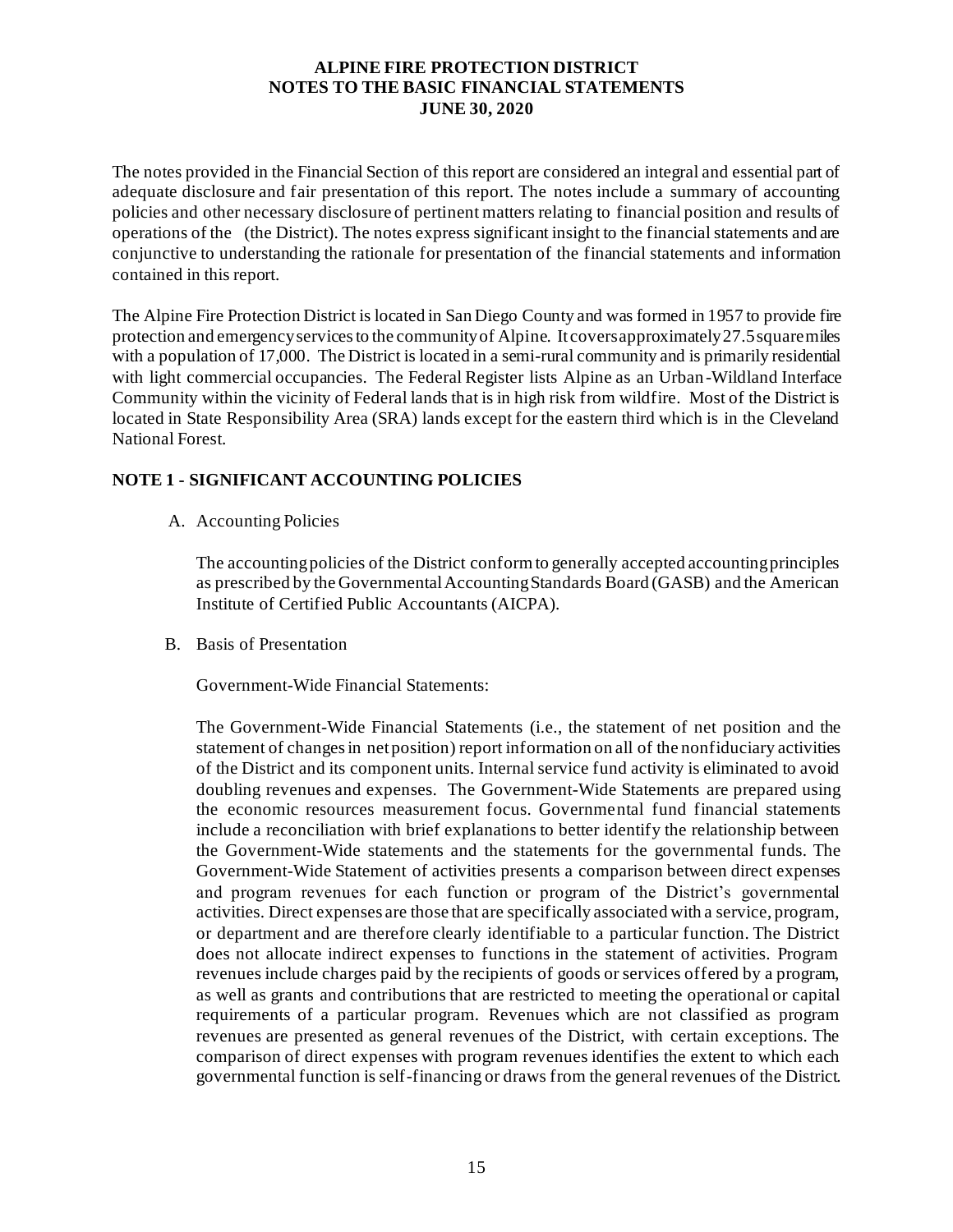# ALPINE FIRE PROTECTION DISTRICT
## NOTES TO THE BASIC FINANCIAL STATEMENTS
## JUNE 30, 2020

The notes provided in the Financial Section of this report are considered an integral and essential part of adequate disclosure and fair presentation of this report. The notes include a summary of accounting policies and other necessary disclosure of pertinent matters relating to financial position and results of operations of the (the District). The notes express significant insight to the financial statements and are conjunctive to understanding the rationale for presentation of the financial statements and information contained in this report.

The Alpine Fire Protection District is located in San Diego County and was formed in 1957 to provide fire protection and emergency services to the community of Alpine. It covers approximately 27.5 square miles with a population of 17,000. The District is located in a semi-rural community and is primarily residential with light commercial occupancies. The Federal Register lists Alpine as an Urban-Wildland Interface Community within the vicinity of Federal lands that is in high risk from wildfire. Most of the District is located in State Responsibility Area (SRA) lands except for the eastern third which is in the Cleveland National Forest.

### NOTE 1 - SIGNIFICANT ACCOUNTING POLICIES

A. Accounting Policies

The accounting policies of the District conform to generally accepted accounting principles as prescribed by the Governmental Accounting Standards Board (GASB) and the American Institute of Certified Public Accountants (AICPA).

B. Basis of Presentation

Government-Wide Financial Statements:

The Government-Wide Financial Statements (i.e., the statement of net position and the statement of changes in net position) report information on all of the nonfiduciary activities of the District and its component units. Internal service fund activity is eliminated to avoid doubling revenues and expenses. The Government-Wide Statements are prepared using the economic resources measurement focus. Governmental fund financial statements include a reconciliation with brief explanations to better identify the relationship between the Government-Wide statements and the statements for the governmental funds. The Government-Wide Statement of activities presents a comparison between direct expenses and program revenues for each function or program of the District's governmental activities. Direct expenses are those that are specifically associated with a service, program, or department and are therefore clearly identifiable to a particular function. The District does not allocate indirect expenses to functions in the statement of activities. Program revenues include charges paid by the recipients of goods or services offered by a program, as well as grants and contributions that are restricted to meeting the operational or capital requirements of a particular program. Revenues which are not classified as program revenues are presented as general revenues of the District, with certain exceptions. The comparison of direct expenses with program revenues identifies the extent to which each governmental function is self-financing or draws from the general revenues of the District.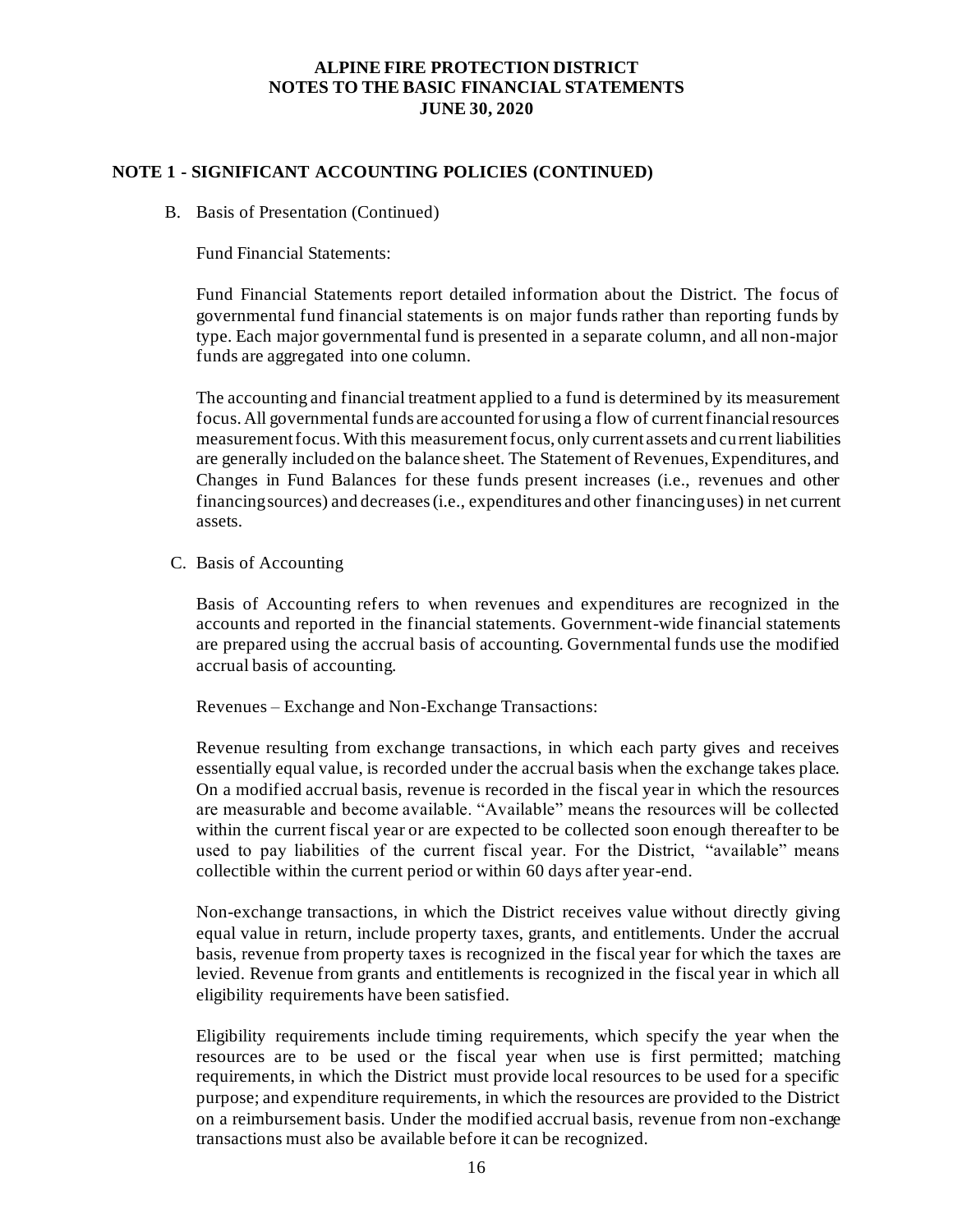## NOTE 1 - SIGNIFICANT ACCOUNTING POLICIES (CONTINUED)

B. Basis of Presentation (Continued)

Fund Financial Statements:

Fund Financial Statements report detailed information about the District. The focus of governmental fund financial statements is on major funds rather than reporting funds by type. Each major governmental fund is presented in a separate column, and all non-major funds are aggregated into one column.

The accounting and financial treatment applied to a fund is determined by its measurement focus. All governmental funds are accounted for using a flow of current financial resources measurement focus. With this measurement focus, only current assets and current liabilities are generally included on the balance sheet. The Statement of Revenues, Expenditures, and Changes in Fund Balances for these funds present increases (i.e., revenues and other financing sources) and decreases (i.e., expenditures and other financing uses) in net current assets.

C. Basis of Accounting

Basis of Accounting refers to when revenues and expenditures are recognized in the accounts and reported in the financial statements. Government-wide financial statements are prepared using the accrual basis of accounting. Governmental funds use the modified accrual basis of accounting.

Revenues – Exchange and Non-Exchange Transactions:

Revenue resulting from exchange transactions, in which each party gives and receives essentially equal value, is recorded under the accrual basis when the exchange takes place. On a modified accrual basis, revenue is recorded in the fiscal year in which the resources are measurable and become available. "Available" means the resources will be collected within the current fiscal year or are expected to be collected soon enough thereafter to be used to pay liabilities of the current fiscal year. For the District, "available" means collectible within the current period or within 60 days after year-end.

Non-exchange transactions, in which the District receives value without directly giving equal value in return, include property taxes, grants, and entitlements. Under the accrual basis, revenue from property taxes is recognized in the fiscal year for which the taxes are levied. Revenue from grants and entitlements is recognized in the fiscal year in which all eligibility requirements have been satisfied.

Eligibility requirements include timing requirements, which specify the year when the resources are to be used or the fiscal year when use is first permitted; matching requirements, in which the District must provide local resources to be used for a specific purpose; and expenditure requirements, in which the resources are provided to the District on a reimbursement basis. Under the modified accrual basis, revenue from non-exchange transactions must also be available before it can be recognized.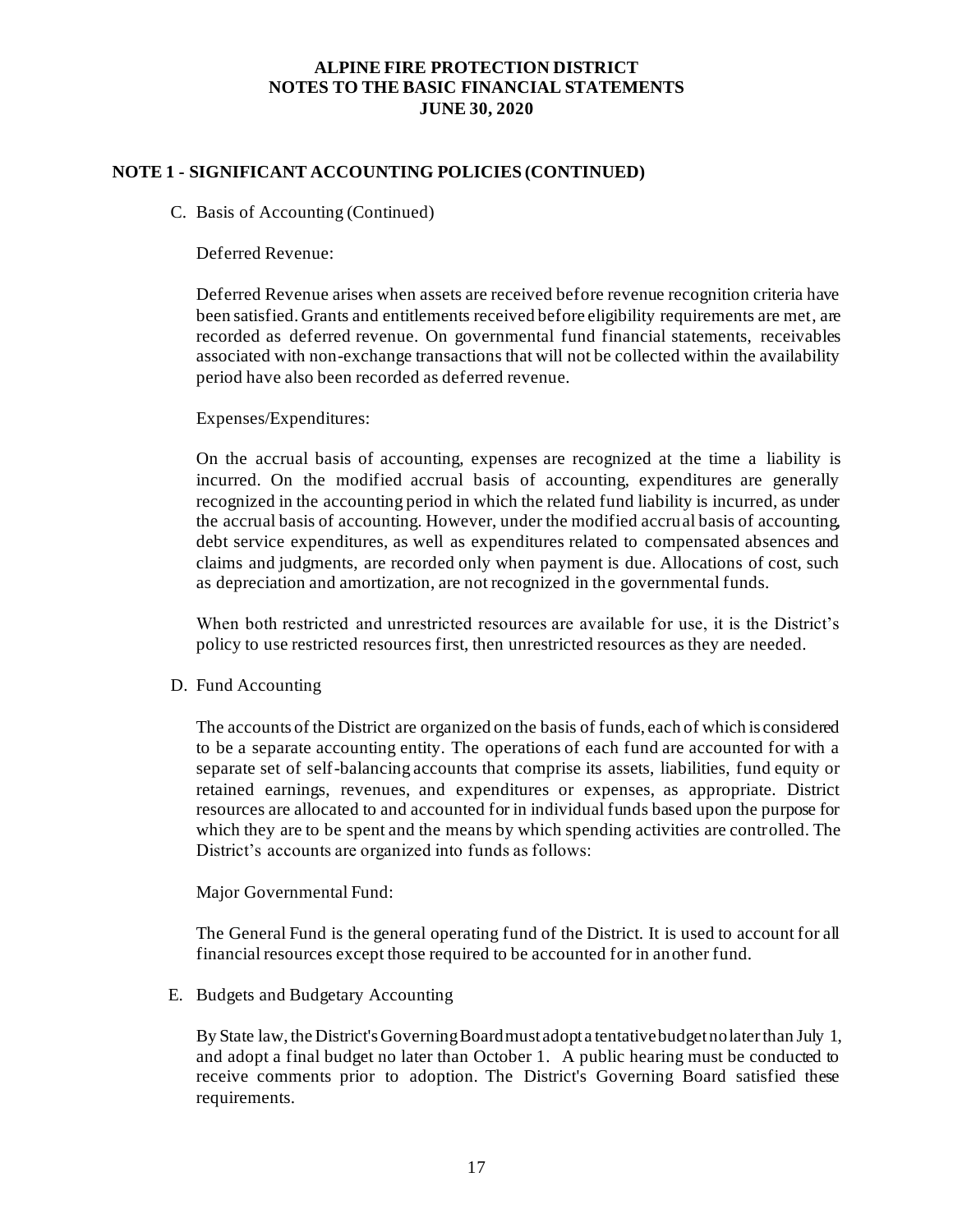# ALPINE FIRE PROTECTION DISTRICT
# NOTES TO THE BASIC FINANCIAL STATEMENTS
# JUNE 30, 2020

## NOTE 1 - SIGNIFICANT ACCOUNTING POLICIES (CONTINUED)

C. Basis of Accounting (Continued)

Deferred Revenue:

Deferred Revenue arises when assets are received before revenue recognition criteria have been satisfied. Grants and entitlements received before eligibility requirements are met, are recorded as deferred revenue. On governmental fund financial statements, receivables associated with non-exchange transactions that will not be collected within the availability period have also been recorded as deferred revenue.

Expenses/Expenditures:

On the accrual basis of accounting, expenses are recognized at the time a liability is incurred. On the modified accrual basis of accounting, expenditures are generally recognized in the accounting period in which the related fund liability is incurred, as under the accrual basis of accounting. However, under the modified accrual basis of accounting, debt service expenditures, as well as expenditures related to compensated absences and claims and judgments, are recorded only when payment is due. Allocations of cost, such as depreciation and amortization, are not recognized in the governmental funds.

When both restricted and unrestricted resources are available for use, it is the District's policy to use restricted resources first, then unrestricted resources as they are needed.

D. Fund Accounting

The accounts of the District are organized on the basis of funds, each of which is considered to be a separate accounting entity. The operations of each fund are accounted for with a separate set of self-balancing accounts that comprise its assets, liabilities, fund equity or retained earnings, revenues, and expenditures or expenses, as appropriate. District resources are allocated to and accounted for in individual funds based upon the purpose for which they are to be spent and the means by which spending activities are controlled. The District's accounts are organized into funds as follows:

Major Governmental Fund:

The General Fund is the general operating fund of the District. It is used to account for all financial resources except those required to be accounted for in another fund.

E. Budgets and Budgetary Accounting

By State law, the District's Governing Board must adopt a tentative budget no later than July 1, and adopt a final budget no later than October 1. A public hearing must be conducted to receive comments prior to adoption. The District's Governing Board satisfied these requirements.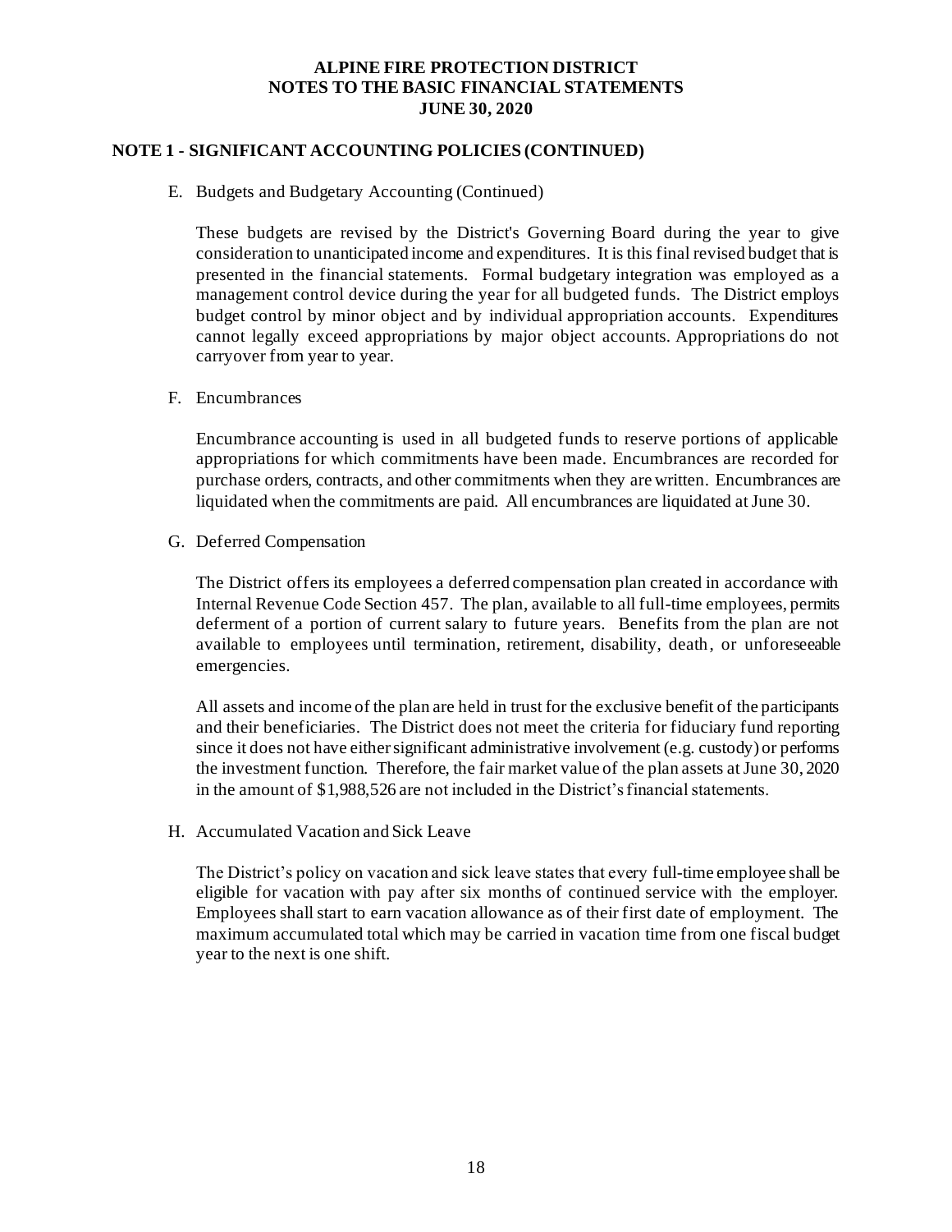**ALPINE FIRE PROTECTION DISTRICT**
**NOTES TO THE BASIC FINANCIAL STATEMENTS**
**JUNE 30, 2020**

## NOTE 1 - SIGNIFICANT ACCOUNTING POLICIES (CONTINUED)

E. Budgets and Budgetary Accounting (Continued)

These budgets are revised by the District's Governing Board during the year to give consideration to unanticipated income and expenditures. It is this final revised budget that is presented in the financial statements. Formal budgetary integration was employed as a management control device during the year for all budgeted funds. The District employs budget control by minor object and by individual appropriation accounts. Expenditures cannot legally exceed appropriations by major object accounts. Appropriations do not carryover from year to year.

F. Encumbrances

Encumbrance accounting is used in all budgeted funds to reserve portions of applicable appropriations for which commitments have been made. Encumbrances are recorded for purchase orders, contracts, and other commitments when they are written. Encumbrances are liquidated when the commitments are paid. All encumbrances are liquidated at June 30.

G. Deferred Compensation

The District offers its employees a deferred compensation plan created in accordance with Internal Revenue Code Section 457. The plan, available to all full-time employees, permits deferment of a portion of current salary to future years. Benefits from the plan are not available to employees until termination, retirement, disability, death, or unforeseeable emergencies.

All assets and income of the plan are held in trust for the exclusive benefit of the participants and their beneficiaries. The District does not meet the criteria for fiduciary fund reporting since it does not have either significant administrative involvement (e.g. custody) or performs the investment function. Therefore, the fair market value of the plan assets at June 30, 2020 in the amount of $1,988,526 are not included in the District's financial statements.

H. Accumulated Vacation and Sick Leave

The District's policy on vacation and sick leave states that every full-time employee shall be eligible for vacation with pay after six months of continued service with the employer. Employees shall start to earn vacation allowance as of their first date of employment. The maximum accumulated total which may be carried in vacation time from one fiscal budget year to the next is one shift.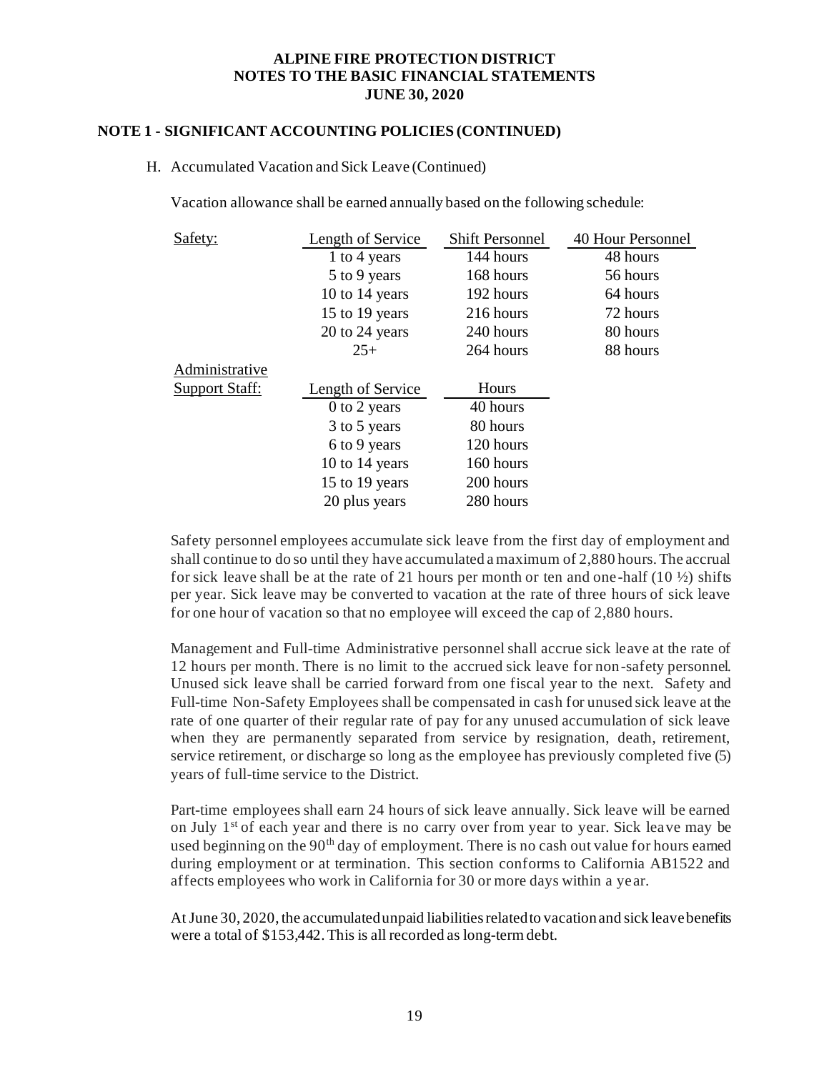# ALPINE FIRE PROTECTION DISTRICT
## NOTES TO THE BASIC FINANCIAL STATEMENTS
## JUNE 30, 2020

### NOTE 1 - SIGNIFICANT ACCOUNTING POLICIES (CONTINUED)

H. Accumulated Vacation and Sick Leave (Continued)

Vacation allowance shall be earned annually based on the following schedule:

| Safety: | Length of Service | Shift Personnel | 40 Hour Personnel |
|---|---|---|---|
| | 1 to 4 years | 144 hours | 48 hours |
| | 5 to 9 years | 168 hours | 56 hours |
| | 10 to 14 years | 192 hours | 64 hours |
| | 15 to 19 years | 216 hours | 72 hours |
| | 20 to 24 years | 240 hours | 80 hours |
| | 25+ | 264 hours | 88 hours |

| Administrative Support Staff: | Length of Service | Hours |
|---|---|---|
| | 0 to 2 years | 40 hours |
| | 3 to 5 years | 80 hours |
| | 6 to 9 years | 120 hours |
| | 10 to 14 years | 160 hours |
| | 15 to 19 years | 200 hours |
| | 20 plus years | 280 hours |

Safety personnel employees accumulate sick leave from the first day of employment and shall continue to do so until they have accumulated a maximum of 2,880 hours. The accrual for sick leave shall be at the rate of 21 hours per month or ten and one-half (10 ½) shifts per year. Sick leave may be converted to vacation at the rate of three hours of sick leave for one hour of vacation so that no employee will exceed the cap of 2,880 hours.

Management and Full-time Administrative personnel shall accrue sick leave at the rate of 12 hours per month. There is no limit to the accrued sick leave for non-safety personnel. Unused sick leave shall be carried forward from one fiscal year to the next. Safety and Full-time Non-Safety Employees shall be compensated in cash for unused sick leave at the rate of one quarter of their regular rate of pay for any unused accumulation of sick leave when they are permanently separated from service by resignation, death, retirement, service retirement, or discharge so long as the employee has previously completed five (5) years of full-time service to the District.

Part-time employees shall earn 24 hours of sick leave annually. Sick leave will be earned on July 1st of each year and there is no carry over from year to year. Sick leave may be used beginning on the 90th day of employment. There is no cash out value for hours earned during employment or at termination. This section conforms to California AB1522 and affects employees who work in California for 30 or more days within a year.

At June 30, 2020, the accumulated unpaid liabilities related to vacation and sick leave benefits were a total of $153,442. This is all recorded as long-term debt.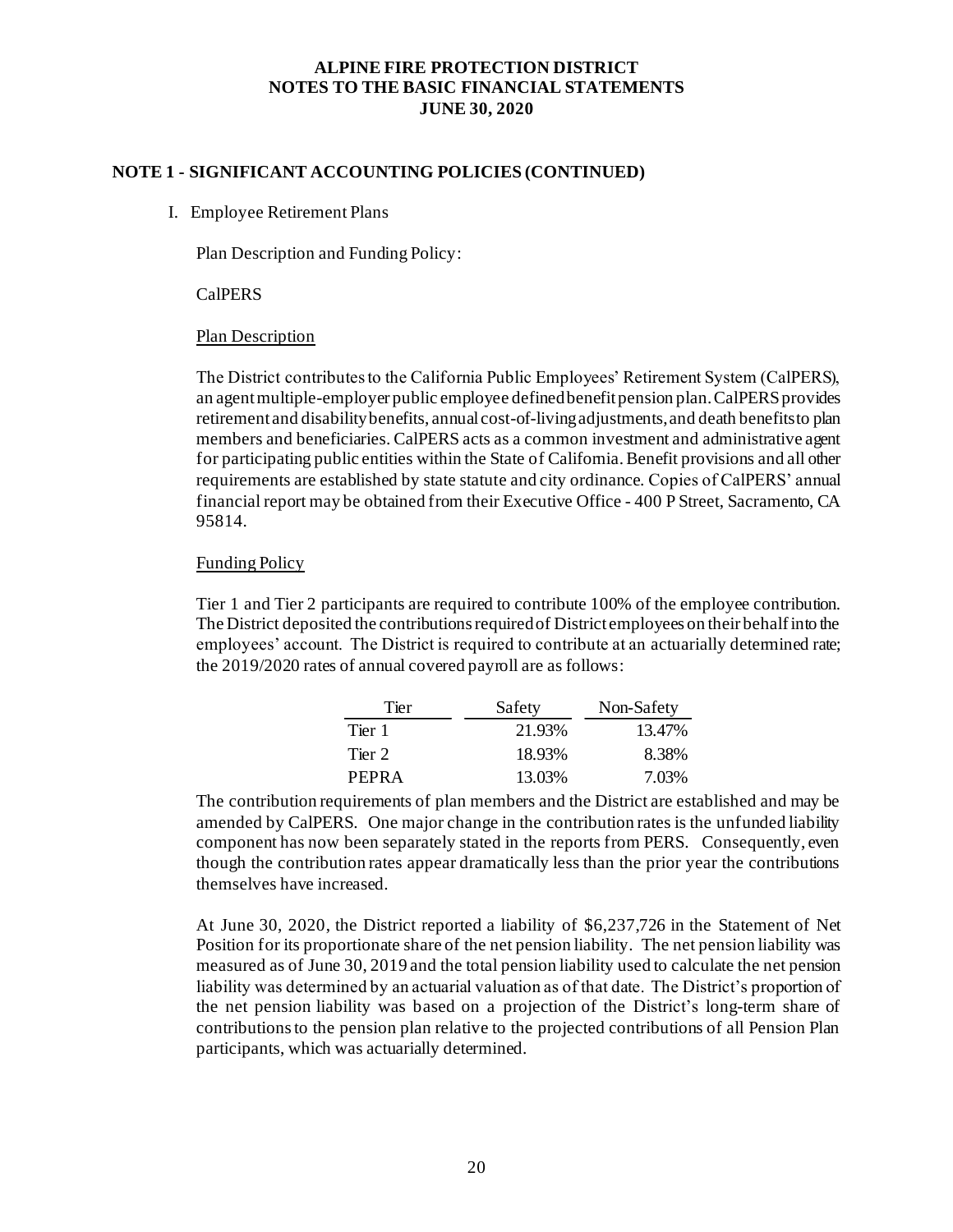# ALPINE FIRE PROTECTION DISTRICT
# NOTES TO THE BASIC FINANCIAL STATEMENTS
# JUNE 30, 2020

## NOTE 1 - SIGNIFICANT ACCOUNTING POLICIES (CONTINUED)

I. Employee Retirement Plans

Plan Description and Funding Policy:

CalPERS

Plan Description

The District contributes to the California Public Employees' Retirement System (CalPERS), an agent multiple-employer public employee defined benefit pension plan. CalPERS provides retirement and disability benefits, annual cost-of-living adjustments, and death benefits to plan members and beneficiaries. CalPERS acts as a common investment and administrative agent for participating public entities within the State of California. Benefit provisions and all other requirements are established by state statute and city ordinance. Copies of CalPERS' annual financial report may be obtained from their Executive Office - 400 P Street, Sacramento, CA 95814.

Funding Policy

Tier 1 and Tier 2 participants are required to contribute 100% of the employee contribution. The District deposited the contributions required of District employees on their behalf into the employees' account. The District is required to contribute at an actuarially determined rate; the 2019/2020 rates of annual covered payroll are as follows:

| Tier | Safety | Non-Safety |
|---|---|---|
| Tier 1 | 21.93% | 13.47% |
| Tier 2 | 18.93% | 8.38% |
| PEPRA | 13.03% | 7.03% |

The contribution requirements of plan members and the District are established and may be amended by CalPERS. One major change in the contribution rates is the unfunded liability component has now been separately stated in the reports from PERS. Consequently, even though the contribution rates appear dramatically less than the prior year the contributions themselves have increased.

At June 30, 2020, the District reported a liability of $6,237,726 in the Statement of Net Position for its proportionate share of the net pension liability. The net pension liability was measured as of June 30, 2019 and the total pension liability used to calculate the net pension liability was determined by an actuarial valuation as of that date. The District's proportion of the net pension liability was based on a projection of the District's long-term share of contributions to the pension plan relative to the projected contributions of all Pension Plan participants, which was actuarially determined.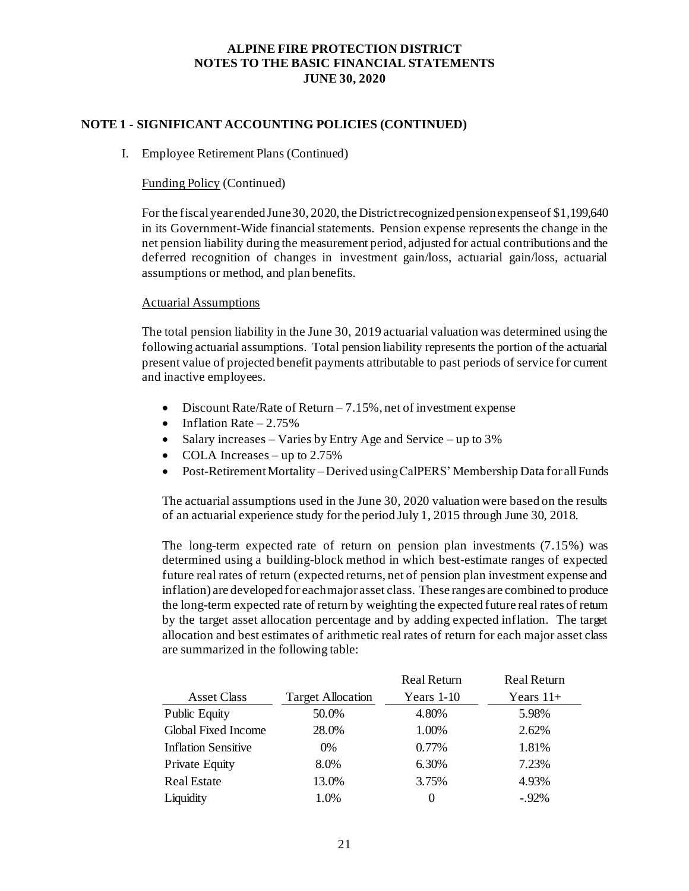## NOTE 1 - SIGNIFICANT ACCOUNTING POLICIES (CONTINUED)

I. Employee Retirement Plans (Continued)

Funding Policy (Continued)

For the fiscal year ended June 30, 2020, the District recognized pension expense of $1,199,640 in its Government-Wide financial statements. Pension expense represents the change in the net pension liability during the measurement period, adjusted for actual contributions and the deferred recognition of changes in investment gain/loss, actuarial gain/loss, actuarial assumptions or method, and plan benefits.

Actuarial Assumptions

The total pension liability in the June 30, 2019 actuarial valuation was determined using the following actuarial assumptions. Total pension liability represents the portion of the actuarial present value of projected benefit payments attributable to past periods of service for current and inactive employees.

- Discount Rate/Rate of Return – 7.15%, net of investment expense
- Inflation Rate – 2.75%
- Salary increases – Varies by Entry Age and Service – up to 3%
- COLA Increases – up to 2.75%
- Post-Retirement Mortality – Derived using CalPERS' Membership Data for all Funds

The actuarial assumptions used in the June 30, 2020 valuation were based on the results of an actuarial experience study for the period July 1, 2015 through June 30, 2018.

The long-term expected rate of return on pension plan investments (7.15%) was determined using a building-block method in which best-estimate ranges of expected future real rates of return (expected returns, net of pension plan investment expense and inflation) are developed for each major asset class. These ranges are combined to produce the long-term expected rate of return by weighting the expected future real rates of return by the target asset allocation percentage and by adding expected inflation. The target allocation and best estimates of arithmetic real rates of return for each major asset class are summarized in the following table:

| Asset Class | Target Allocation | Real Return Years 1-10 | Real Return Years 11+ |
|---|---|---|---|
| Public Equity | 50.0% | 4.80% | 5.98% |
| Global Fixed Income | 28.0% | 1.00% | 2.62% |
| Inflation Sensitive | 0% | 0.77% | 1.81% |
| Private Equity | 8.0% | 6.30% | 7.23% |
| Real Estate | 13.0% | 3.75% | 4.93% |
| Liquidity | 1.0% | 0 | -.92% |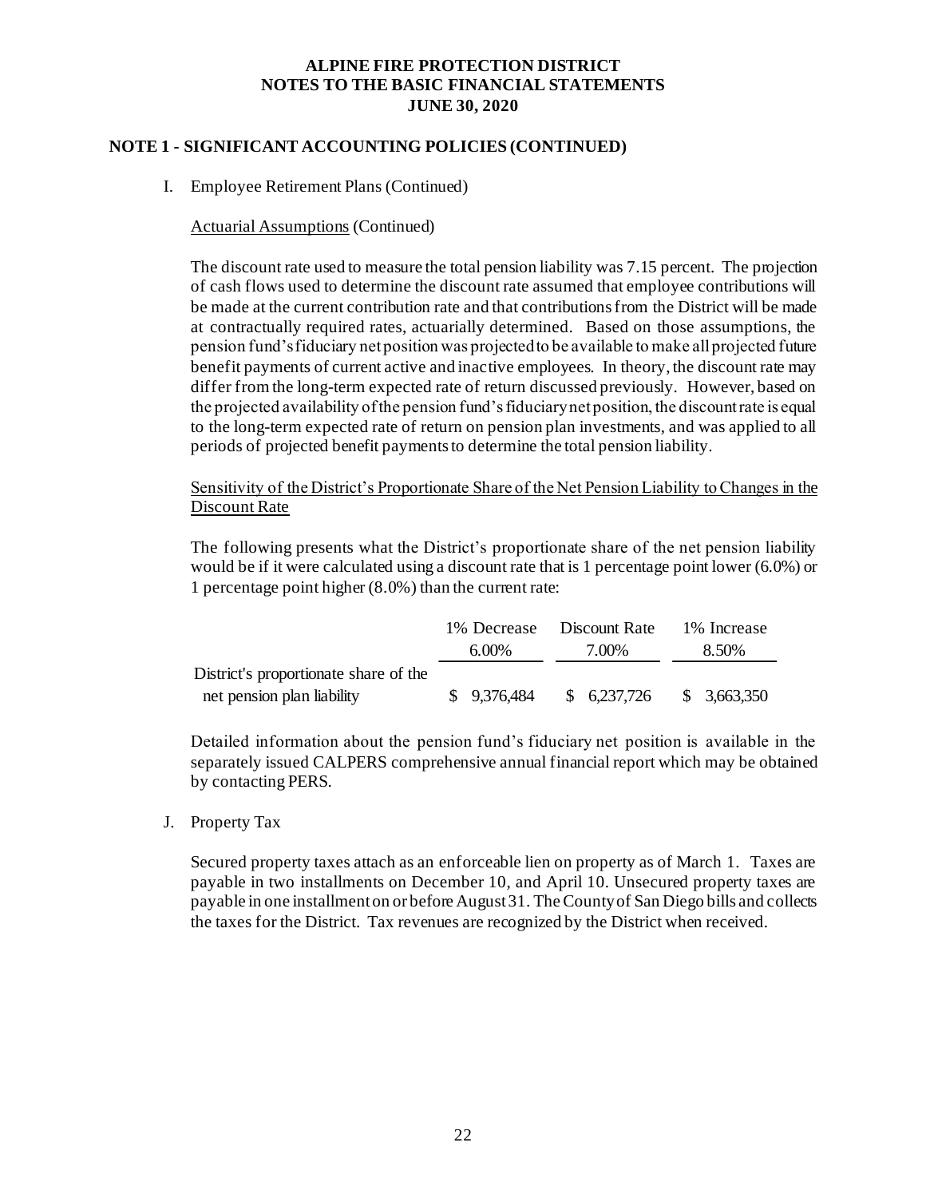**ALPINE FIRE PROTECTION DISTRICT**
**NOTES TO THE BASIC FINANCIAL STATEMENTS**
**JUNE 30, 2020**

## NOTE 1 - SIGNIFICANT ACCOUNTING POLICIES (CONTINUED)

I. Employee Retirement Plans (Continued)

Actuarial Assumptions (Continued)

The discount rate used to measure the total pension liability was 7.15 percent. The projection of cash flows used to determine the discount rate assumed that employee contributions will be made at the current contribution rate and that contributions from the District will be made at contractually required rates, actuarially determined. Based on those assumptions, the pension fund's fiduciary net position was projected to be available to make all projected future benefit payments of current active and inactive employees. In theory, the discount rate may differ from the long-term expected rate of return discussed previously. However, based on the projected availability of the pension fund's fiduciary net position, the discount rate is equal to the long-term expected rate of return on pension plan investments, and was applied to all periods of projected benefit payments to determine the total pension liability.

Sensitivity of the District's Proportionate Share of the Net Pension Liability to Changes in the Discount Rate

The following presents what the District's proportionate share of the net pension liability would be if it were calculated using a discount rate that is 1 percentage point lower (6.0%) or 1 percentage point higher (8.0%) than the current rate:

| | 1% Decrease<br>6.00% | Discount Rate<br>7.00% | 1% Increase<br>8.50% |
|---|---|---|---|
| District's proportionate share of the net pension plan liability | $ 9,376,484 | $ 6,237,726 | $ 3,663,350 |

Detailed information about the pension fund's fiduciary net position is available in the separately issued CALPERS comprehensive annual financial report which may be obtained by contacting PERS.

J. Property Tax

Secured property taxes attach as an enforceable lien on property as of March 1. Taxes are payable in two installments on December 10, and April 10. Unsecured property taxes are payable in one installment on or before August 31. The County of San Diego bills and collects the taxes for the District. Tax revenues are recognized by the District when received.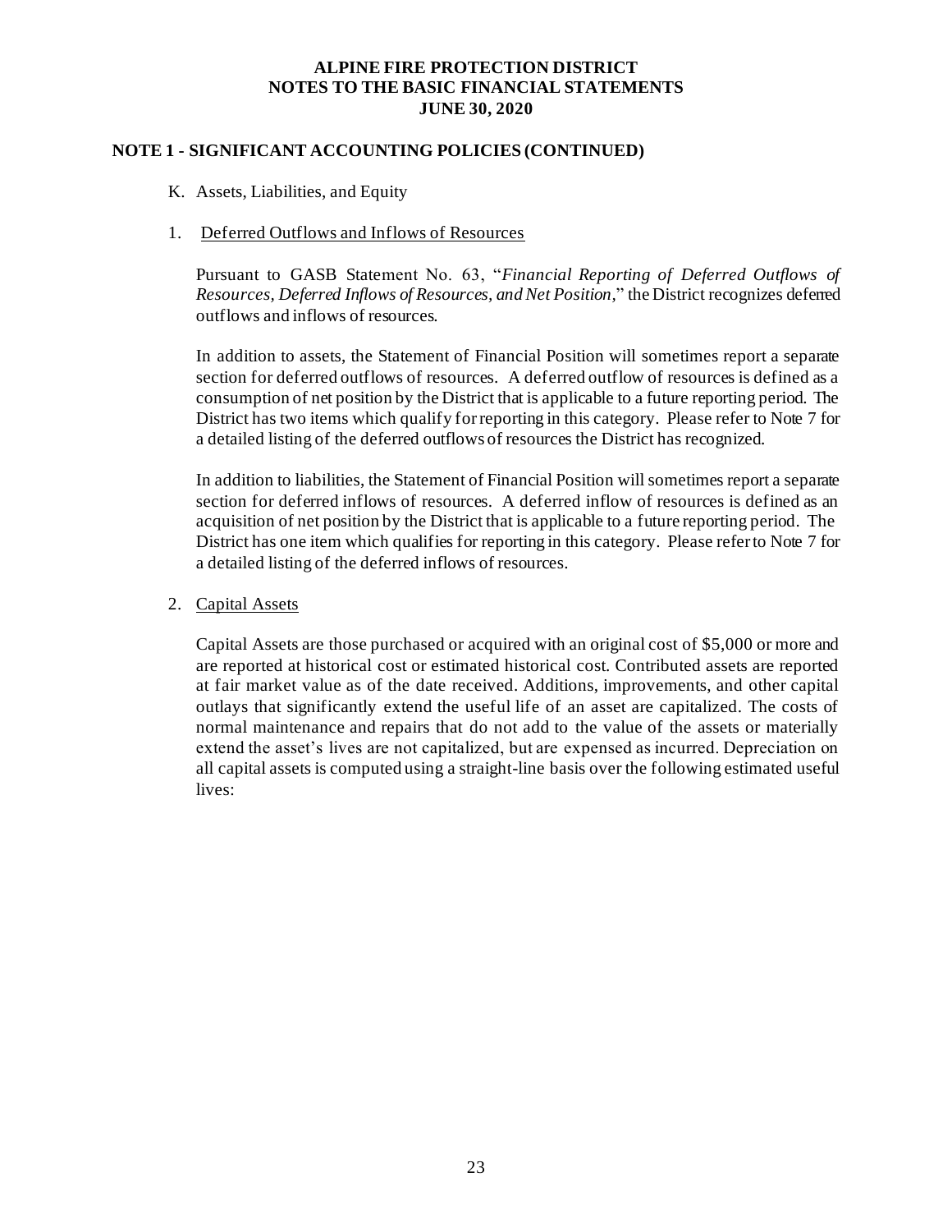**ALPINE FIRE PROTECTION DISTRICT**
**NOTES TO THE BASIC FINANCIAL STATEMENTS**
**JUNE 30, 2020**

## NOTE 1 - SIGNIFICANT ACCOUNTING POLICIES (CONTINUED)

K. Assets, Liabilities, and Equity

1. Deferred Outflows and Inflows of Resources

Pursuant to GASB Statement No. 63, "*Financial Reporting of Deferred Outflows of Resources, Deferred Inflows of Resources, and Net Position*," the District recognizes deferred outflows and inflows of resources.

In addition to assets, the Statement of Financial Position will sometimes report a separate section for deferred outflows of resources. A deferred outflow of resources is defined as a consumption of net position by the District that is applicable to a future reporting period. The District has two items which qualify for reporting in this category. Please refer to Note 7 for a detailed listing of the deferred outflows of resources the District has recognized.

In addition to liabilities, the Statement of Financial Position will sometimes report a separate section for deferred inflows of resources. A deferred inflow of resources is defined as an acquisition of net position by the District that is applicable to a future reporting period. The District has one item which qualifies for reporting in this category. Please refer to Note 7 for a detailed listing of the deferred inflows of resources.

2. Capital Assets

Capital Assets are those purchased or acquired with an original cost of $5,000 or more and are reported at historical cost or estimated historical cost. Contributed assets are reported at fair market value as of the date received. Additions, improvements, and other capital outlays that significantly extend the useful life of an asset are capitalized. The costs of normal maintenance and repairs that do not add to the value of the assets or materially extend the asset's lives are not capitalized, but are expensed as incurred. Depreciation on all capital assets is computed using a straight-line basis over the following estimated useful lives: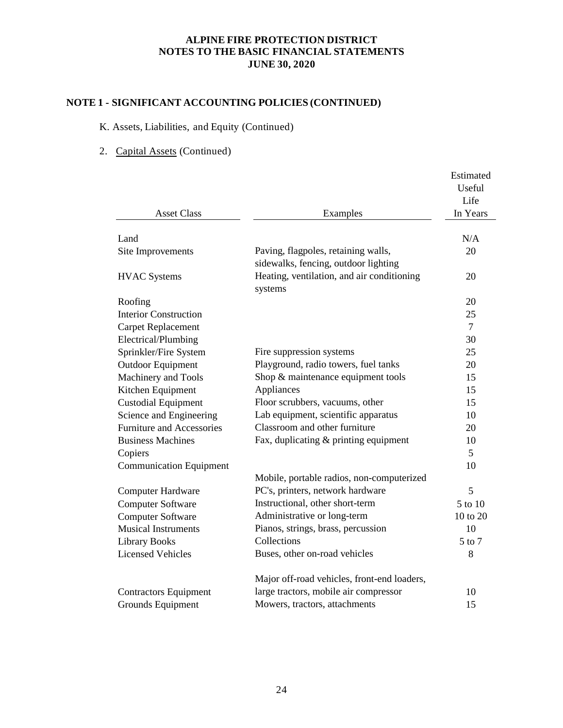# ALPINE FIRE PROTECTION DISTRICT
# NOTES TO THE BASIC FINANCIAL STATEMENTS
# JUNE 30, 2020

## NOTE 1 - SIGNIFICANT ACCOUNTING POLICIES (CONTINUED)

K. Assets, Liabilities, and Equity (Continued)

2. Capital Assets (Continued)

| Asset Class | Examples | Estimated Useful Life In Years |
|---|---|---|
| Land | | N/A |
| Site Improvements | Paving, flagpoles, retaining walls, sidewalks, fencing, outdoor lighting | 20 |
| HVAC Systems | Heating, ventilation, and air conditioning systems | 20 |
| Roofing | | 20 |
| Interior Construction | | 25 |
| Carpet Replacement | | 7 |
| Electrical/Plumbing | | 30 |
| Sprinkler/Fire System | Fire suppression systems | 25 |
| Outdoor Equipment | Playground, radio towers, fuel tanks | 20 |
| Machinery and Tools | Shop & maintenance equipment tools | 15 |
| Kitchen Equipment | Appliances | 15 |
| Custodial Equipment | Floor scrubbers, vacuums, other | 15 |
| Science and Engineering | Lab equipment, scientific apparatus | 10 |
| Furniture and Accessories | Classroom and other furniture | 20 |
| Business Machines | Fax, duplicating & printing equipment | 10 |
| Copiers | | 5 |
| Communication Equipment | Mobile, portable radios, non-computerized | 10 |
| Computer Hardware | PC's, printers, network hardware | 5 |
| Computer Software | Instructional, other short-term | 5 to 10 |
| Computer Software | Administrative or long-term | 10 to 20 |
| Musical Instruments | Pianos, strings, brass, percussion | 10 |
| Library Books | Collections | 5 to 7 |
| Licensed Vehicles | Buses, other on-road vehicles | 8 |
| Contractors Equipment | Major off-road vehicles, front-end loaders, large tractors, mobile air compressor | 10 |
| Grounds Equipment | Mowers, tractors, attachments | 15 |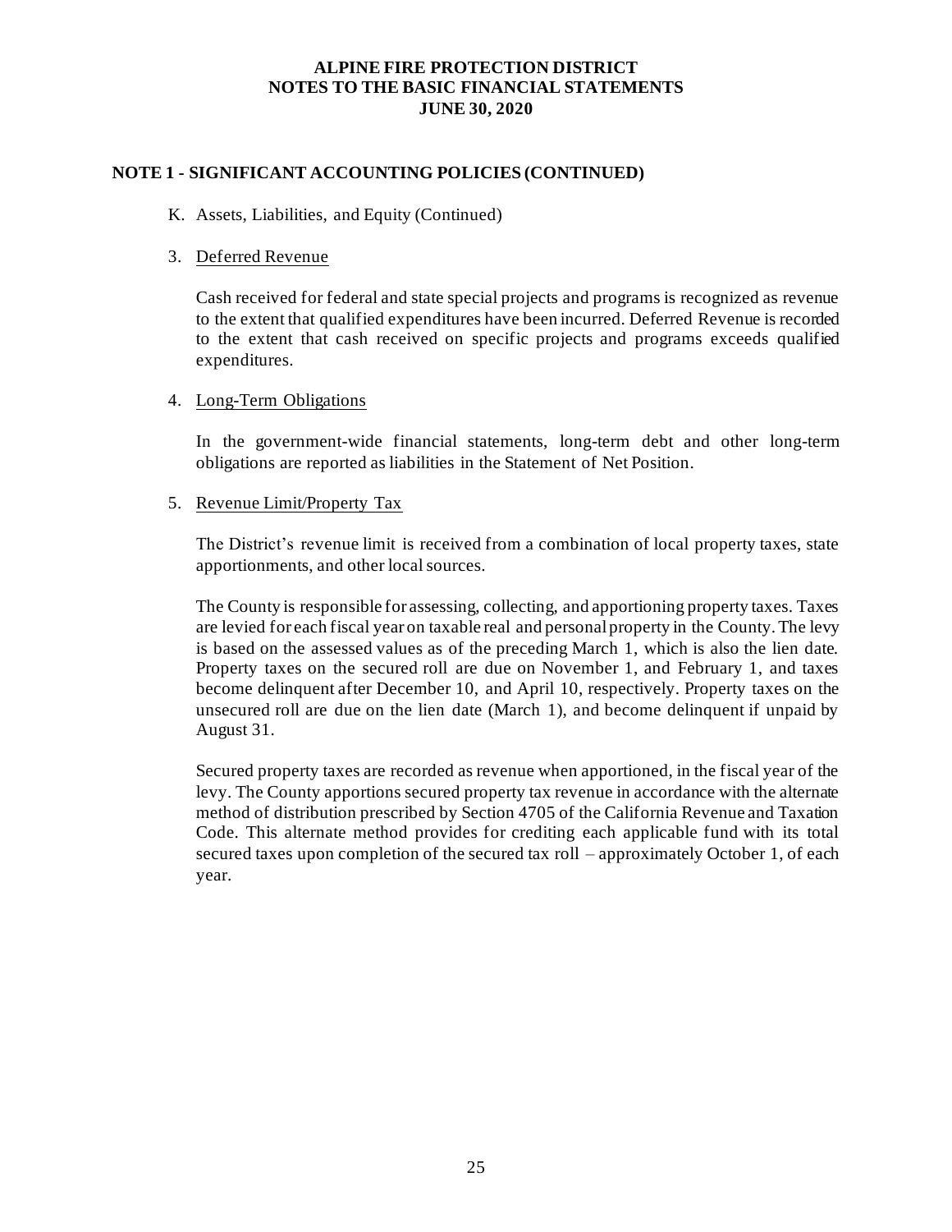**ALPINE FIRE PROTECTION DISTRICT**
**NOTES TO THE BASIC FINANCIAL STATEMENTS**
**JUNE 30, 2020**

## NOTE 1 - SIGNIFICANT ACCOUNTING POLICIES (CONTINUED)

K. Assets, Liabilities, and Equity (Continued)

3. Deferred Revenue

Cash received for federal and state special projects and programs is recognized as revenue to the extent that qualified expenditures have been incurred. Deferred Revenue is recorded to the extent that cash received on specific projects and programs exceeds qualified expenditures.

4. Long-Term Obligations

In the government-wide financial statements, long-term debt and other long-term obligations are reported as liabilities in the Statement of Net Position.

5. Revenue Limit/Property Tax

The District's revenue limit is received from a combination of local property taxes, state apportionments, and other local sources.

The County is responsible for assessing, collecting, and apportioning property taxes. Taxes are levied for each fiscal year on taxable real and personal property in the County. The levy is based on the assessed values as of the preceding March 1, which is also the lien date. Property taxes on the secured roll are due on November 1, and February 1, and taxes become delinquent after December 10, and April 10, respectively. Property taxes on the unsecured roll are due on the lien date (March 1), and become delinquent if unpaid by August 31.

Secured property taxes are recorded as revenue when apportioned, in the fiscal year of the levy. The County apportions secured property tax revenue in accordance with the alternate method of distribution prescribed by Section 4705 of the California Revenue and Taxation Code. This alternate method provides for crediting each applicable fund with its total secured taxes upon completion of the secured tax roll – approximately October 1, of each year.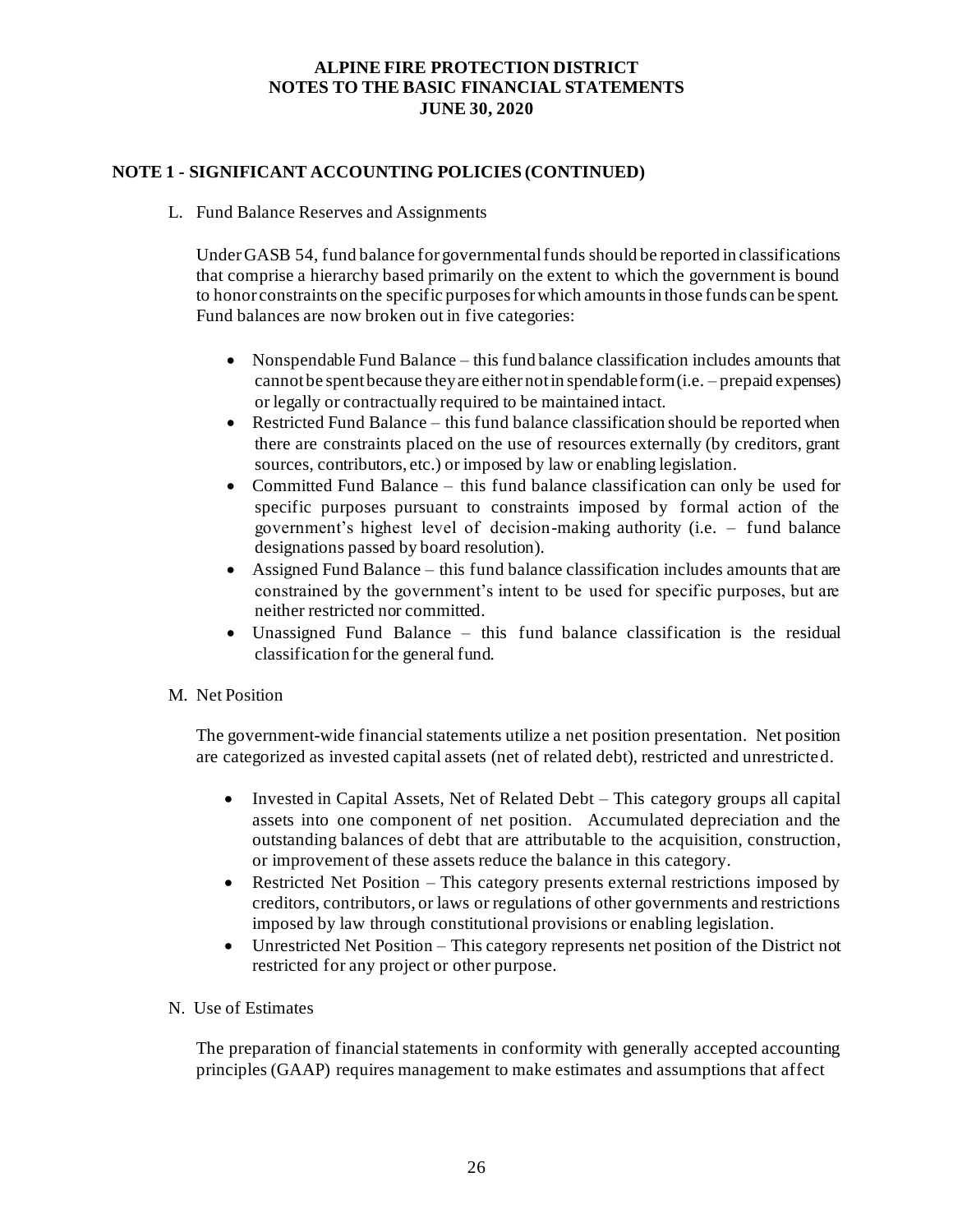## NOTE 1 - SIGNIFICANT ACCOUNTING POLICIES (CONTINUED)

L. Fund Balance Reserves and Assignments

Under GASB 54, fund balance for governmental funds should be reported in classifications that comprise a hierarchy based primarily on the extent to which the government is bound to honor constraints on the specific purposes for which amounts in those funds can be spent. Fund balances are now broken out in five categories:

- Nonspendable Fund Balance – this fund balance classification includes amounts that cannot be spent because they are either not in spendable form (i.e. – prepaid expenses) or legally or contractually required to be maintained intact.
- Restricted Fund Balance – this fund balance classification should be reported when there are constraints placed on the use of resources externally (by creditors, grant sources, contributors, etc.) or imposed by law or enabling legislation.
- Committed Fund Balance – this fund balance classification can only be used for specific purposes pursuant to constraints imposed by formal action of the government's highest level of decision-making authority (i.e. – fund balance designations passed by board resolution).
- Assigned Fund Balance – this fund balance classification includes amounts that are constrained by the government's intent to be used for specific purposes, but are neither restricted nor committed.
- Unassigned Fund Balance – this fund balance classification is the residual classification for the general fund.

M. Net Position

The government-wide financial statements utilize a net position presentation. Net position are categorized as invested capital assets (net of related debt), restricted and unrestricted.

- Invested in Capital Assets, Net of Related Debt – This category groups all capital assets into one component of net position. Accumulated depreciation and the outstanding balances of debt that are attributable to the acquisition, construction, or improvement of these assets reduce the balance in this category.
- Restricted Net Position – This category presents external restrictions imposed by creditors, contributors, or laws or regulations of other governments and restrictions imposed by law through constitutional provisions or enabling legislation.
- Unrestricted Net Position – This category represents net position of the District not restricted for any project or other purpose.

N. Use of Estimates

The preparation of financial statements in conformity with generally accepted accounting principles (GAAP) requires management to make estimates and assumptions that affect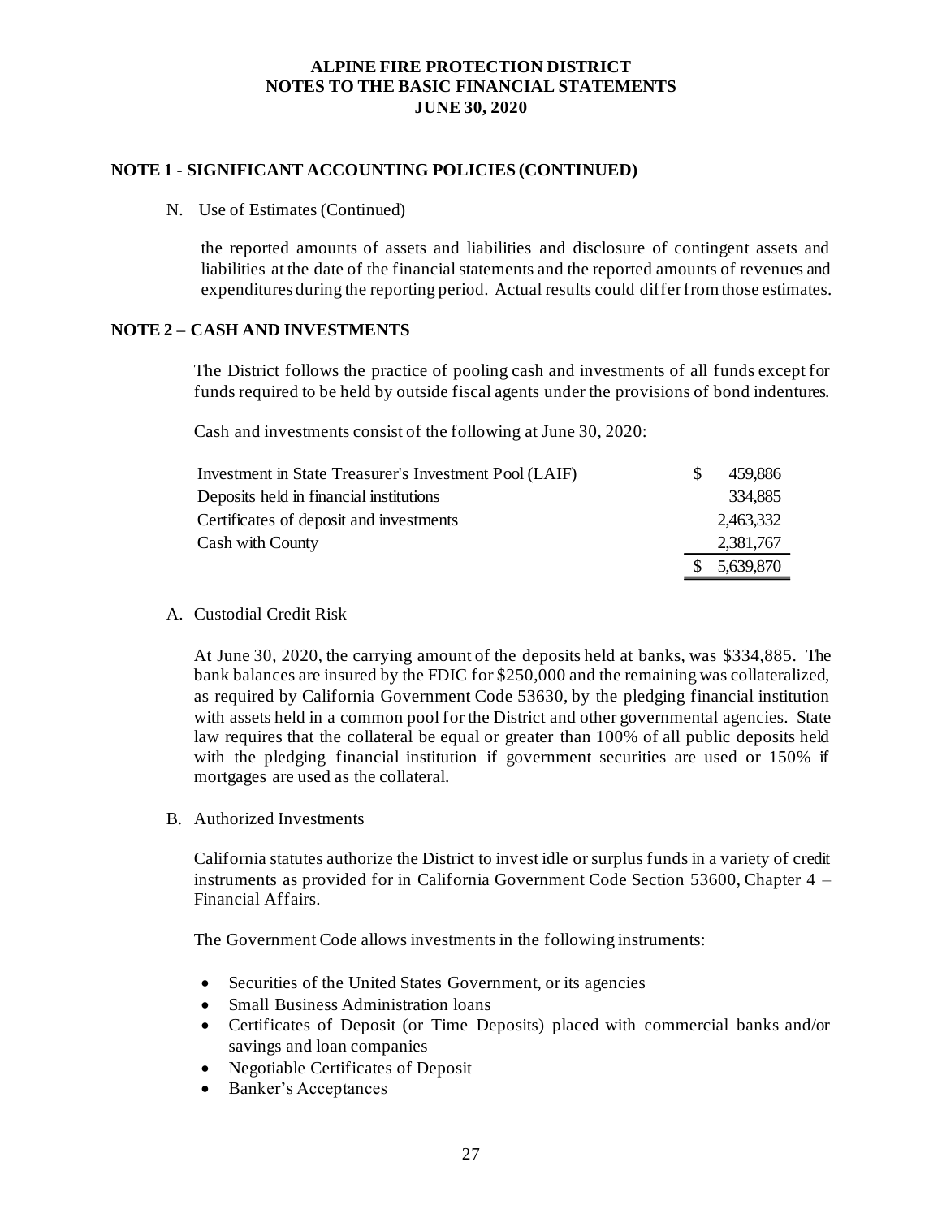**ALPINE FIRE PROTECTION DISTRICT**
**NOTES TO THE BASIC FINANCIAL STATEMENTS**
**JUNE 30, 2020**

## NOTE 1 - SIGNIFICANT ACCOUNTING POLICIES (CONTINUED)

N. Use of Estimates (Continued)

the reported amounts of assets and liabilities and disclosure of contingent assets and liabilities at the date of the financial statements and the reported amounts of revenues and expenditures during the reporting period. Actual results could differ from those estimates.

## NOTE 2 – CASH AND INVESTMENTS

The District follows the practice of pooling cash and investments of all funds except for funds required to be held by outside fiscal agents under the provisions of bond indentures.

Cash and investments consist of the following at June 30, 2020:

| | |
|---|---|
| Investment in State Treasurer's Investment Pool (LAIF) | $ 459,886 |
| Deposits held in financial institutions | 334,885 |
| Certificates of deposit and investments | 2,463,332 |
| Cash with County | 2,381,767 |
| | $ 5,639,870 |

A. Custodial Credit Risk

At June 30, 2020, the carrying amount of the deposits held at banks, was $334,885. The bank balances are insured by the FDIC for $250,000 and the remaining was collateralized, as required by California Government Code 53630, by the pledging financial institution with assets held in a common pool for the District and other governmental agencies. State law requires that the collateral be equal or greater than 100% of all public deposits held with the pledging financial institution if government securities are used or 150% if mortgages are used as the collateral.

B. Authorized Investments

California statutes authorize the District to invest idle or surplus funds in a variety of credit instruments as provided for in California Government Code Section 53600, Chapter 4 – Financial Affairs.

The Government Code allows investments in the following instruments:

- Securities of the United States Government, or its agencies
- Small Business Administration loans
- Certificates of Deposit (or Time Deposits) placed with commercial banks and/or savings and loan companies
- Negotiable Certificates of Deposit
- Banker's Acceptances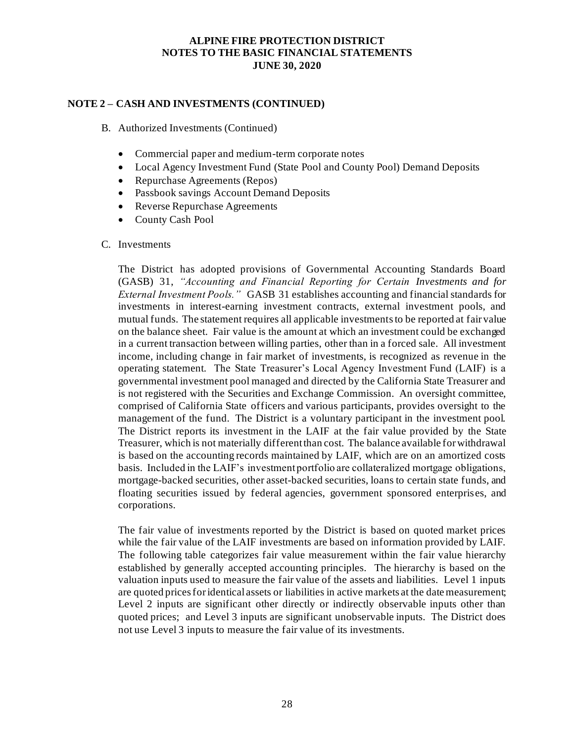## NOTE 2 – CASH AND INVESTMENTS (CONTINUED)

B. Authorized Investments (Continued)

- Commercial paper and medium-term corporate notes
- Local Agency Investment Fund (State Pool and County Pool) Demand Deposits
- Repurchase Agreements (Repos)
- Passbook savings Account Demand Deposits
- Reverse Repurchase Agreements
- County Cash Pool

C. Investments

The District has adopted provisions of Governmental Accounting Standards Board (GASB) 31, *"Accounting and Financial Reporting for Certain Investments and for External Investment Pools."* GASB 31 establishes accounting and financial standards for investments in interest-earning investment contracts, external investment pools, and mutual funds. The statement requires all applicable investments to be reported at fair value on the balance sheet. Fair value is the amount at which an investment could be exchanged in a current transaction between willing parties, other than in a forced sale. All investment income, including change in fair market of investments, is recognized as revenue in the operating statement. The State Treasurer's Local Agency Investment Fund (LAIF) is a governmental investment pool managed and directed by the California State Treasurer and is not registered with the Securities and Exchange Commission. An oversight committee, comprised of California State officers and various participants, provides oversight to the management of the fund. The District is a voluntary participant in the investment pool. The District reports its investment in the LAIF at the fair value provided by the State Treasurer, which is not materially different than cost. The balance available for withdrawal is based on the accounting records maintained by LAIF, which are on an amortized costs basis. Included in the LAIF's investment portfolio are collateralized mortgage obligations, mortgage-backed securities, other asset-backed securities, loans to certain state funds, and floating securities issued by federal agencies, government sponsored enterprises, and corporations.

The fair value of investments reported by the District is based on quoted market prices while the fair value of the LAIF investments are based on information provided by LAIF. The following table categorizes fair value measurement within the fair value hierarchy established by generally accepted accounting principles. The hierarchy is based on the valuation inputs used to measure the fair value of the assets and liabilities. Level 1 inputs are quoted prices for identical assets or liabilities in active markets at the date measurement; Level 2 inputs are significant other directly or indirectly observable inputs other than quoted prices; and Level 3 inputs are significant unobservable inputs. The District does not use Level 3 inputs to measure the fair value of its investments.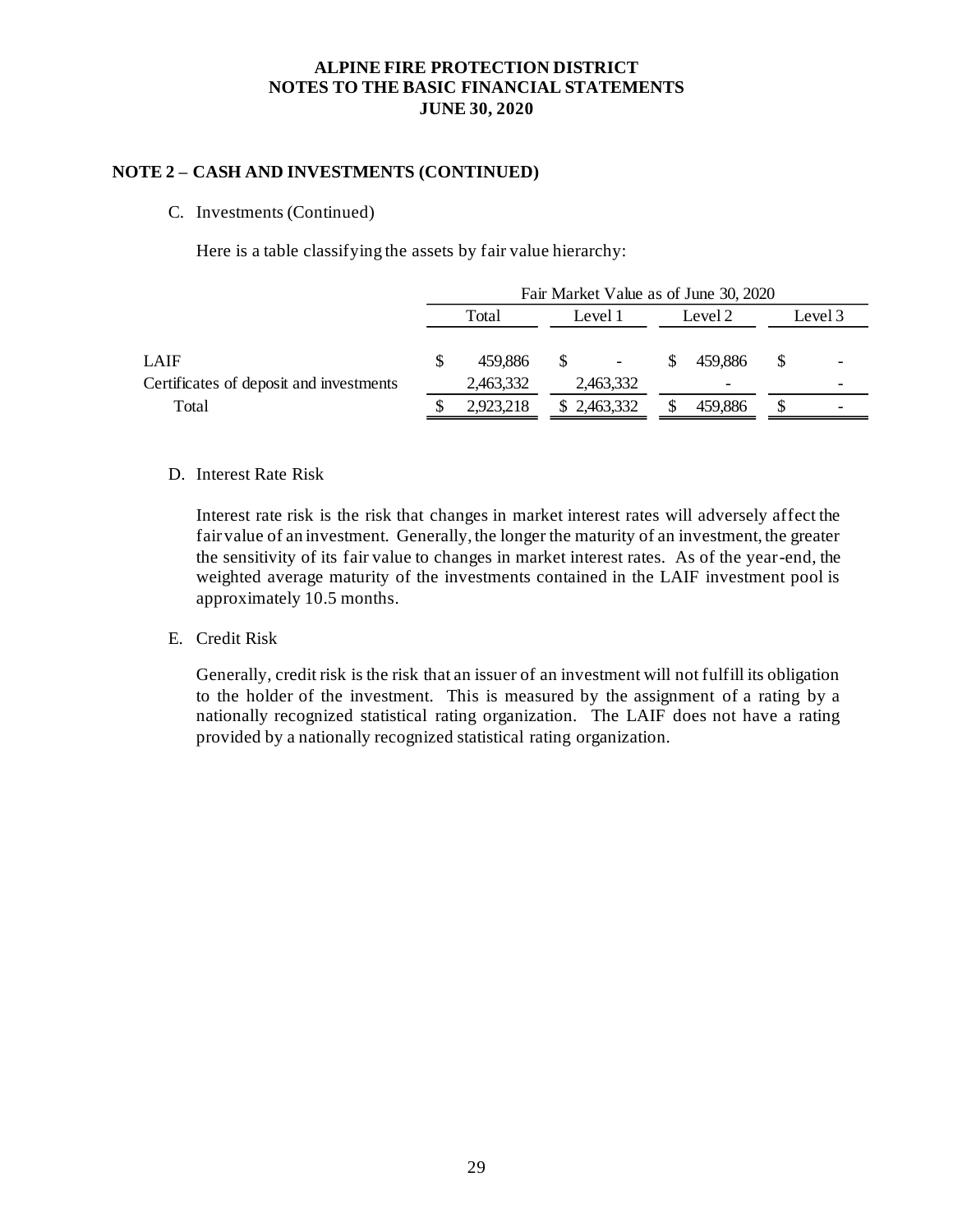**ALPINE FIRE PROTECTION DISTRICT**
**NOTES TO THE BASIC FINANCIAL STATEMENTS**
**JUNE 30, 2020**

## NOTE 2 – CASH AND INVESTMENTS (CONTINUED)

C. Investments (Continued)

Here is a table classifying the assets by fair value hierarchy:

| | Fair Market Value as of June 30, 2020 | | | |
|---|---|---|---|---|
| | Total | Level 1 | Level 2 | Level 3 |
| LAIF | $ 459,886 | $ - | $ 459,886 | $ - |
| Certificates of deposit and investments | 2,463,332 | 2,463,332 | - | - |
| Total | $ 2,923,218 | $ 2,463,332 | $ 459,886 | $ - |

D. Interest Rate Risk

Interest rate risk is the risk that changes in market interest rates will adversely affect the fair value of an investment. Generally, the longer the maturity of an investment, the greater the sensitivity of its fair value to changes in market interest rates. As of the year-end, the weighted average maturity of the investments contained in the LAIF investment pool is approximately 10.5 months.

E. Credit Risk

Generally, credit risk is the risk that an issuer of an investment will not fulfill its obligation to the holder of the investment. This is measured by the assignment of a rating by a nationally recognized statistical rating organization. The LAIF does not have a rating provided by a nationally recognized statistical rating organization.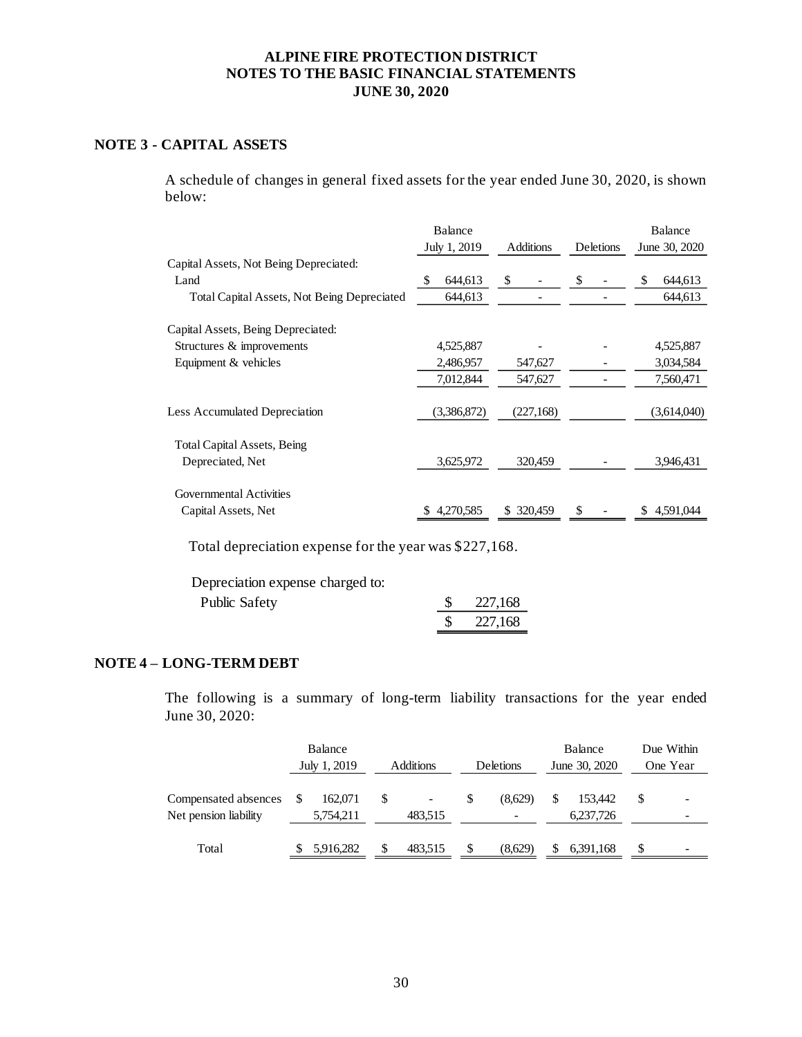# ALPINE FIRE PROTECTION DISTRICT
# NOTES TO THE BASIC FINANCIAL STATEMENTS
# JUNE 30, 2020

## NOTE 3 - CAPITAL ASSETS

A schedule of changes in general fixed assets for the year ended June 30, 2020, is shown below:

| | Balance July 1, 2019 | Additions | Deletions | Balance June 30, 2020 |
|---|---|---|---|---|
| Capital Assets, Not Being Depreciated: | | | | |
| Land | $ 644,613 | $ - | $ - | $ 644,613 |
| Total Capital Assets, Not Being Depreciated | 644,613 | - | - | 644,613 |
| Capital Assets, Being Depreciated: | | | | |
| Structures & improvements | 4,525,887 | - | - | 4,525,887 |
| Equipment & vehicles | 2,486,957 | 547,627 | - | 3,034,584 |
| | 7,012,844 | 547,627 | - | 7,560,471 |
| Less Accumulated Depreciation | (3,386,872) | (227,168) | | (3,614,040) |
| Total Capital Assets, Being Depreciated, Net | 3,625,972 | 320,459 | - | 3,946,431 |
| Governmental Activities Capital Assets, Net | $ 4,270,585 | $ 320,459 | $ - | $ 4,591,044 |

Total depreciation expense for the year was $227,168.

| Depreciation expense charged to: | |
|---|---|
| Public Safety | $ 227,168 |
| | $ 227,168 |

## NOTE 4 – LONG-TERM DEBT

The following is a summary of long-term liability transactions for the year ended June 30, 2020:

| | Balance July 1, 2019 | Additions | Deletions | Balance June 30, 2020 | Due Within One Year |
|---|---|---|---|---|---|
| Compensated absences | $ 162,071 | $ - | $ (8,629) | $ 153,442 | $ - |
| Net pension liability | 5,754,211 | 483,515 | - | 6,237,726 | - |
| Total | $ 5,916,282 | $ 483,515 | $ (8,629) | $ 6,391,168 | $ - |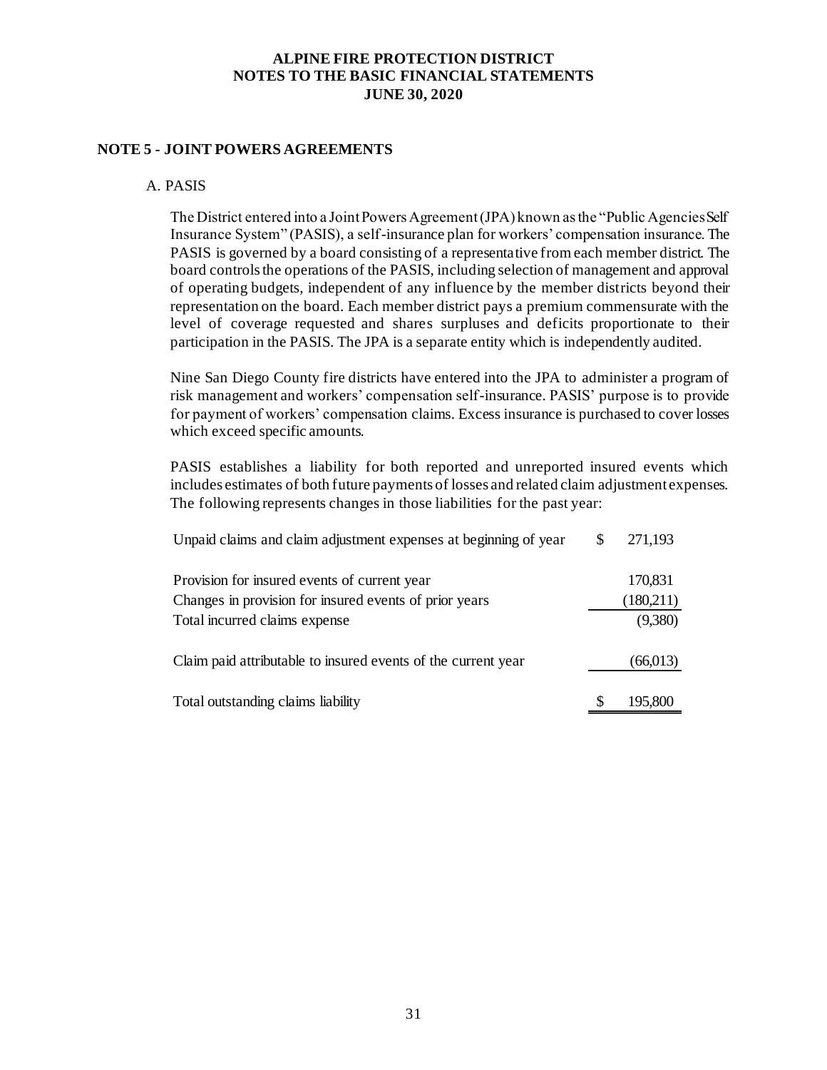# ALPINE FIRE PROTECTION DISTRICT
# NOTES TO THE BASIC FINANCIAL STATEMENTS
# JUNE 30, 2020

## NOTE 5 - JOINT POWERS AGREEMENTS

### A. PASIS

The District entered into a Joint Powers Agreement (JPA) known as the "Public Agencies Self Insurance System" (PASIS), a self-insurance plan for workers' compensation insurance. The PASIS is governed by a board consisting of a representative from each member district. The board controls the operations of the PASIS, including selection of management and approval of operating budgets, independent of any influence by the member districts beyond their representation on the board. Each member district pays a premium commensurate with the level of coverage requested and shares surpluses and deficits proportionate to their participation in the PASIS. The JPA is a separate entity which is independently audited.

Nine San Diego County fire districts have entered into the JPA to administer a program of risk management and workers' compensation self-insurance. PASIS' purpose is to provide for payment of workers' compensation claims. Excess insurance is purchased to cover losses which exceed specific amounts.

PASIS establishes a liability for both reported and unreported insured events which includes estimates of both future payments of losses and related claim adjustment expenses. The following represents changes in those liabilities for the past year:

| | |
|---|---|
| Unpaid claims and claim adjustment expenses at beginning of year | $ 271,193 |
| Provision for insured events of current year | 170,831 |
| Changes in provision for insured events of prior years | (180,211) |
| Total incurred claims expense | (9,380) |
| Claim paid attributable to insured events of the current year | (66,013) |
| Total outstanding claims liability | $ 195,800 |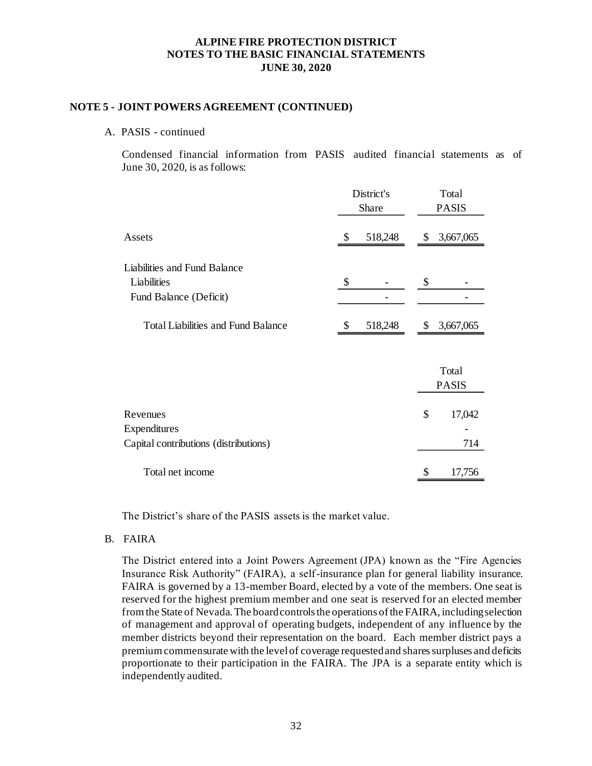# ALPINE FIRE PROTECTION DISTRICT
# NOTES TO THE BASIC FINANCIAL STATEMENTS
# JUNE 30, 2020

## NOTE 5 - JOINT POWERS AGREEMENT (CONTINUED)

A. PASIS - continued

Condensed financial information from PASIS audited financial statements as of June 30, 2020, is as follows:

| | District's Share | Total PASIS |
|---|---|---|
| Assets | $ 518,248 | $ 3,667,065 |
| Liabilities and Fund Balance | | |
| Liabilities | $ - | $ - |
| Fund Balance (Deficit) | - | - |
| Total Liabilities and Fund Balance | $ 518,248 | $ 3,667,065 |

| | Total PASIS |
|---|---|
| Revenues | $ 17,042 |
| Expenditures | - |
| Capital contributions (distributions) | 714 |
| Total net income | $ 17,756 |

The District's share of the PASIS assets is the market value.

B. FAIRA

The District entered into a Joint Powers Agreement (JPA) known as the "Fire Agencies Insurance Risk Authority" (FAIRA), a self-insurance plan for general liability insurance. FAIRA is governed by a 13-member Board, elected by a vote of the members. One seat is reserved for the highest premium member and one seat is reserved for an elected member from the State of Nevada. The board controls the operations of the FAIRA, including selection of management and approval of operating budgets, independent of any influence by the member districts beyond their representation on the board. Each member district pays a premium commensurate with the level of coverage requested and shares surpluses and deficits proportionate to their participation in the FAIRA. The JPA is a separate entity which is independently audited.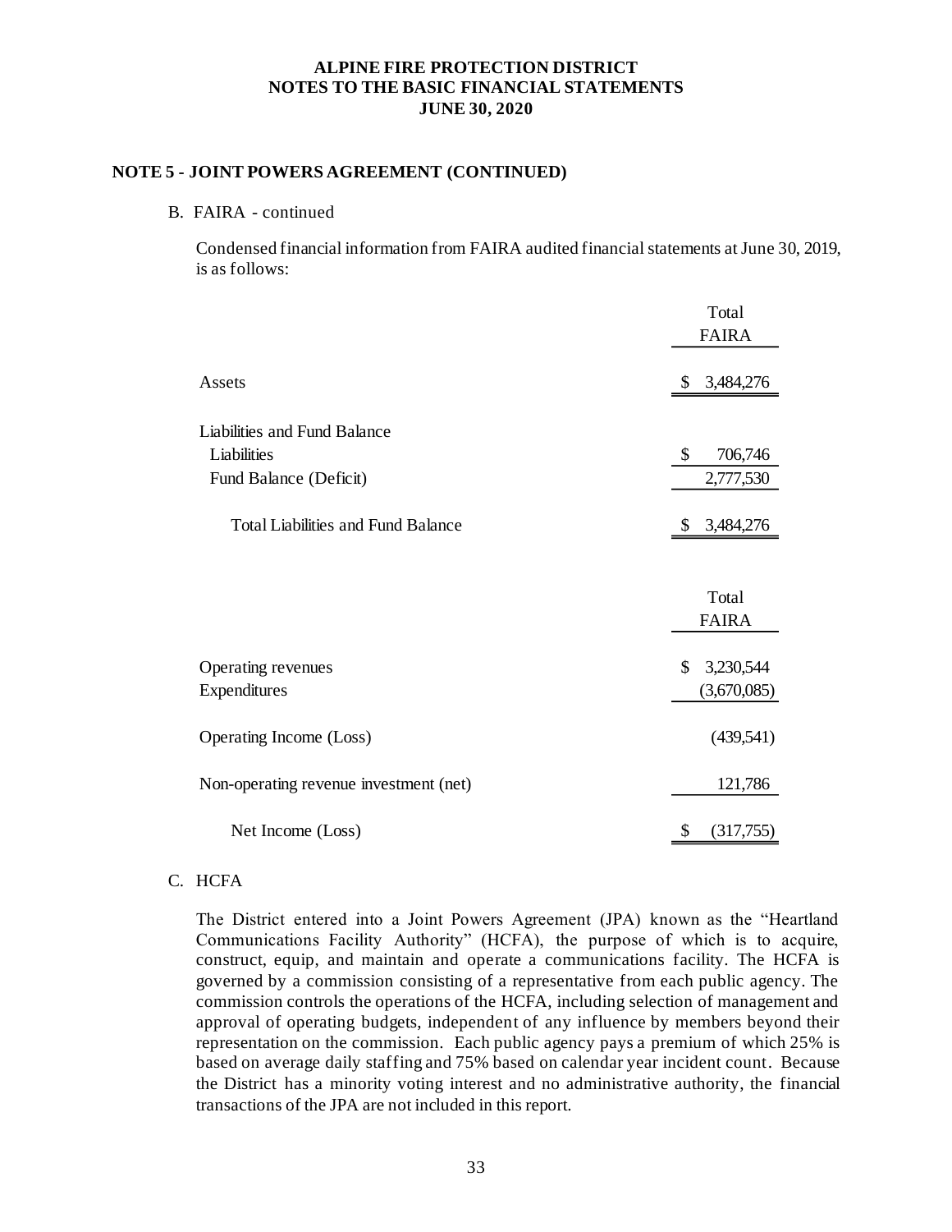## NOTE 5 - JOINT POWERS AGREEMENT (CONTINUED)

B. FAIRA - continued

Condensed financial information from FAIRA audited financial statements at June 30, 2019, is as follows:

| | Total FAIRA |
|---|---|
| Assets | $ 3,484,276 |
| Liabilities and Fund Balance | |
| Liabilities | $ 706,746 |
| Fund Balance (Deficit) | 2,777,530 |
| Total Liabilities and Fund Balance | $ 3,484,276 |

| | Total FAIRA |
|---|---|
| Operating revenues | $ 3,230,544 |
| Expenditures | (3,670,085) |
| Operating Income (Loss) | (439,541) |
| Non-operating revenue investment (net) | 121,786 |
| Net Income (Loss) | $ (317,755) |

C. HCFA

The District entered into a Joint Powers Agreement (JPA) known as the "Heartland Communications Facility Authority" (HCFA), the purpose of which is to acquire, construct, equip, and maintain and operate a communications facility. The HCFA is governed by a commission consisting of a representative from each public agency. The commission controls the operations of the HCFA, including selection of management and approval of operating budgets, independent of any influence by members beyond their representation on the commission. Each public agency pays a premium of which 25% is based on average daily staffing and 75% based on calendar year incident count. Because the District has a minority voting interest and no administrative authority, the financial transactions of the JPA are not included in this report.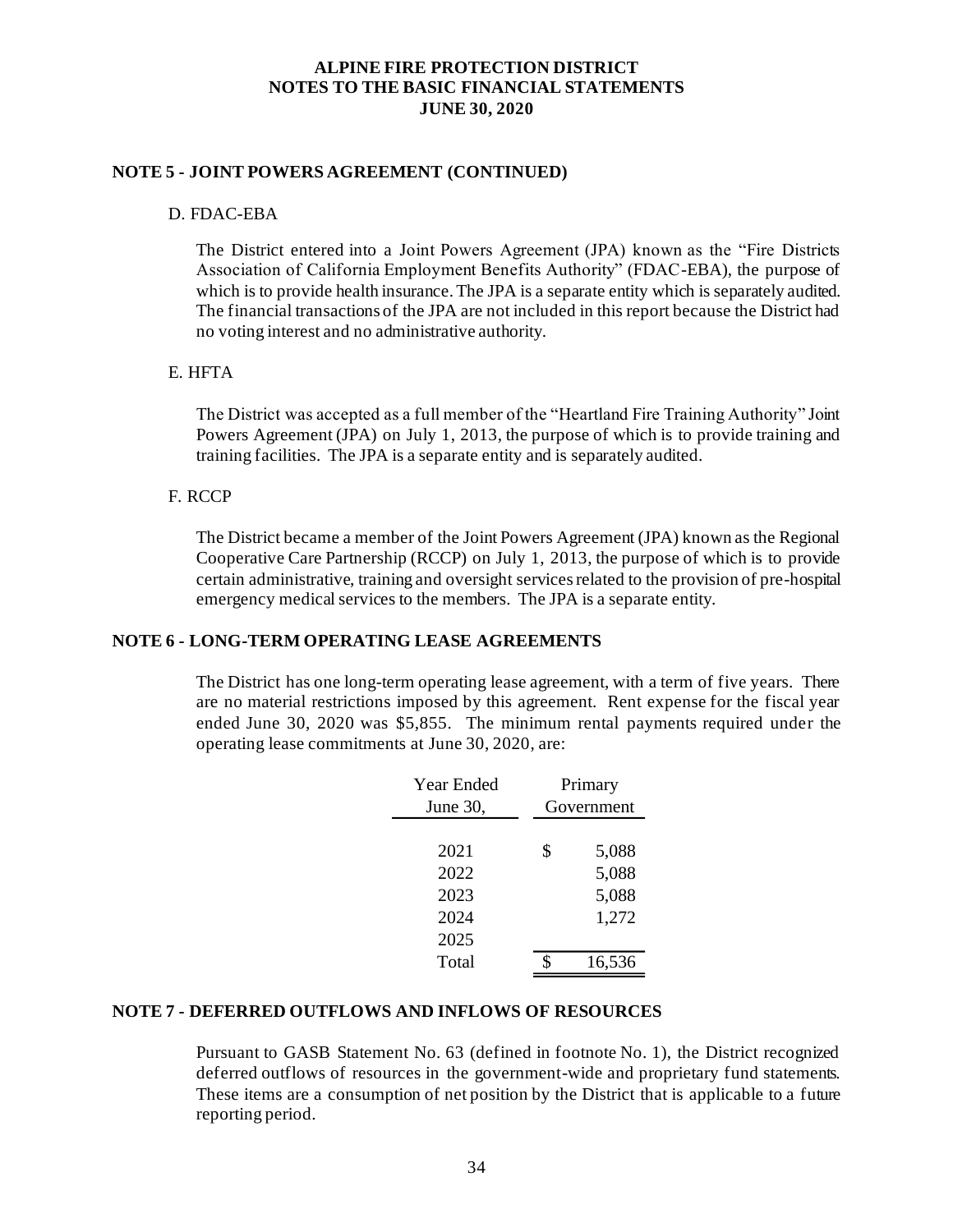## NOTE 5 - JOINT POWERS AGREEMENT (CONTINUED)

### D. FDAC-EBA

The District entered into a Joint Powers Agreement (JPA) known as the "Fire Districts Association of California Employment Benefits Authority" (FDAC-EBA), the purpose of which is to provide health insurance. The JPA is a separate entity which is separately audited. The financial transactions of the JPA are not included in this report because the District had no voting interest and no administrative authority.

### E. HFTA

The District was accepted as a full member of the "Heartland Fire Training Authority" Joint Powers Agreement (JPA) on July 1, 2013, the purpose of which is to provide training and training facilities. The JPA is a separate entity and is separately audited.

### F. RCCP

The District became a member of the Joint Powers Agreement (JPA) known as the Regional Cooperative Care Partnership (RCCP) on July 1, 2013, the purpose of which is to provide certain administrative, training and oversight services related to the provision of pre-hospital emergency medical services to the members. The JPA is a separate entity.

## NOTE 6 - LONG-TERM OPERATING LEASE AGREEMENTS

The District has one long-term operating lease agreement, with a term of five years. There are no material restrictions imposed by this agreement. Rent expense for the fiscal year ended June 30, 2020 was $5,855. The minimum rental payments required under the operating lease commitments at June 30, 2020, are:

| Year Ended June 30, | Primary Government |
|---|---|
| 2021 | $ 5,088 |
| 2022 | 5,088 |
| 2023 | 5,088 |
| 2024 | 1,272 |
| 2025 | |
| Total | $ 16,536 |

## NOTE 7 - DEFERRED OUTFLOWS AND INFLOWS OF RESOURCES

Pursuant to GASB Statement No. 63 (defined in footnote No. 1), the District recognized deferred outflows of resources in the government-wide and proprietary fund statements. These items are a consumption of net position by the District that is applicable to a future reporting period.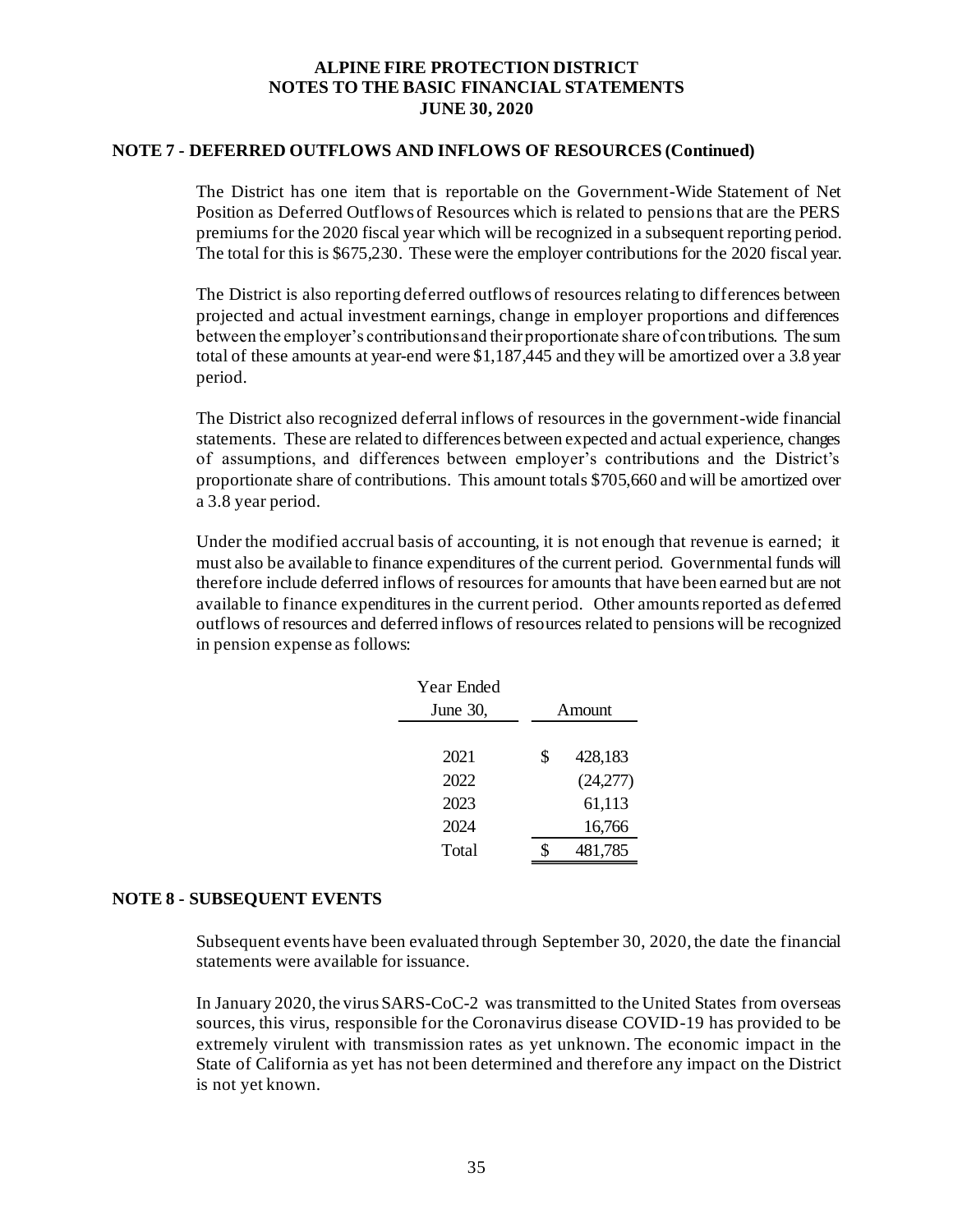**ALPINE FIRE PROTECTION DISTRICT**
**NOTES TO THE BASIC FINANCIAL STATEMENTS**
**JUNE 30, 2020**

## NOTE 7 - DEFERRED OUTFLOWS AND INFLOWS OF RESOURCES (Continued)

The District has one item that is reportable on the Government-Wide Statement of Net Position as Deferred Outflows of Resources which is related to pensions that are the PERS premiums for the 2020 fiscal year which will be recognized in a subsequent reporting period. The total for this is $675,230. These were the employer contributions for the 2020 fiscal year.

The District is also reporting deferred outflows of resources relating to differences between projected and actual investment earnings, change in employer proportions and differences between the employer's contributions and their proportionate share of contributions. The sum total of these amounts at year-end were $1,187,445 and they will be amortized over a 3.8 year period.

The District also recognized deferral inflows of resources in the government-wide financial statements. These are related to differences between expected and actual experience, changes of assumptions, and differences between employer's contributions and the District's proportionate share of contributions. This amount totals $705,660 and will be amortized over a 3.8 year period.

Under the modified accrual basis of accounting, it is not enough that revenue is earned; it must also be available to finance expenditures of the current period. Governmental funds will therefore include deferred inflows of resources for amounts that have been earned but are not available to finance expenditures in the current period. Other amounts reported as deferred outflows of resources and deferred inflows of resources related to pensions will be recognized in pension expense as follows:

| Year Ended June 30, | Amount |
|---|---|
| 2021 | $ 428,183 |
| 2022 | (24,277) |
| 2023 | 61,113 |
| 2024 | 16,766 |
| Total | $ 481,785 |

## NOTE 8 - SUBSEQUENT EVENTS

Subsequent events have been evaluated through September 30, 2020, the date the financial statements were available for issuance.

In January 2020, the virus SARS-CoC-2 was transmitted to the United States from overseas sources, this virus, responsible for the Coronavirus disease COVID-19 has provided to be extremely virulent with transmission rates as yet unknown. The economic impact in the State of California as yet has not been determined and therefore any impact on the District is not yet known.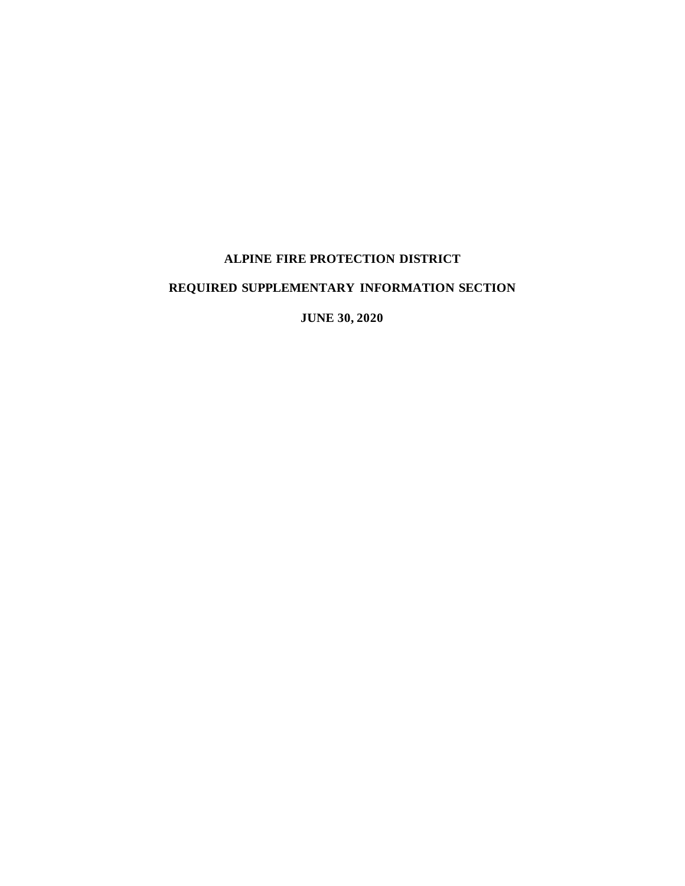# ALPINE FIRE PROTECTION DISTRICT

## REQUIRED SUPPLEMENTARY INFORMATION SECTION

### JUNE 30, 2020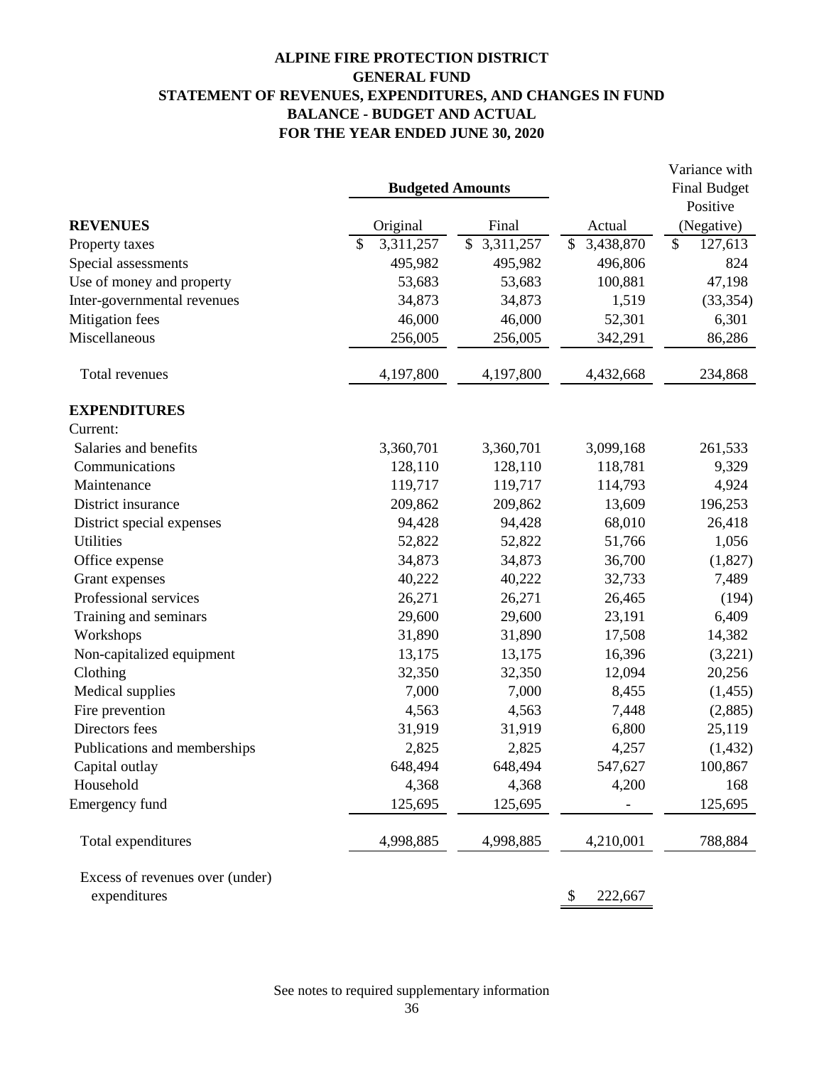# ALPINE FIRE PROTECTION DISTRICT
## GENERAL FUND
## STATEMENT OF REVENUES, EXPENDITURES, AND CHANGES IN FUND BALANCE - BUDGET AND ACTUAL
## FOR THE YEAR ENDED JUNE 30, 2020

| | Budgeted Amounts | | | Variance with Final Budget |
|---|---|---|---|---|
| **REVENUES** | Original | Final | Actual | Positive (Negative) |
| Property taxes | $ 3,311,257 | $ 3,311,257 | $ 3,438,870 | $ 127,613 |
| Special assessments | 495,982 | 495,982 | 496,806 | 824 |
| Use of money and property | 53,683 | 53,683 | 100,881 | 47,198 |
| Inter-governmental revenues | 34,873 | 34,873 | 1,519 | (33,354) |
| Mitigation fees | 46,000 | 46,000 | 52,301 | 6,301 |
| Miscellaneous | 256,005 | 256,005 | 342,291 | 86,286 |
| Total revenues | 4,197,800 | 4,197,800 | 4,432,668 | 234,868 |
| **EXPENDITURES** | | | | |
| Current: | | | | |
| Salaries and benefits | 3,360,701 | 3,360,701 | 3,099,168 | 261,533 |
| Communications | 128,110 | 128,110 | 118,781 | 9,329 |
| Maintenance | 119,717 | 119,717 | 114,793 | 4,924 |
| District insurance | 209,862 | 209,862 | 13,609 | 196,253 |
| District special expenses | 94,428 | 94,428 | 68,010 | 26,418 |
| Utilities | 52,822 | 52,822 | 51,766 | 1,056 |
| Office expense | 34,873 | 34,873 | 36,700 | (1,827) |
| Grant expenses | 40,222 | 40,222 | 32,733 | 7,489 |
| Professional services | 26,271 | 26,271 | 26,465 | (194) |
| Training and seminars | 29,600 | 29,600 | 23,191 | 6,409 |
| Workshops | 31,890 | 31,890 | 17,508 | 14,382 |
| Non-capitalized equipment | 13,175 | 13,175 | 16,396 | (3,221) |
| Clothing | 32,350 | 32,350 | 12,094 | 20,256 |
| Medical supplies | 7,000 | 7,000 | 8,455 | (1,455) |
| Fire prevention | 4,563 | 4,563 | 7,448 | (2,885) |
| Directors fees | 31,919 | 31,919 | 6,800 | 25,119 |
| Publications and memberships | 2,825 | 2,825 | 4,257 | (1,432) |
| Capital outlay | 648,494 | 648,494 | 547,627 | 100,867 |
| Household | 4,368 | 4,368 | 4,200 | 168 |
| Emergency fund | 125,695 | 125,695 | - | 125,695 |
| Total expenditures | 4,998,885 | 4,998,885 | 4,210,001 | 788,884 |
| Excess of revenues over (under) expenditures | | | $ 222,667 | |

See notes to required supplementary information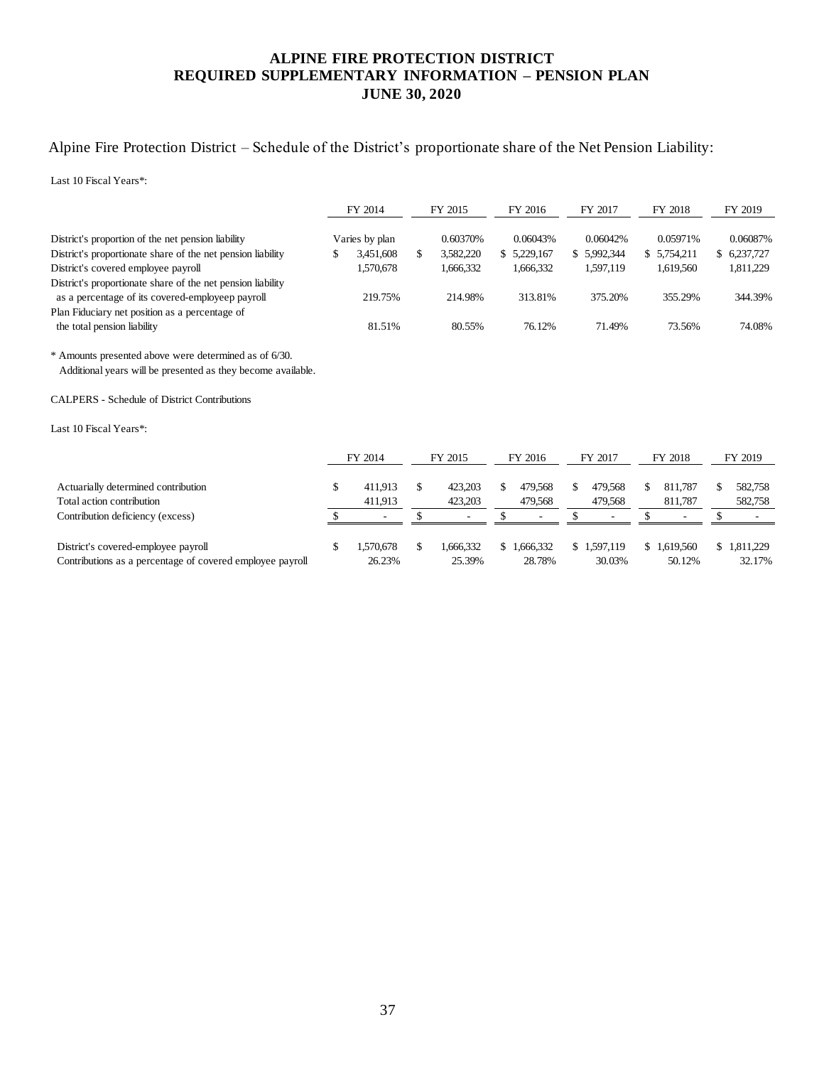# ALPINE FIRE PROTECTION DISTRICT
## REQUIRED SUPPLEMENTARY INFORMATION – PENSION PLAN
## JUNE 30, 2020

Alpine Fire Protection District – Schedule of the District's proportionate share of the Net Pension Liability:

Last 10 Fiscal Years*:

| | FY 2014 | FY 2015 | FY 2016 | FY 2017 | FY 2018 | FY 2019 |
|---|---|---|---|---|---|---|
| District's proportion of the net pension liability | Varies by plan | 0.60370% | 0.06043% | 0.06042% | 0.05971% | 0.06087% |
| District's proportionate share of the net pension liability | $ 3,451,608 | $ 3,582,220 | $ 5,229,167 | $ 5,992,344 | $ 5,754,211 | $ 6,237,727 |
| District's covered employee payroll | 1,570,678 | 1,666,332 | 1,666,332 | 1,597,119 | 1,619,560 | 1,811,229 |
| District's proportionate share of the net pension liability as a percentage of its covered-employeep payroll | 219.75% | 214.98% | 313.81% | 375.20% | 355.29% | 344.39% |
| Plan Fiduciary net position as a percentage of the total pension liability | 81.51% | 80.55% | 76.12% | 71.49% | 73.56% | 74.08% |

\* Amounts presented above were determined as of 6/30.
Additional years will be presented as they become available.

CALPERS - Schedule of District Contributions

Last 10 Fiscal Years*:

| | FY 2014 | FY 2015 | FY 2016 | FY 2017 | FY 2018 | FY 2019 |
|---|---|---|---|---|---|---|
| Actuarially determined contribution | $ 411,913 | $ 423,203 | $ 479,568 | $ 479,568 | $ 811,787 | $ 582,758 |
| Total action contribution | 411,913 | 423,203 | 479,568 | 479,568 | 811,787 | 582,758 |
| Contribution deficiency (excess) | $ - | $ - | $ - | $ - | $ - | $ - |
| District's covered-employee payroll | $ 1,570,678 | $ 1,666,332 | $ 1,666,332 | $ 1,597,119 | $ 1,619,560 | $ 1,811,229 |
| Contributions as a percentage of covered employee payroll | 26.23% | 25.39% | 28.78% | 30.03% | 50.12% | 32.17% |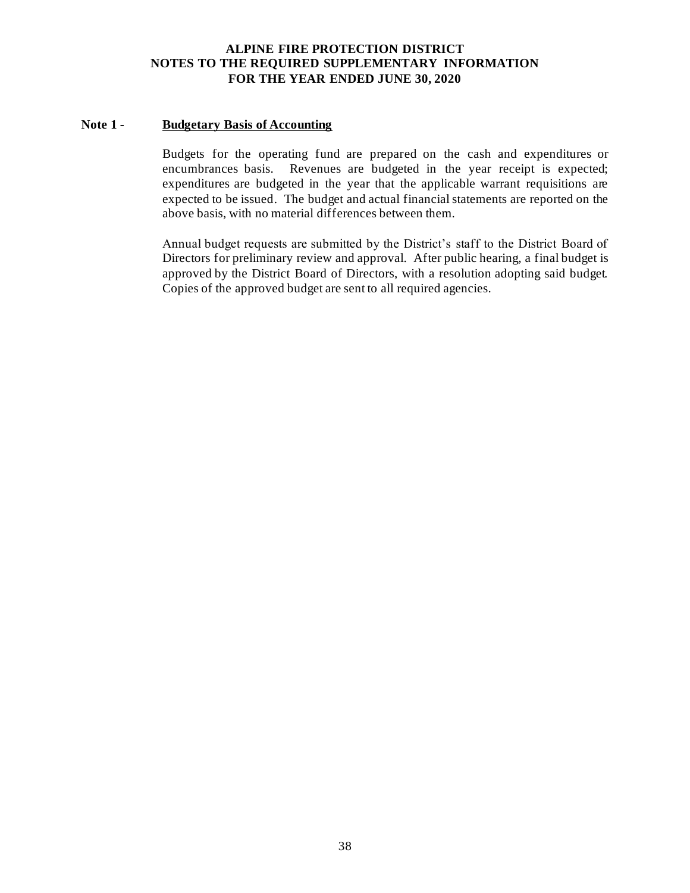# ALPINE FIRE PROTECTION DISTRICT
## NOTES TO THE REQUIRED SUPPLEMENTARY INFORMATION
## FOR THE YEAR ENDED JUNE 30, 2020

**Note 1 - <u>Budgetary Basis of Accounting</u>**

Budgets for the operating fund are prepared on the cash and expenditures or encumbrances basis. Revenues are budgeted in the year receipt is expected; expenditures are budgeted in the year that the applicable warrant requisitions are expected to be issued. The budget and actual financial statements are reported on the above basis, with no material differences between them.

Annual budget requests are submitted by the District's staff to the District Board of Directors for preliminary review and approval. After public hearing, a final budget is approved by the District Board of Directors, with a resolution adopting said budget. Copies of the approved budget are sent to all required agencies.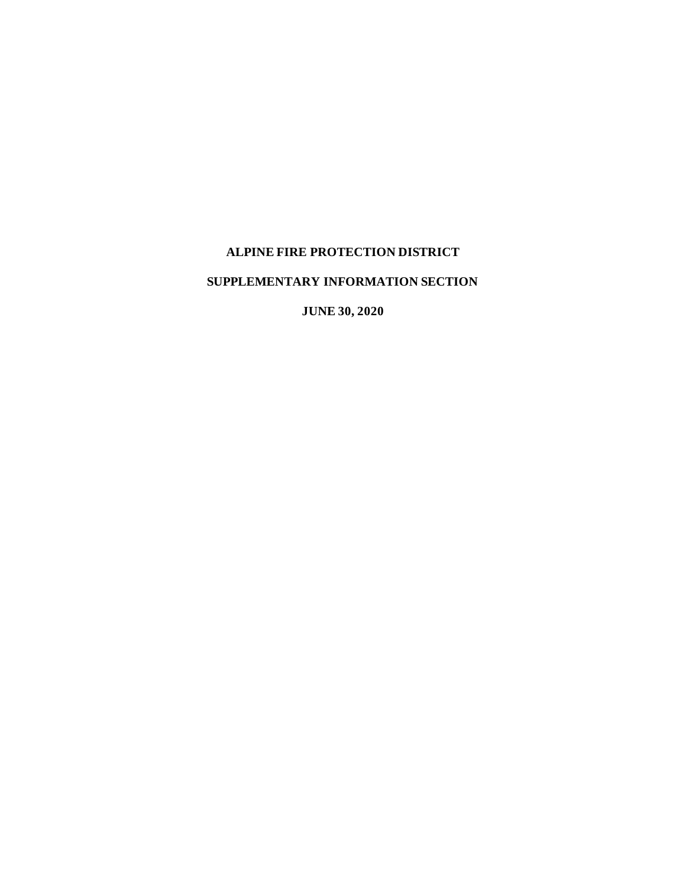# ALPINE FIRE PROTECTION DISTRICT

## SUPPLEMENTARY INFORMATION SECTION

## JUNE 30, 2020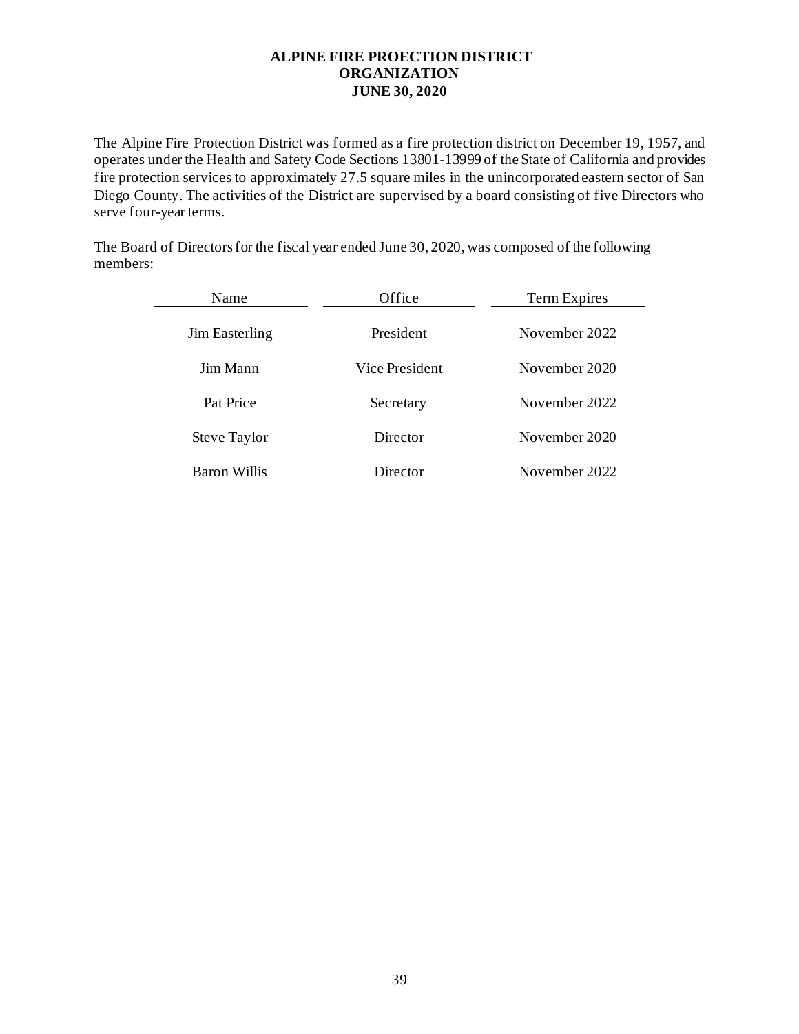# ALPINE FIRE PROECTION DISTRICT
## ORGANIZATION
## JUNE 30, 2020

The Alpine Fire Protection District was formed as a fire protection district on December 19, 1957, and operates under the Health and Safety Code Sections 13801-13999 of the State of California and provides fire protection services to approximately 27.5 square miles in the unincorporated eastern sector of San Diego County. The activities of the District are supervised by a board consisting of five Directors who serve four-year terms.

The Board of Directors for the fiscal year ended June 30, 2020, was composed of the following members:

| Name | Office | Term Expires |
|---|---|---|
| Jim Easterling | President | November 2022 |
| Jim Mann | Vice President | November 2020 |
| Pat Price | Secretary | November 2022 |
| Steve Taylor | Director | November 2020 |
| Baron Willis | Director | November 2022 |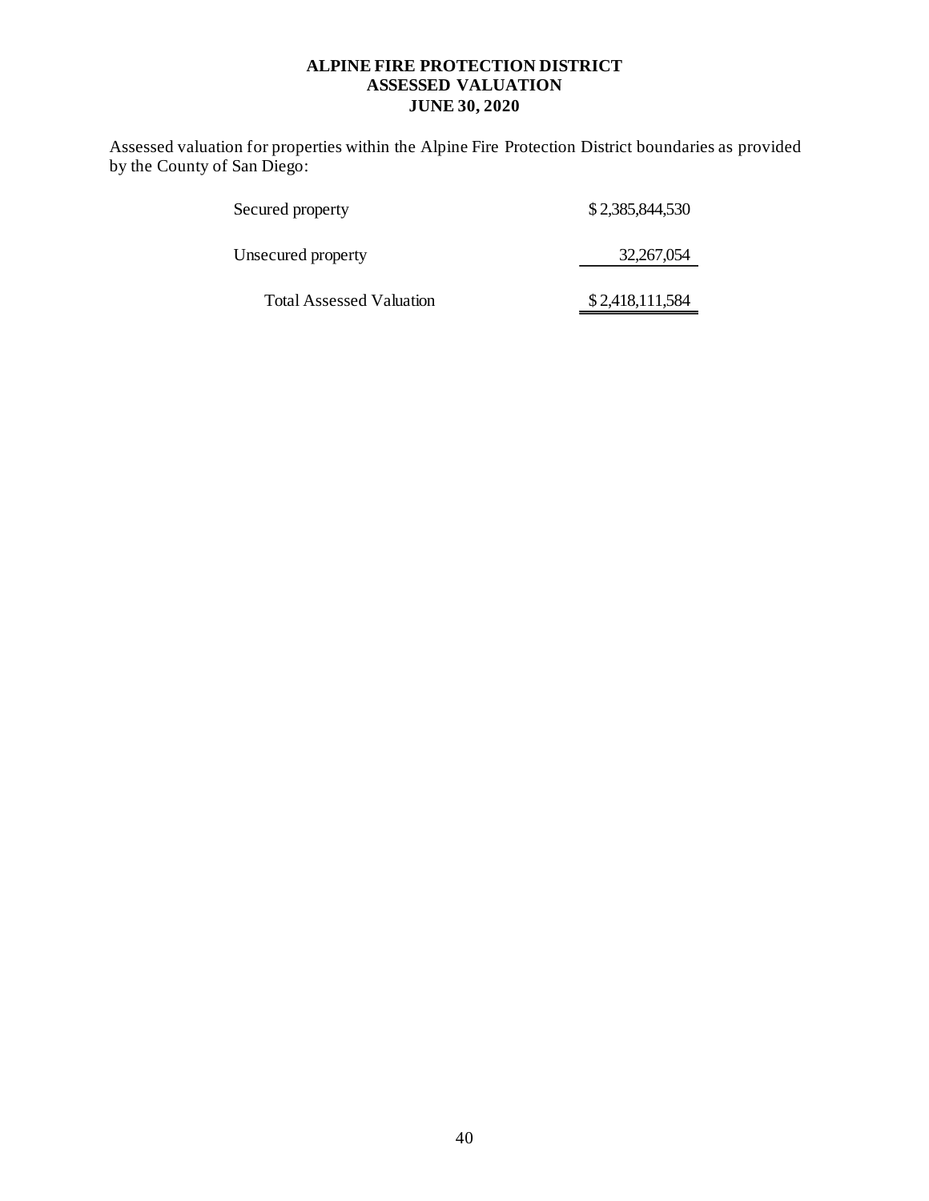# ALPINE FIRE PROTECTION DISTRICT
## ASSESSED VALUATION
## JUNE 30, 2020

Assessed valuation for properties within the Alpine Fire Protection District boundaries as provided by the County of San Diego:

| | |
|---|---|
| Secured property | $ 2,385,844,530 |
| Unsecured property | 32,267,054 |
| Total Assessed Valuation | $ 2,418,111,584 |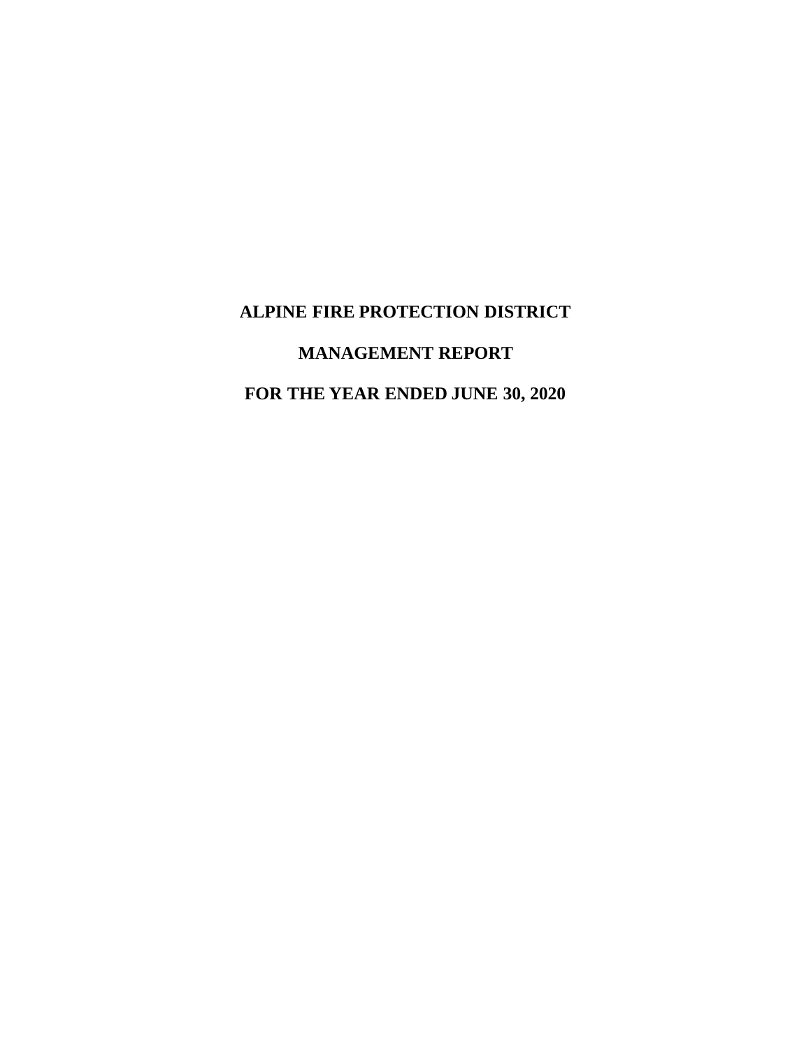# ALPINE FIRE PROTECTION DISTRICT

# MANAGEMENT REPORT

# FOR THE YEAR ENDED JUNE 30, 2020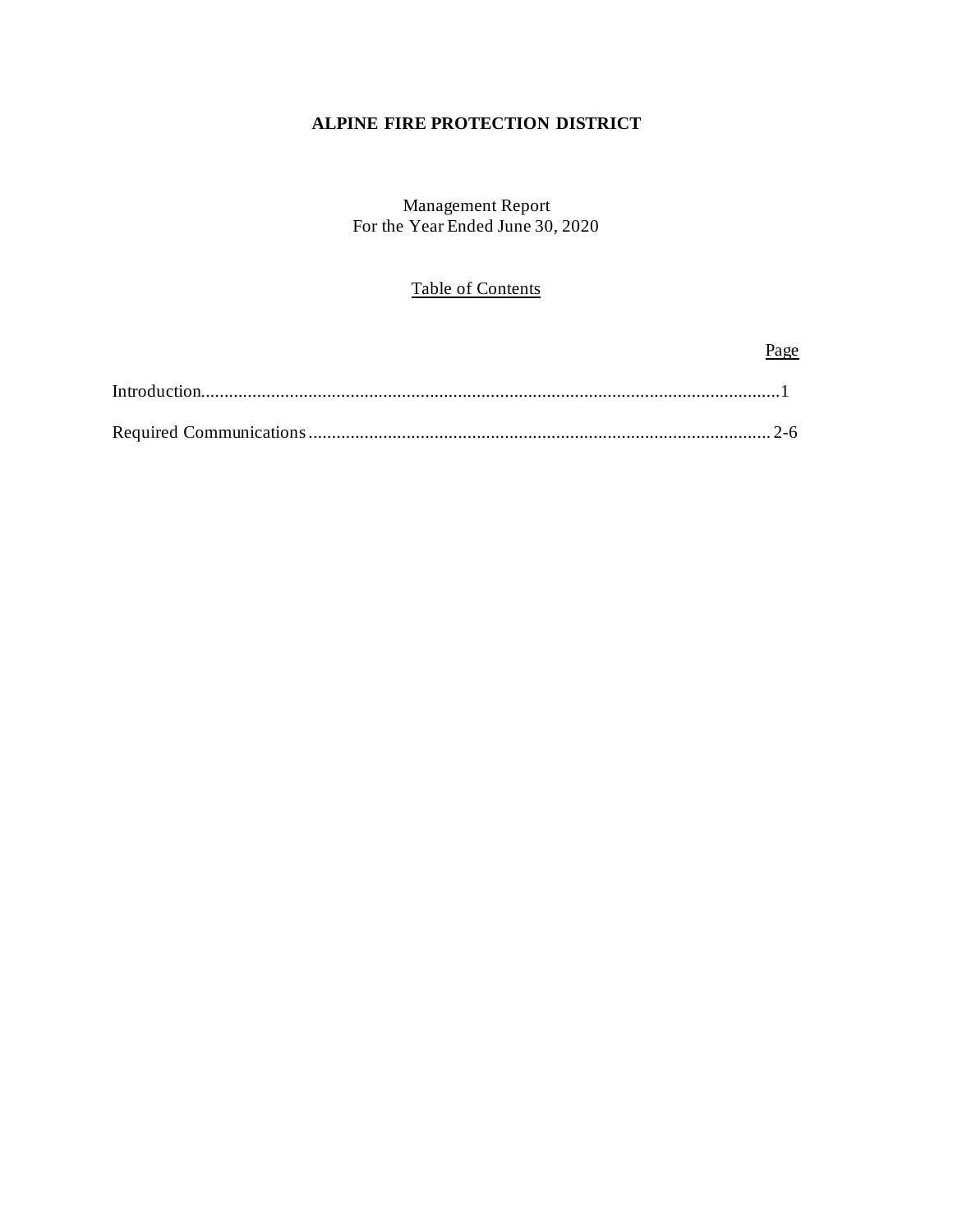# ALPINE FIRE PROTECTION DISTRICT

Management Report
For the Year Ended June 30, 2020

Table of Contents

| | Page |
|---|---|
| Introduction | 1 |
| Required Communications | 2-6 |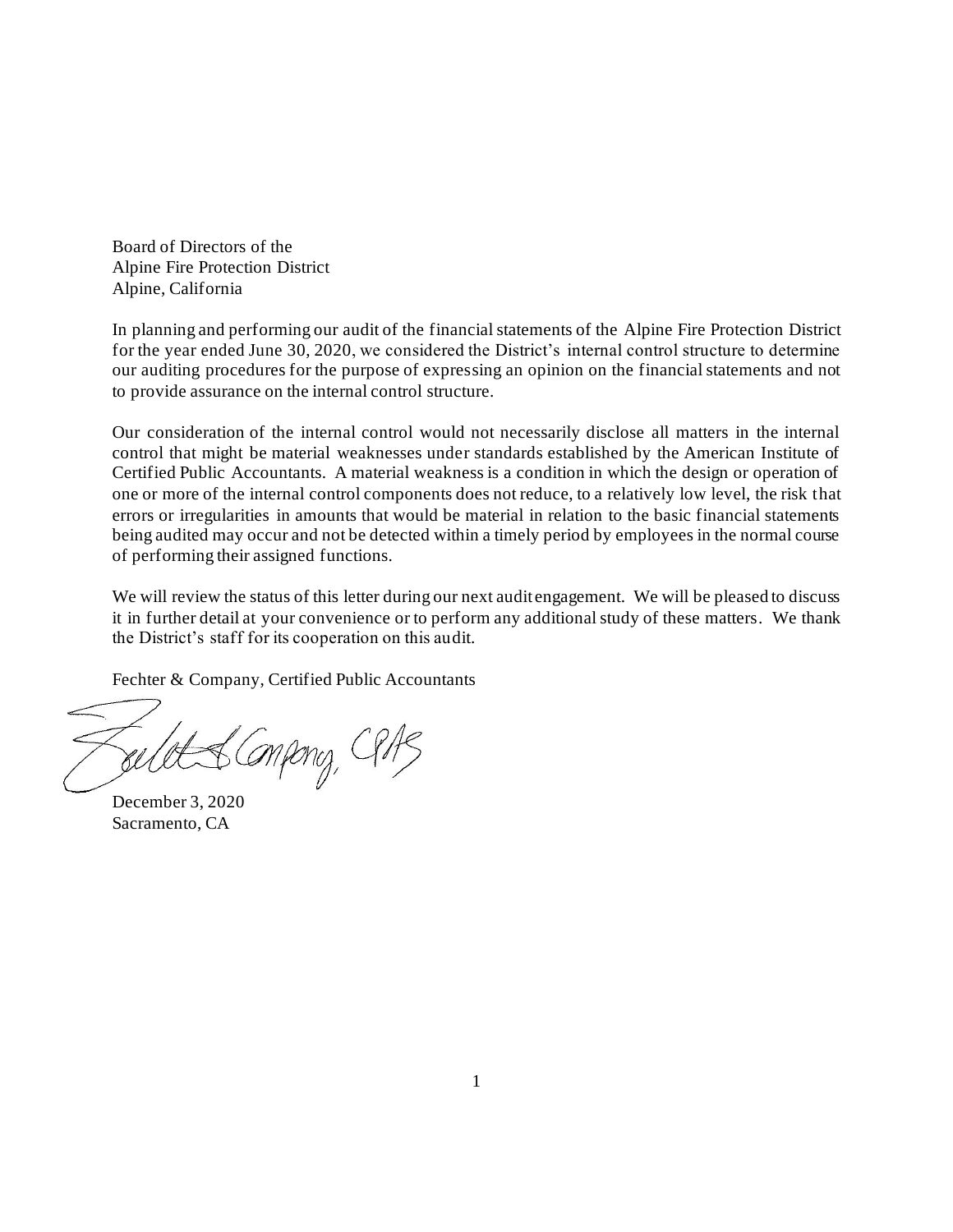Board of Directors of the
Alpine Fire Protection District
Alpine, California

In planning and performing our audit of the financial statements of the Alpine Fire Protection District for the year ended June 30, 2020, we considered the District's internal control structure to determine our auditing procedures for the purpose of expressing an opinion on the financial statements and not to provide assurance on the internal control structure.

Our consideration of the internal control would not necessarily disclose all matters in the internal control that might be material weaknesses under standards established by the American Institute of Certified Public Accountants. A material weakness is a condition in which the design or operation of one or more of the internal control components does not reduce, to a relatively low level, the risk that errors or irregularities in amounts that would be material in relation to the basic financial statements being audited may occur and not be detected within a timely period by employees in the normal course of performing their assigned functions.

We will review the status of this letter during our next audit engagement. We will be pleased to discuss it in further detail at your convenience or to perform any additional study of these matters. We thank the District's staff for its cooperation on this audit.

Fechter & Company, Certified Public Accountants

December 3, 2020
Sacramento, CA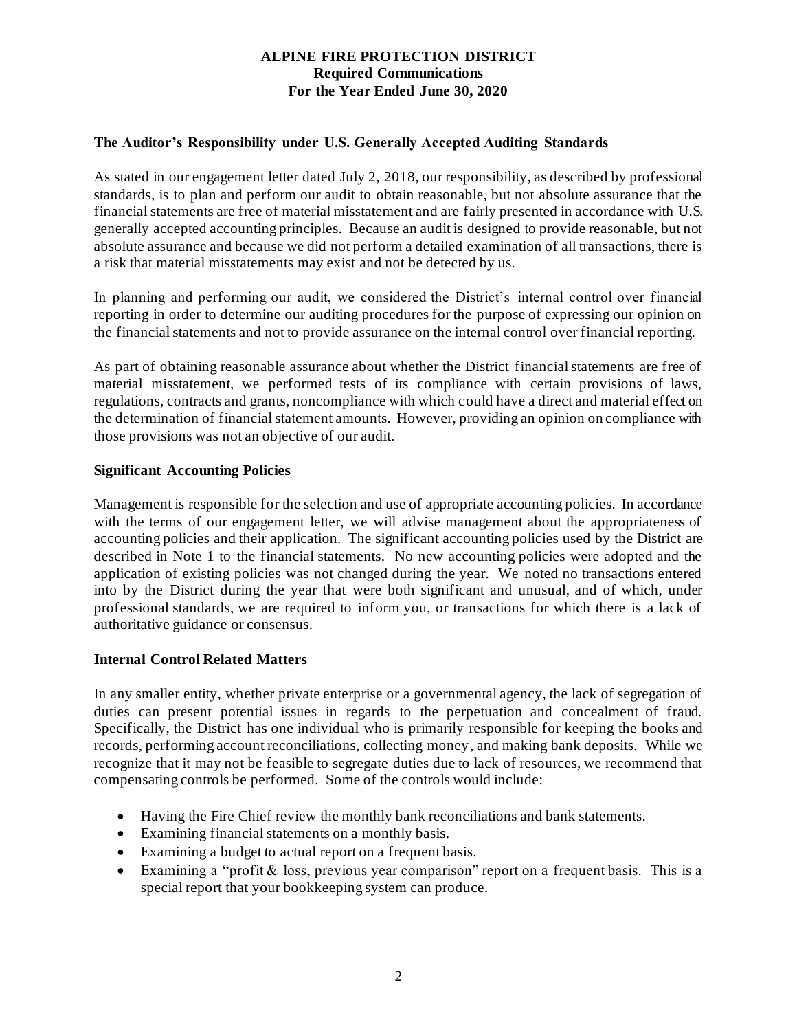# ALPINE FIRE PROTECTION DISTRICT
## Required Communications
## For the Year Ended June 30, 2020

### The Auditor's Responsibility under U.S. Generally Accepted Auditing Standards

As stated in our engagement letter dated July 2, 2018, our responsibility, as described by professional standards, is to plan and perform our audit to obtain reasonable, but not absolute assurance that the financial statements are free of material misstatement and are fairly presented in accordance with U.S. generally accepted accounting principles. Because an audit is designed to provide reasonable, but not absolute assurance and because we did not perform a detailed examination of all transactions, there is a risk that material misstatements may exist and not be detected by us.

In planning and performing our audit, we considered the District's internal control over financial reporting in order to determine our auditing procedures for the purpose of expressing our opinion on the financial statements and not to provide assurance on the internal control over financial reporting.

As part of obtaining reasonable assurance about whether the District financial statements are free of material misstatement, we performed tests of its compliance with certain provisions of laws, regulations, contracts and grants, noncompliance with which could have a direct and material effect on the determination of financial statement amounts. However, providing an opinion on compliance with those provisions was not an objective of our audit.

### Significant Accounting Policies

Management is responsible for the selection and use of appropriate accounting policies. In accordance with the terms of our engagement letter, we will advise management about the appropriateness of accounting policies and their application. The significant accounting policies used by the District are described in Note 1 to the financial statements. No new accounting policies were adopted and the application of existing policies was not changed during the year. We noted no transactions entered into by the District during the year that were both significant and unusual, and of which, under professional standards, we are required to inform you, or transactions for which there is a lack of authoritative guidance or consensus.

### Internal Control Related Matters

In any smaller entity, whether private enterprise or a governmental agency, the lack of segregation of duties can present potential issues in regards to the perpetuation and concealment of fraud. Specifically, the District has one individual who is primarily responsible for keeping the books and records, performing account reconciliations, collecting money, and making bank deposits. While we recognize that it may not be feasible to segregate duties due to lack of resources, we recommend that compensating controls be performed. Some of the controls would include:

- Having the Fire Chief review the monthly bank reconciliations and bank statements.
- Examining financial statements on a monthly basis.
- Examining a budget to actual report on a frequent basis.
- Examining a "profit & loss, previous year comparison" report on a frequent basis. This is a special report that your bookkeeping system can produce.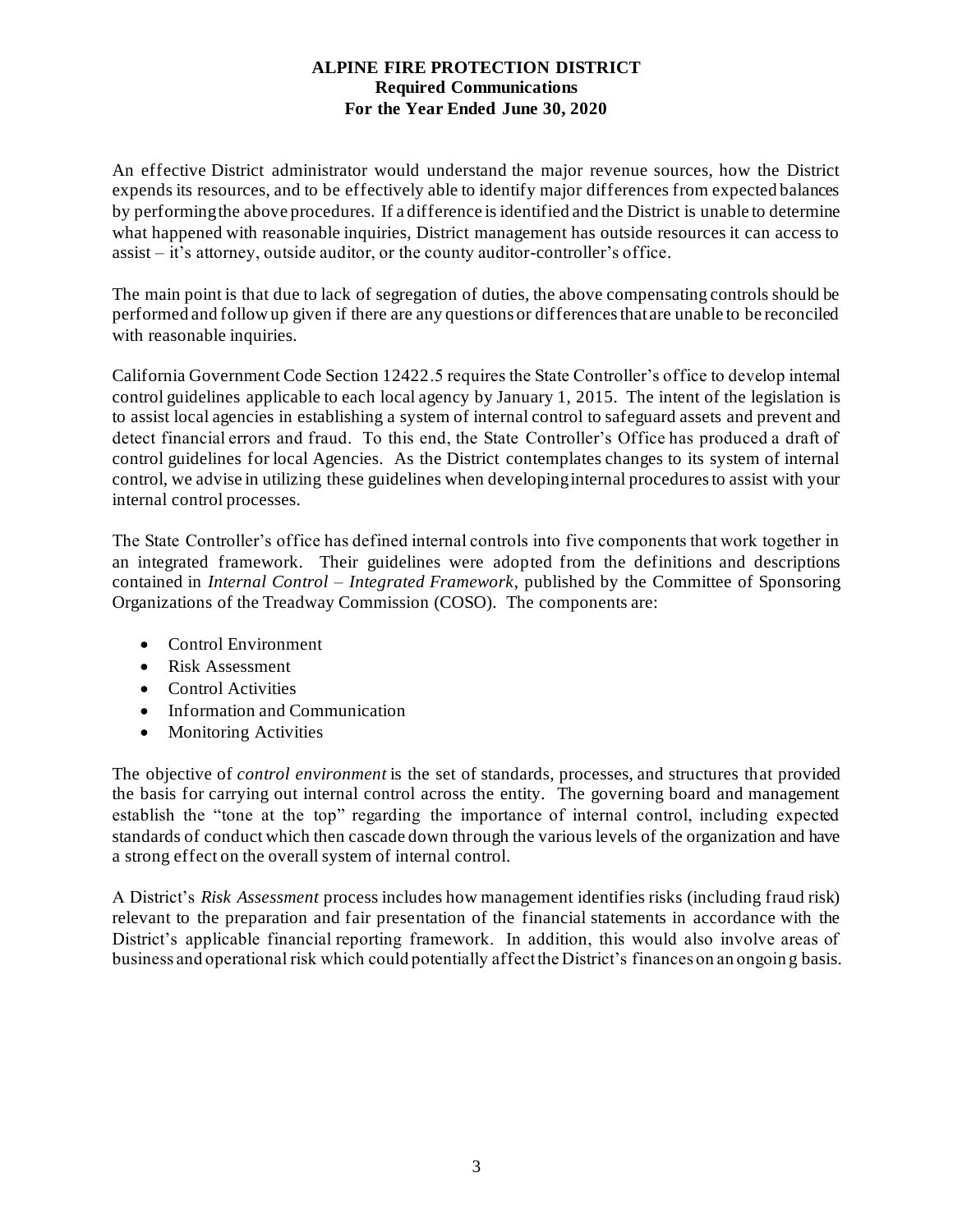**ALPINE FIRE PROTECTION DISTRICT**
**Required Communications**
**For the Year Ended June 30, 2020**

An effective District administrator would understand the major revenue sources, how the District expends its resources, and to be effectively able to identify major differences from expected balances by performing the above procedures. If a difference is identified and the District is unable to determine what happened with reasonable inquiries, District management has outside resources it can access to assist – it's attorney, outside auditor, or the county auditor-controller's office.

The main point is that due to lack of segregation of duties, the above compensating controls should be performed and follow up given if there are any questions or differences that are unable to be reconciled with reasonable inquiries.

California Government Code Section 12422.5 requires the State Controller's office to develop internal control guidelines applicable to each local agency by January 1, 2015. The intent of the legislation is to assist local agencies in establishing a system of internal control to safeguard assets and prevent and detect financial errors and fraud. To this end, the State Controller's Office has produced a draft of control guidelines for local Agencies. As the District contemplates changes to its system of internal control, we advise in utilizing these guidelines when developing internal procedures to assist with your internal control processes.

The State Controller's office has defined internal controls into five components that work together in an integrated framework. Their guidelines were adopted from the definitions and descriptions contained in *Internal Control – Integrated Framework*, published by the Committee of Sponsoring Organizations of the Treadway Commission (COSO). The components are:

- Control Environment
- Risk Assessment
- Control Activities
- Information and Communication
- Monitoring Activities

The objective of *control environment* is the set of standards, processes, and structures that provided the basis for carrying out internal control across the entity. The governing board and management establish the "tone at the top" regarding the importance of internal control, including expected standards of conduct which then cascade down through the various levels of the organization and have a strong effect on the overall system of internal control.

A District's *Risk Assessment* process includes how management identifies risks (including fraud risk) relevant to the preparation and fair presentation of the financial statements in accordance with the District's applicable financial reporting framework. In addition, this would also involve areas of business and operational risk which could potentially affect the District's finances on an ongoing basis.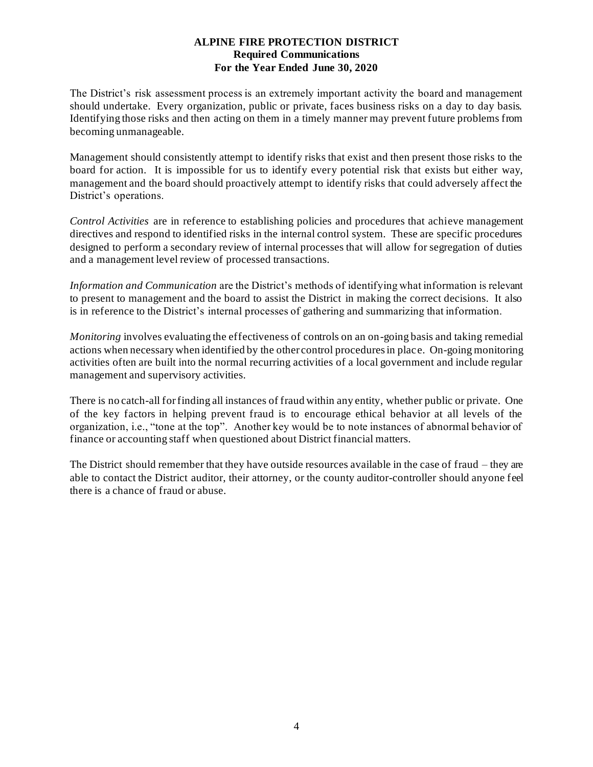**ALPINE FIRE PROTECTION DISTRICT**
**Required Communications**
**For the Year Ended June 30, 2020**

The District's risk assessment process is an extremely important activity the board and management should undertake. Every organization, public or private, faces business risks on a day to day basis. Identifying those risks and then acting on them in a timely manner may prevent future problems from becoming unmanageable.

Management should consistently attempt to identify risks that exist and then present those risks to the board for action. It is impossible for us to identify every potential risk that exists but either way, management and the board should proactively attempt to identify risks that could adversely affect the District's operations.

*Control Activities* are in reference to establishing policies and procedures that achieve management directives and respond to identified risks in the internal control system. These are specific procedures designed to perform a secondary review of internal processes that will allow for segregation of duties and a management level review of processed transactions.

*Information and Communication* are the District's methods of identifying what information is relevant to present to management and the board to assist the District in making the correct decisions. It also is in reference to the District's internal processes of gathering and summarizing that information.

*Monitoring* involves evaluating the effectiveness of controls on an on-going basis and taking remedial actions when necessary when identified by the other control procedures in place. On-going monitoring activities often are built into the normal recurring activities of a local government and include regular management and supervisory activities.

There is no catch-all for finding all instances of fraud within any entity, whether public or private. One of the key factors in helping prevent fraud is to encourage ethical behavior at all levels of the organization, i.e., "tone at the top". Another key would be to note instances of abnormal behavior of finance or accounting staff when questioned about District financial matters.

The District should remember that they have outside resources available in the case of fraud – they are able to contact the District auditor, their attorney, or the county auditor-controller should anyone feel there is a chance of fraud or abuse.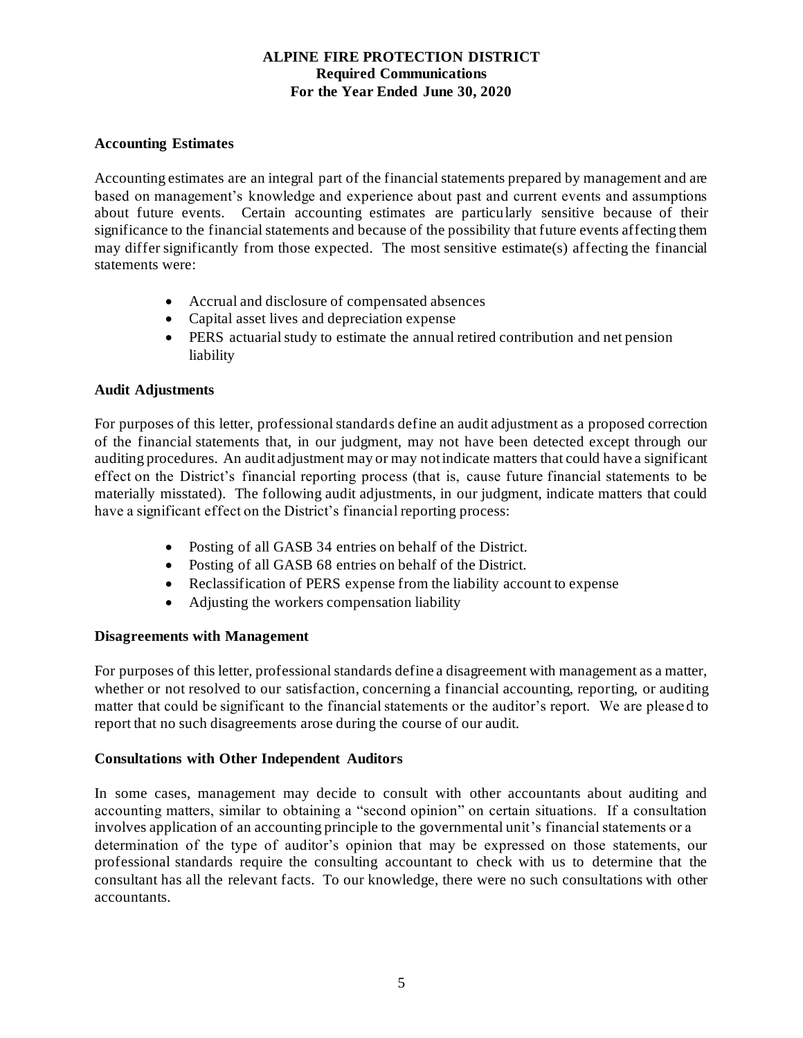**ALPINE FIRE PROTECTION DISTRICT**
**Required Communications**
**For the Year Ended June 30, 2020**

### Accounting Estimates

Accounting estimates are an integral part of the financial statements prepared by management and are based on management's knowledge and experience about past and current events and assumptions about future events. Certain accounting estimates are particularly sensitive because of their significance to the financial statements and because of the possibility that future events affecting them may differ significantly from those expected. The most sensitive estimate(s) affecting the financial statements were:

- Accrual and disclosure of compensated absences
- Capital asset lives and depreciation expense
- PERS actuarial study to estimate the annual retired contribution and net pension liability

### Audit Adjustments

For purposes of this letter, professional standards define an audit adjustment as a proposed correction of the financial statements that, in our judgment, may not have been detected except through our auditing procedures. An audit adjustment may or may not indicate matters that could have a significant effect on the District's financial reporting process (that is, cause future financial statements to be materially misstated). The following audit adjustments, in our judgment, indicate matters that could have a significant effect on the District's financial reporting process:

- Posting of all GASB 34 entries on behalf of the District.
- Posting of all GASB 68 entries on behalf of the District.
- Reclassification of PERS expense from the liability account to expense
- Adjusting the workers compensation liability

### Disagreements with Management

For purposes of this letter, professional standards define a disagreement with management as a matter, whether or not resolved to our satisfaction, concerning a financial accounting, reporting, or auditing matter that could be significant to the financial statements or the auditor's report. We are pleased to report that no such disagreements arose during the course of our audit.

### Consultations with Other Independent Auditors

In some cases, management may decide to consult with other accountants about auditing and accounting matters, similar to obtaining a "second opinion" on certain situations. If a consultation involves application of an accounting principle to the governmental unit's financial statements or a determination of the type of auditor's opinion that may be expressed on those statements, our professional standards require the consulting accountant to check with us to determine that the consultant has all the relevant facts. To our knowledge, there were no such consultations with other accountants.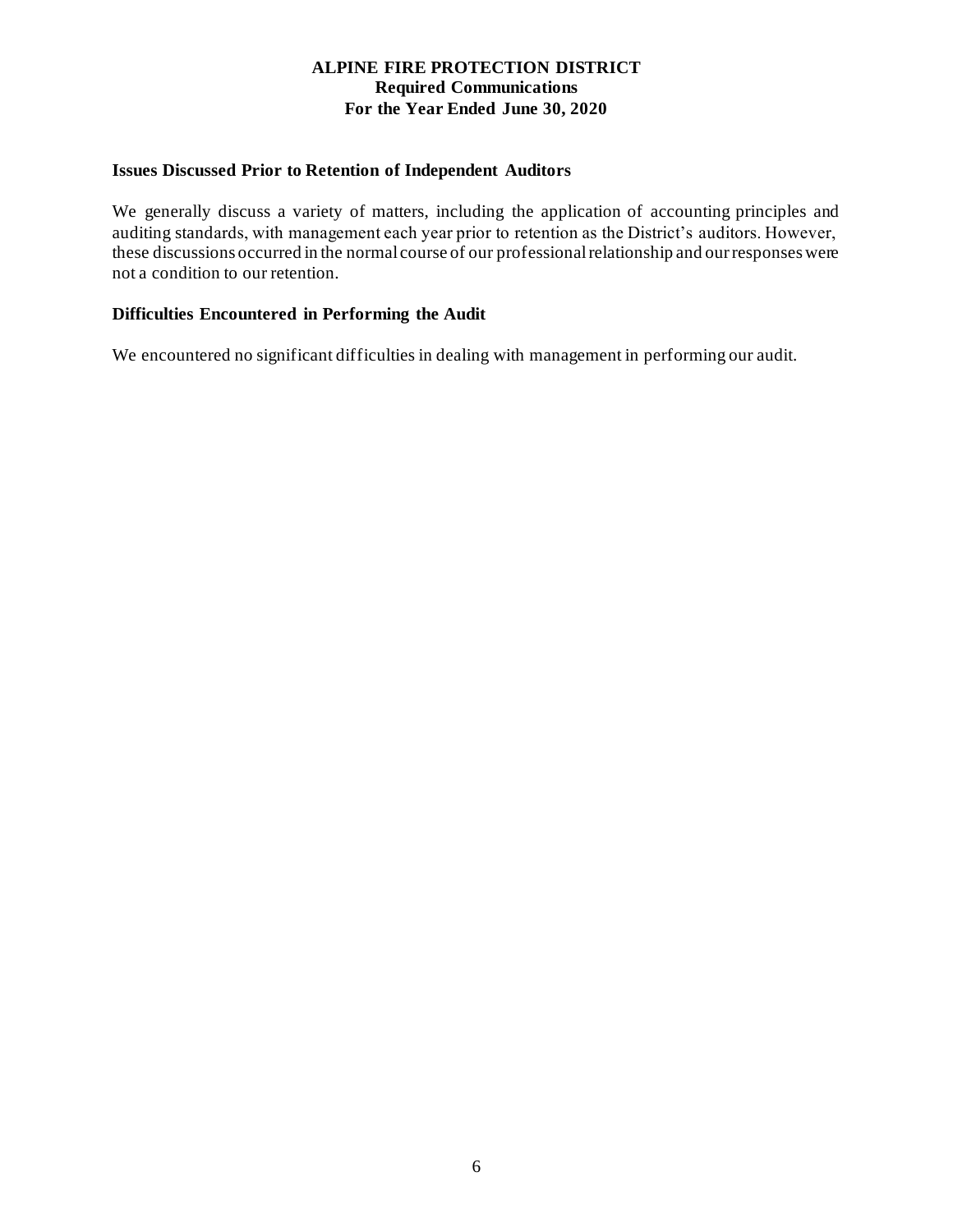**ALPINE FIRE PROTECTION DISTRICT**
**Required Communications**
**For the Year Ended June 30, 2020**

### Issues Discussed Prior to Retention of Independent Auditors

We generally discuss a variety of matters, including the application of accounting principles and auditing standards, with management each year prior to retention as the District's auditors. However, these discussions occurred in the normal course of our professional relationship and our responses were not a condition to our retention.

### Difficulties Encountered in Performing the Audit

We encountered no significant difficulties in dealing with management in performing our audit.